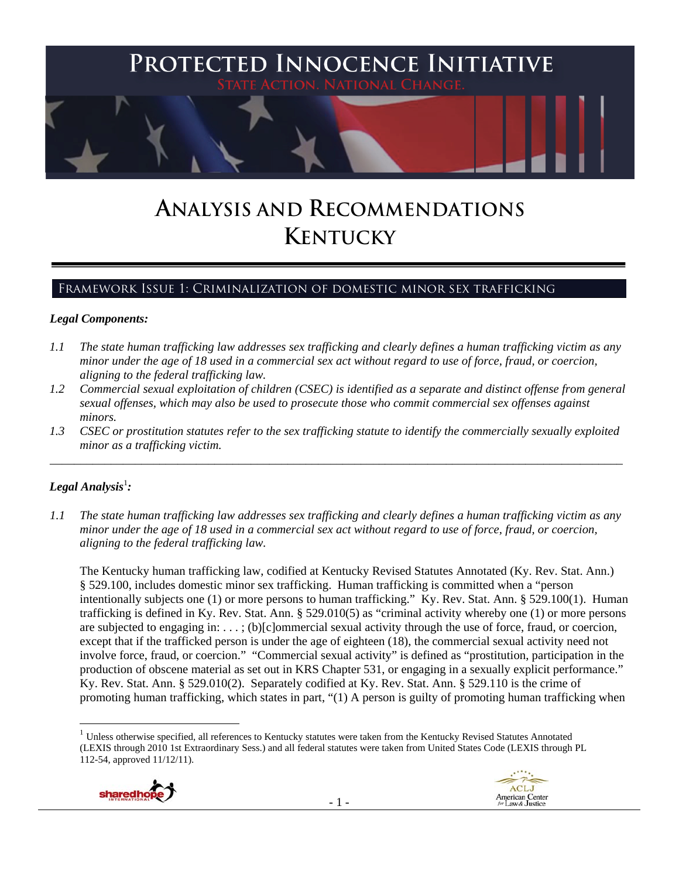# PROTECTED INNOCENCE INITIATIVE

STATE ACTION. NATIONAL CHANGE.

# ANALYSIS AND RECOMMENDATIONS KENTUCKY

## FRAMEWORK ISSUE 1: CRIMINALIZATION OF DOMESTIC MINOR SEX TRAFFICKING

***Legal Components:***

*1.1 The state human trafficking law addresses sex trafficking and clearly defines a human trafficking victim as any minor under the age of 18 used in a commercial sex act without regard to use of force, fraud, or coercion, aligning to the federal trafficking law.*

*1.2 Commercial sexual exploitation of children (CSEC) is identified as a separate and distinct offense from general sexual offenses, which may also be used to prosecute those who commit commercial sex offenses against minors.*

*1.3 CSEC or prostitution statutes refer to the sex trafficking statute to identify the commercially sexually exploited minor as a trafficking victim.*

---

***Legal Analysis***[1]***:***

*1.1 The state human trafficking law addresses sex trafficking and clearly defines a human trafficking victim as any minor under the age of 18 used in a commercial sex act without regard to use of force, fraud, or coercion, aligning to the federal trafficking law.*

The Kentucky human trafficking law, codified at Kentucky Revised Statutes Annotated (Ky. Rev. Stat. Ann.) § 529.100, includes domestic minor sex trafficking. Human trafficking is committed when a "person intentionally subjects one (1) or more persons to human trafficking." Ky. Rev. Stat. Ann. § 529.100(1). Human trafficking is defined in Ky. Rev. Stat. Ann. § 529.010(5) as "criminal activity whereby one (1) or more persons are subjected to engaging in: . . . ; (b)[c]ommercial sexual activity through the use of force, fraud, or coercion, except that if the trafficked person is under the age of eighteen (18), the commercial sexual activity need not involve force, fraud, or coercion." "Commercial sexual activity" is defined as "prostitution, participation in the production of obscene material as set out in KRS Chapter 531, or engaging in a sexually explicit performance." Ky. Rev. Stat. Ann. § 529.010(2). Separately codified at Ky. Rev. Stat. Ann. § 529.110 is the crime of promoting human trafficking, which states in part, "(1) A person is guilty of promoting human trafficking when

---

[1] Unless otherwise specified, all references to Kentucky statutes were taken from the Kentucky Revised Statutes Annotated (LEXIS through 2010 1st Extraordinary Sess.) and all federal statutes were taken from United States Code (LEXIS through PL 112-54, approved 11/12/11).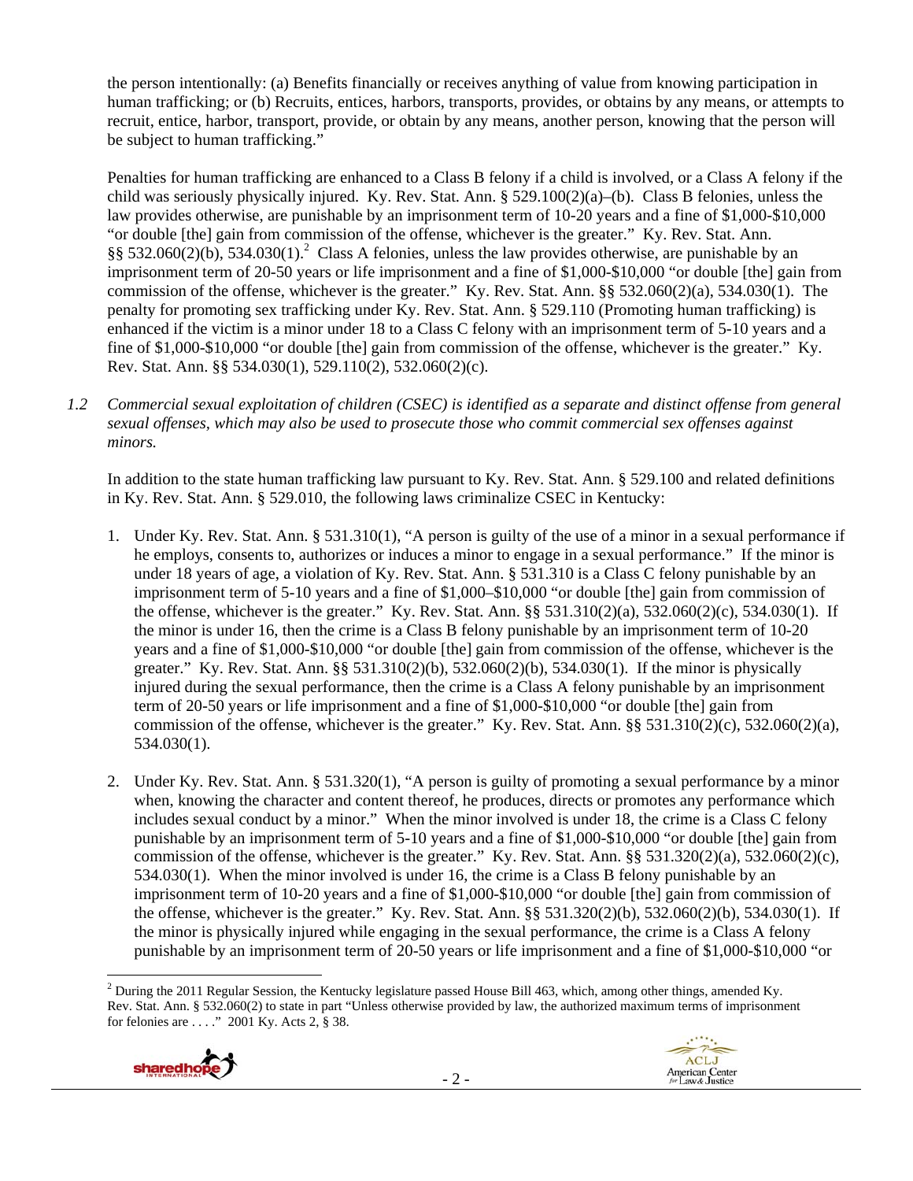the person intentionally: (a) Benefits financially or receives anything of value from knowing participation in human trafficking; or (b) Recruits, entices, harbors, transports, provides, or obtains by any means, or attempts to recruit, entice, harbor, transport, provide, or obtain by any means, another person, knowing that the person will be subject to human trafficking."

Penalties for human trafficking are enhanced to a Class B felony if a child is involved, or a Class A felony if the child was seriously physically injured. Ky. Rev. Stat. Ann. § 529.100(2)(a)–(b). Class B felonies, unless the law provides otherwise, are punishable by an imprisonment term of 10-20 years and a fine of $1,000-$10,000 "or double [the] gain from commission of the offense, whichever is the greater." Ky. Rev. Stat. Ann. §§ 532.060(2)(b), 534.030(1).[2] Class A felonies, unless the law provides otherwise, are punishable by an imprisonment term of 20-50 years or life imprisonment and a fine of $1,000-$10,000 "or double [the] gain from commission of the offense, whichever is the greater." Ky. Rev. Stat. Ann. §§ 532.060(2)(a), 534.030(1). The penalty for promoting sex trafficking under Ky. Rev. Stat. Ann. § 529.110 (Promoting human trafficking) is enhanced if the victim is a minor under 18 to a Class C felony with an imprisonment term of 5-10 years and a fine of $1,000-$10,000 "or double [the] gain from commission of the offense, whichever is the greater." Ky. Rev. Stat. Ann. §§ 534.030(1), 529.110(2), 532.060(2)(c).

*1.2 Commercial sexual exploitation of children (CSEC) is identified as a separate and distinct offense from general sexual offenses, which may also be used to prosecute those who commit commercial sex offenses against minors.*

In addition to the state human trafficking law pursuant to Ky. Rev. Stat. Ann. § 529.100 and related definitions in Ky. Rev. Stat. Ann. § 529.010, the following laws criminalize CSEC in Kentucky:

1. Under Ky. Rev. Stat. Ann. § 531.310(1), "A person is guilty of the use of a minor in a sexual performance if he employs, consents to, authorizes or induces a minor to engage in a sexual performance." If the minor is under 18 years of age, a violation of Ky. Rev. Stat. Ann. § 531.310 is a Class C felony punishable by an imprisonment term of 5-10 years and a fine of $1,000–$10,000 "or double [the] gain from commission of the offense, whichever is the greater." Ky. Rev. Stat. Ann. §§ 531.310(2)(a), 532.060(2)(c), 534.030(1). If the minor is under 16, then the crime is a Class B felony punishable by an imprisonment term of 10-20 years and a fine of $1,000-$10,000 "or double [the] gain from commission of the offense, whichever is the greater." Ky. Rev. Stat. Ann. §§ 531.310(2)(b), 532.060(2)(b), 534.030(1). If the minor is physically injured during the sexual performance, then the crime is a Class A felony punishable by an imprisonment term of 20-50 years or life imprisonment and a fine of $1,000-$10,000 "or double [the] gain from commission of the offense, whichever is the greater." Ky. Rev. Stat. Ann. §§ 531.310(2)(c), 532.060(2)(a), 534.030(1).

2. Under Ky. Rev. Stat. Ann. § 531.320(1), "A person is guilty of promoting a sexual performance by a minor when, knowing the character and content thereof, he produces, directs or promotes any performance which includes sexual conduct by a minor." When the minor involved is under 18, the crime is a Class C felony punishable by an imprisonment term of 5-10 years and a fine of $1,000-$10,000 "or double [the] gain from commission of the offense, whichever is the greater." Ky. Rev. Stat. Ann. §§ 531.320(2)(a), 532.060(2)(c), 534.030(1). When the minor involved is under 16, the crime is a Class B felony punishable by an imprisonment term of 10-20 years and a fine of $1,000-$10,000 "or double [the] gain from commission of the offense, whichever is the greater." Ky. Rev. Stat. Ann. §§ 531.320(2)(b), 532.060(2)(b), 534.030(1). If the minor is physically injured while engaging in the sexual performance, the crime is a Class A felony punishable by an imprisonment term of 20-50 years or life imprisonment and a fine of $1,000-$10,000 "or

[2] During the 2011 Regular Session, the Kentucky legislature passed House Bill 463, which, among other things, amended Ky. Rev. Stat. Ann. § 532.060(2) to state in part "Unless otherwise provided by law, the authorized maximum terms of imprisonment for felonies are . . . ." 2001 Ky. Acts 2, § 38.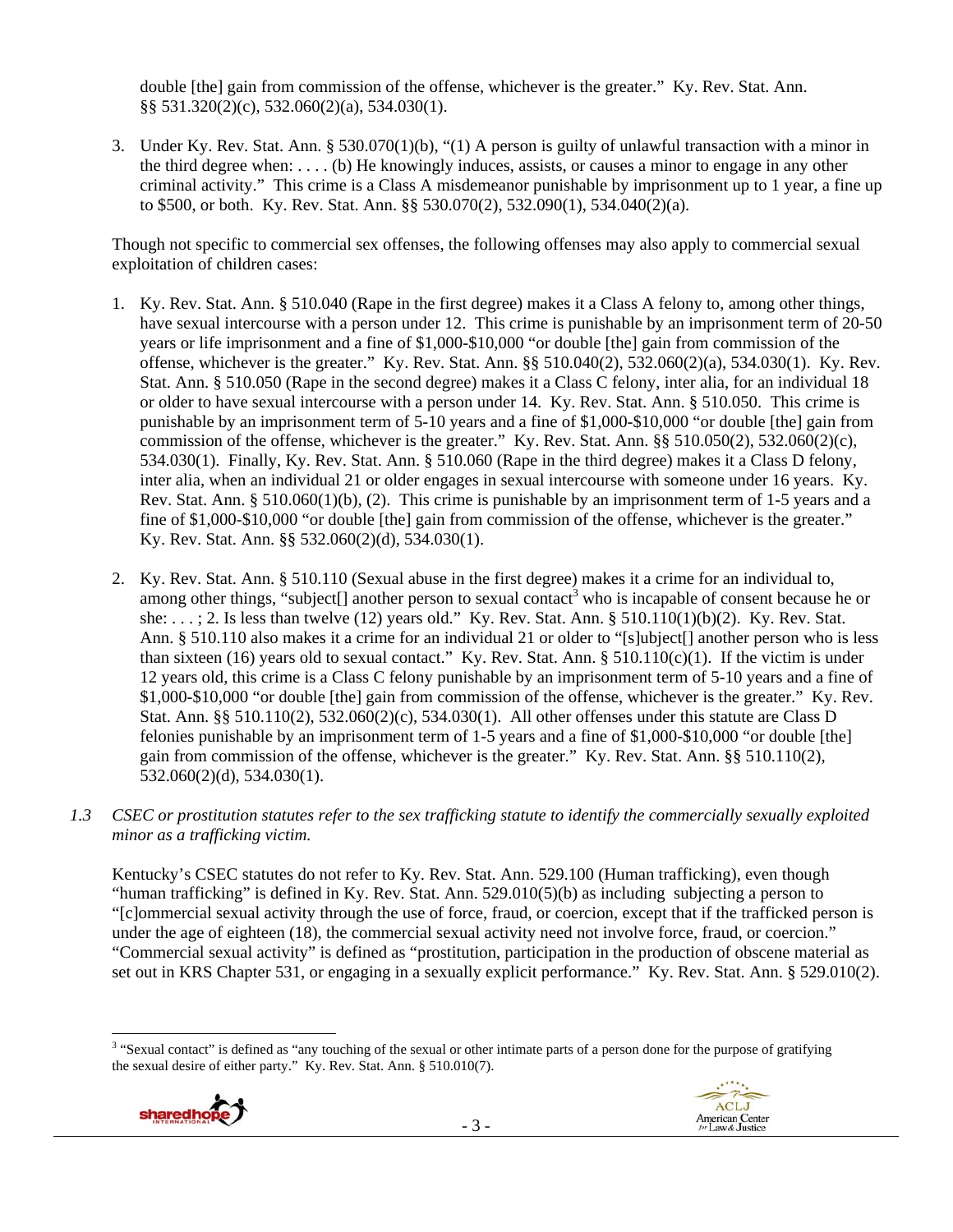double [the] gain from commission of the offense, whichever is the greater." Ky. Rev. Stat. Ann. §§ 531.320(2)(c), 532.060(2)(a), 534.030(1).

3. Under Ky. Rev. Stat. Ann. § 530.070(1)(b), "(1) A person is guilty of unlawful transaction with a minor in the third degree when: . . . . (b) He knowingly induces, assists, or causes a minor to engage in any other criminal activity." This crime is a Class A misdemeanor punishable by imprisonment up to 1 year, a fine up to $500, or both. Ky. Rev. Stat. Ann. §§ 530.070(2), 532.090(1), 534.040(2)(a).

Though not specific to commercial sex offenses, the following offenses may also apply to commercial sexual exploitation of children cases:

1. Ky. Rev. Stat. Ann. § 510.040 (Rape in the first degree) makes it a Class A felony to, among other things, have sexual intercourse with a person under 12. This crime is punishable by an imprisonment term of 20-50 years or life imprisonment and a fine of $1,000-$10,000 "or double [the] gain from commission of the offense, whichever is the greater." Ky. Rev. Stat. Ann. §§ 510.040(2), 532.060(2)(a), 534.030(1). Ky. Rev. Stat. Ann. § 510.050 (Rape in the second degree) makes it a Class C felony, inter alia, for an individual 18 or older to have sexual intercourse with a person under 14. Ky. Rev. Stat. Ann. § 510.050. This crime is punishable by an imprisonment term of 5-10 years and a fine of $1,000-$10,000 "or double [the] gain from commission of the offense, whichever is the greater." Ky. Rev. Stat. Ann. §§ 510.050(2), 532.060(2)(c), 534.030(1). Finally, Ky. Rev. Stat. Ann. § 510.060 (Rape in the third degree) makes it a Class D felony, inter alia, when an individual 21 or older engages in sexual intercourse with someone under 16 years. Ky. Rev. Stat. Ann. § 510.060(1)(b), (2). This crime is punishable by an imprisonment term of 1-5 years and a fine of $1,000-$10,000 "or double [the] gain from commission of the offense, whichever is the greater." Ky. Rev. Stat. Ann. §§ 532.060(2)(d), 534.030(1).

2. Ky. Rev. Stat. Ann. § 510.110 (Sexual abuse in the first degree) makes it a crime for an individual to, among other things, "subject[] another person to sexual contact[3] who is incapable of consent because he or she: . . . ; 2. Is less than twelve (12) years old." Ky. Rev. Stat. Ann. § 510.110(1)(b)(2). Ky. Rev. Stat. Ann. § 510.110 also makes it a crime for an individual 21 or older to "[s]ubject[] another person who is less than sixteen (16) years old to sexual contact." Ky. Rev. Stat. Ann. § 510.110(c)(1). If the victim is under 12 years old, this crime is a Class C felony punishable by an imprisonment term of 5-10 years and a fine of $1,000-$10,000 "or double [the] gain from commission of the offense, whichever is the greater." Ky. Rev. Stat. Ann. §§ 510.110(2), 532.060(2)(c), 534.030(1). All other offenses under this statute are Class D felonies punishable by an imprisonment term of 1-5 years and a fine of $1,000-$10,000 "or double [the] gain from commission of the offense, whichever is the greater." Ky. Rev. Stat. Ann. §§ 510.110(2), 532.060(2)(d), 534.030(1).

*1.3 CSEC or prostitution statutes refer to the sex trafficking statute to identify the commercially sexually exploited minor as a trafficking victim.*

Kentucky's CSEC statutes do not refer to Ky. Rev. Stat. Ann. 529.100 (Human trafficking), even though "human trafficking" is defined in Ky. Rev. Stat. Ann. 529.010(5)(b) as including subjecting a person to "[c]ommercial sexual activity through the use of force, fraud, or coercion, except that if the trafficked person is under the age of eighteen (18), the commercial sexual activity need not involve force, fraud, or coercion." "Commercial sexual activity" is defined as "prostitution, participation in the production of obscene material as set out in KRS Chapter 531, or engaging in a sexually explicit performance." Ky. Rev. Stat. Ann. § 529.010(2).

[3] "Sexual contact" is defined as "any touching of the sexual or other intimate parts of a person done for the purpose of gratifying the sexual desire of either party." Ky. Rev. Stat. Ann. § 510.010(7).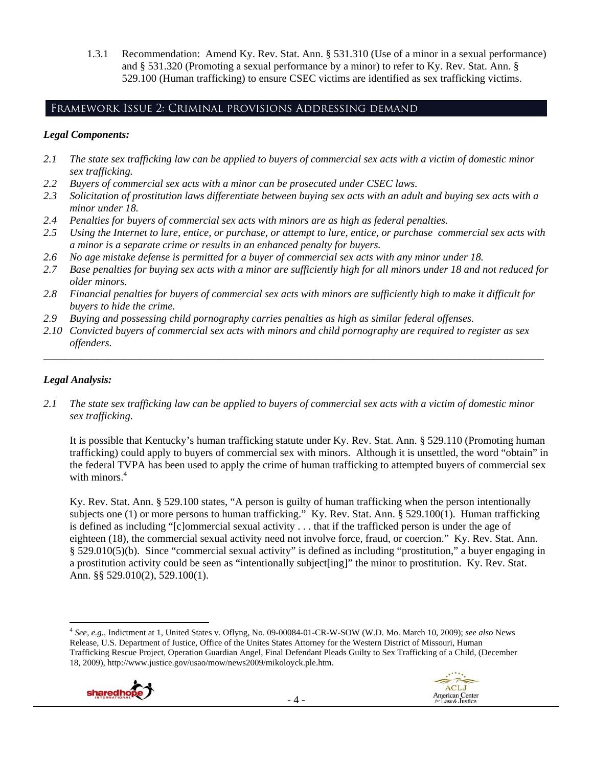1.3.1 Recommendation: Amend Ky. Rev. Stat. Ann. § 531.310 (Use of a minor in a sexual performance) and § 531.320 (Promoting a sexual performance by a minor) to refer to Ky. Rev. Stat. Ann. § 529.100 (Human trafficking) to ensure CSEC victims are identified as sex trafficking victims.

## Framework Issue 2: Criminal provisions Addressing demand

### *Legal Components:*

*2.1 The state sex trafficking law can be applied to buyers of commercial sex acts with a victim of domestic minor sex trafficking.*

*2.2 Buyers of commercial sex acts with a minor can be prosecuted under CSEC laws.*

*2.3 Solicitation of prostitution laws differentiate between buying sex acts with an adult and buying sex acts with a minor under 18.*

*2.4 Penalties for buyers of commercial sex acts with minors are as high as federal penalties.*

*2.5 Using the Internet to lure, entice, or purchase, or attempt to lure, entice, or purchase commercial sex acts with a minor is a separate crime or results in an enhanced penalty for buyers.*

*2.6 No age mistake defense is permitted for a buyer of commercial sex acts with any minor under 18.*

*2.7 Base penalties for buying sex acts with a minor are sufficiently high for all minors under 18 and not reduced for older minors.*

*2.8 Financial penalties for buyers of commercial sex acts with minors are sufficiently high to make it difficult for buyers to hide the crime.*

*2.9 Buying and possessing child pornography carries penalties as high as similar federal offenses.*

*2.10 Convicted buyers of commercial sex acts with minors and child pornography are required to register as sex offenders.*

---

### *Legal Analysis:*

*2.1 The state sex trafficking law can be applied to buyers of commercial sex acts with a victim of domestic minor sex trafficking.*

It is possible that Kentucky's human trafficking statute under Ky. Rev. Stat. Ann. § 529.110 (Promoting human trafficking) could apply to buyers of commercial sex with minors. Although it is unsettled, the word "obtain" in the federal TVPA has been used to apply the crime of human trafficking to attempted buyers of commercial sex with minors.[4]

Ky. Rev. Stat. Ann. § 529.100 states, "A person is guilty of human trafficking when the person intentionally subjects one (1) or more persons to human trafficking." Ky. Rev. Stat. Ann. § 529.100(1). Human trafficking is defined as including "[c]ommercial sexual activity . . . that if the trafficked person is under the age of eighteen (18), the commercial sexual activity need not involve force, fraud, or coercion." Ky. Rev. Stat. Ann. § 529.010(5)(b). Since "commercial sexual activity" is defined as including "prostitution," a buyer engaging in a prostitution activity could be seen as "intentionally subject[ing]" the minor to prostitution. Ky. Rev. Stat. Ann. §§ 529.010(2), 529.100(1).

---

[4] *See, e.g.*, Indictment at 1, United States v. Oflyng, No. 09-00084-01-CR-W-SOW (W.D. Mo. March 10, 2009); *see also* News Release, U.S. Department of Justice, Office of the Unites States Attorney for the Western District of Missouri, Human Trafficking Rescue Project, Operation Guardian Angel, Final Defendant Pleads Guilty to Sex Trafficking of a Child, (December 18, 2009), http://www.justice.gov/usao/mow/news2009/mikoloyck.ple.htm.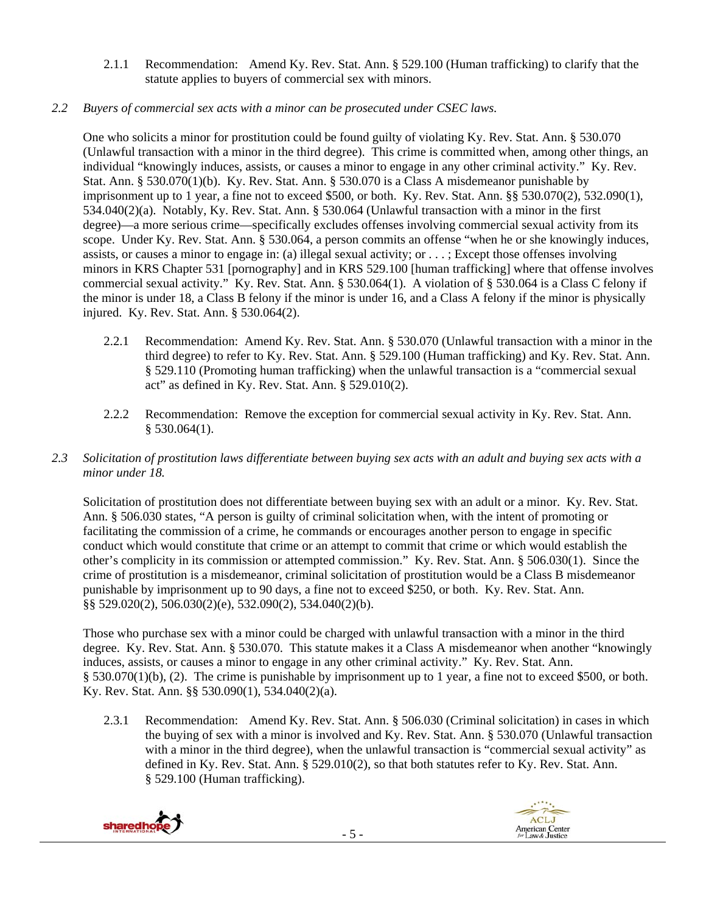2.1.1 Recommendation: Amend Ky. Rev. Stat. Ann. § 529.100 (Human trafficking) to clarify that the statute applies to buyers of commercial sex with minors.

*2.2 Buyers of commercial sex acts with a minor can be prosecuted under CSEC laws.*

One who solicits a minor for prostitution could be found guilty of violating Ky. Rev. Stat. Ann. § 530.070 (Unlawful transaction with a minor in the third degree). This crime is committed when, among other things, an individual "knowingly induces, assists, or causes a minor to engage in any other criminal activity." Ky. Rev. Stat. Ann. § 530.070(1)(b). Ky. Rev. Stat. Ann. § 530.070 is a Class A misdemeanor punishable by imprisonment up to 1 year, a fine not to exceed $500, or both. Ky. Rev. Stat. Ann. §§ 530.070(2), 532.090(1), 534.040(2)(a). Notably, Ky. Rev. Stat. Ann. § 530.064 (Unlawful transaction with a minor in the first degree)—a more serious crime—specifically excludes offenses involving commercial sexual activity from its scope. Under Ky. Rev. Stat. Ann. § 530.064, a person commits an offense "when he or she knowingly induces, assists, or causes a minor to engage in: (a) illegal sexual activity; or . . . ; Except those offenses involving minors in KRS Chapter 531 [pornography] and in KRS 529.100 [human trafficking] where that offense involves commercial sexual activity." Ky. Rev. Stat. Ann. § 530.064(1). A violation of § 530.064 is a Class C felony if the minor is under 18, a Class B felony if the minor is under 16, and a Class A felony if the minor is physically injured. Ky. Rev. Stat. Ann. § 530.064(2).

2.2.1 Recommendation: Amend Ky. Rev. Stat. Ann. § 530.070 (Unlawful transaction with a minor in the third degree) to refer to Ky. Rev. Stat. Ann. § 529.100 (Human trafficking) and Ky. Rev. Stat. Ann. § 529.110 (Promoting human trafficking) when the unlawful transaction is a "commercial sexual act" as defined in Ky. Rev. Stat. Ann. § 529.010(2).

2.2.2 Recommendation: Remove the exception for commercial sexual activity in Ky. Rev. Stat. Ann. § 530.064(1).

*2.3 Solicitation of prostitution laws differentiate between buying sex acts with an adult and buying sex acts with a minor under 18.*

Solicitation of prostitution does not differentiate between buying sex with an adult or a minor. Ky. Rev. Stat. Ann. § 506.030 states, "A person is guilty of criminal solicitation when, with the intent of promoting or facilitating the commission of a crime, he commands or encourages another person to engage in specific conduct which would constitute that crime or an attempt to commit that crime or which would establish the other's complicity in its commission or attempted commission." Ky. Rev. Stat. Ann. § 506.030(1). Since the crime of prostitution is a misdemeanor, criminal solicitation of prostitution would be a Class B misdemeanor punishable by imprisonment up to 90 days, a fine not to exceed $250, or both. Ky. Rev. Stat. Ann. §§ 529.020(2), 506.030(2)(e), 532.090(2), 534.040(2)(b).

Those who purchase sex with a minor could be charged with unlawful transaction with a minor in the third degree. Ky. Rev. Stat. Ann. § 530.070. This statute makes it a Class A misdemeanor when another "knowingly induces, assists, or causes a minor to engage in any other criminal activity." Ky. Rev. Stat. Ann. § 530.070(1)(b), (2). The crime is punishable by imprisonment up to 1 year, a fine not to exceed $500, or both. Ky. Rev. Stat. Ann. §§ 530.090(1), 534.040(2)(a).

2.3.1 Recommendation: Amend Ky. Rev. Stat. Ann. § 506.030 (Criminal solicitation) in cases in which the buying of sex with a minor is involved and Ky. Rev. Stat. Ann. § 530.070 (Unlawful transaction with a minor in the third degree), when the unlawful transaction is "commercial sexual activity" as defined in Ky. Rev. Stat. Ann. § 529.010(2), so that both statutes refer to Ky. Rev. Stat. Ann. § 529.100 (Human trafficking).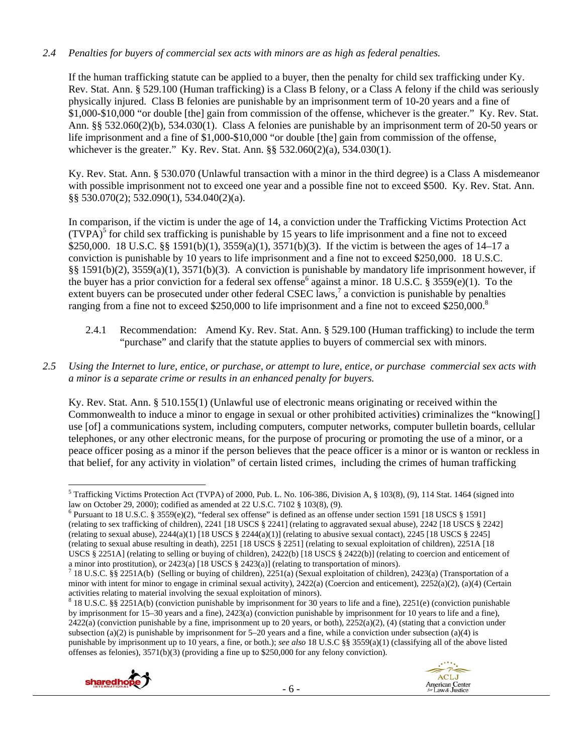*2.4 Penalties for buyers of commercial sex acts with minors are as high as federal penalties.*

If the human trafficking statute can be applied to a buyer, then the penalty for child sex trafficking under Ky. Rev. Stat. Ann. § 529.100 (Human trafficking) is a Class B felony, or a Class A felony if the child was seriously physically injured. Class B felonies are punishable by an imprisonment term of 10-20 years and a fine of $1,000-$10,000 "or double [the] gain from commission of the offense, whichever is the greater." Ky. Rev. Stat. Ann. §§ 532.060(2)(b), 534.030(1). Class A felonies are punishable by an imprisonment term of 20-50 years or life imprisonment and a fine of $1,000-$10,000 "or double [the] gain from commission of the offense, whichever is the greater." Ky. Rev. Stat. Ann. §§ 532.060(2)(a), 534.030(1).

Ky. Rev. Stat. Ann. § 530.070 (Unlawful transaction with a minor in the third degree) is a Class A misdemeanor with possible imprisonment not to exceed one year and a possible fine not to exceed $500. Ky. Rev. Stat. Ann. §§ 530.070(2); 532.090(1), 534.040(2)(a).

In comparison, if the victim is under the age of 14, a conviction under the Trafficking Victims Protection Act (TVPA)[5] for child sex trafficking is punishable by 15 years to life imprisonment and a fine not to exceed $250,000. 18 U.S.C. §§ 1591(b)(1), 3559(a)(1), 3571(b)(3). If the victim is between the ages of 14–17 a conviction is punishable by 10 years to life imprisonment and a fine not to exceed $250,000. 18 U.S.C. §§ 1591(b)(2), 3559(a)(1), 3571(b)(3). A conviction is punishable by mandatory life imprisonment however, if the buyer has a prior conviction for a federal sex offense[6] against a minor. 18 U.S.C. § 3559(e)(1). To the extent buyers can be prosecuted under other federal CSEC laws,[7] a conviction is punishable by penalties ranging from a fine not to exceed $250,000 to life imprisonment and a fine not to exceed $250,000.[8]

2.4.1 Recommendation: Amend Ky. Rev. Stat. Ann. § 529.100 (Human trafficking) to include the term "purchase" and clarify that the statute applies to buyers of commercial sex with minors.

*2.5 Using the Internet to lure, entice, or purchase, or attempt to lure, entice, or purchase commercial sex acts with a minor is a separate crime or results in an enhanced penalty for buyers.*

Ky. Rev. Stat. Ann. § 510.155(1) (Unlawful use of electronic means originating or received within the Commonwealth to induce a minor to engage in sexual or other prohibited activities) criminalizes the "knowing[] use [of] a communications system, including computers, computer networks, computer bulletin boards, cellular telephones, or any other electronic means, for the purpose of procuring or promoting the use of a minor, or a peace officer posing as a minor if the person believes that the peace officer is a minor or is wanton or reckless in that belief, for any activity in violation" of certain listed crimes, including the crimes of human trafficking

---

[5] Trafficking Victims Protection Act (TVPA) of 2000, Pub. L. No. 106-386, Division A, § 103(8), (9), 114 Stat. 1464 (signed into law on October 29, 2000); codified as amended at 22 U.S.C. 7102 § 103(8), (9).

[6] Pursuant to 18 U.S.C. § 3559(e)(2), "federal sex offense" is defined as an offense under section 1591 [18 USCS § 1591] (relating to sex trafficking of children), 2241 [18 USCS § 2241] (relating to aggravated sexual abuse), 2242 [18 USCS § 2242] (relating to sexual abuse), 2244(a)(1) [18 USCS § 2244(a)(1)] (relating to abusive sexual contact), 2245 [18 USCS § 2245] (relating to sexual abuse resulting in death), 2251 [18 USCS § 2251] (relating to sexual exploitation of children), 2251A [18 USCS § 2251A] (relating to selling or buying of children), 2422(b) [18 USCS § 2422(b)] (relating to coercion and enticement of a minor into prostitution), or 2423(a) [18 USCS § 2423(a)] (relating to transportation of minors).

[7] 18 U.S.C. §§ 2251A(b) (Selling or buying of children), 2251(a) (Sexual exploitation of children), 2423(a) (Transportation of a minor with intent for minor to engage in criminal sexual activity), 2422(a) (Coercion and enticement), 2252(a)(2), (a)(4) (Certain activities relating to material involving the sexual exploitation of minors).

[8] 18 U.S.C. §§ 2251A(b) (conviction punishable by imprisonment for 30 years to life and a fine), 2251(e) (conviction punishable by imprisonment for 15–30 years and a fine), 2423(a) (conviction punishable by imprisonment for 10 years to life and a fine), 2422(a) (conviction punishable by a fine, imprisonment up to 20 years, or both), 2252(a)(2), (4) (stating that a conviction under subsection (a)(2) is punishable by imprisonment for 5–20 years and a fine, while a conviction under subsection (a)(4) is punishable by imprisonment up to 10 years, a fine, or both.); *see also* 18 U.S.C §§ 3559(a)(1) (classifying all of the above listed offenses as felonies), 3571(b)(3) (providing a fine up to $250,000 for any felony conviction).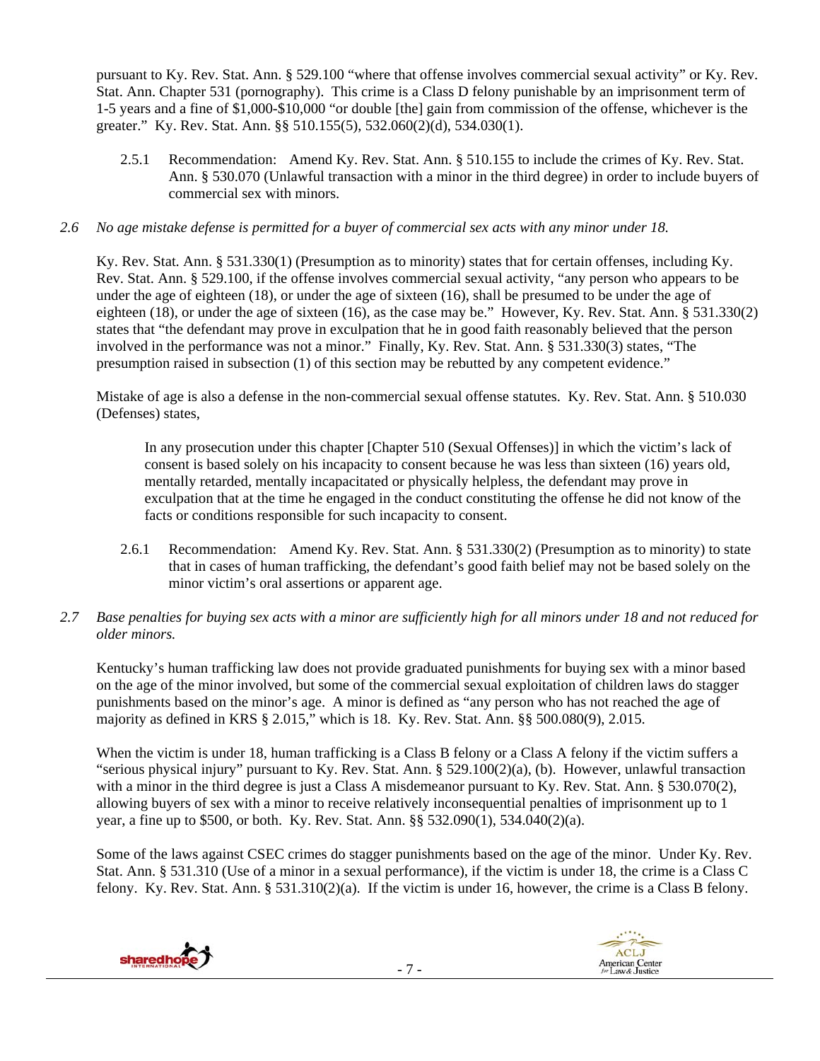pursuant to Ky. Rev. Stat. Ann. § 529.100 "where that offense involves commercial sexual activity" or Ky. Rev. Stat. Ann. Chapter 531 (pornography). This crime is a Class D felony punishable by an imprisonment term of 1-5 years and a fine of $1,000-$10,000 "or double [the] gain from commission of the offense, whichever is the greater." Ky. Rev. Stat. Ann. §§ 510.155(5), 532.060(2)(d), 534.030(1).

2.5.1 Recommendation: Amend Ky. Rev. Stat. Ann. § 510.155 to include the crimes of Ky. Rev. Stat. Ann. § 530.070 (Unlawful transaction with a minor in the third degree) in order to include buyers of commercial sex with minors.

*2.6 No age mistake defense is permitted for a buyer of commercial sex acts with any minor under 18.*

Ky. Rev. Stat. Ann. § 531.330(1) (Presumption as to minority) states that for certain offenses, including Ky. Rev. Stat. Ann. § 529.100, if the offense involves commercial sexual activity, "any person who appears to be under the age of eighteen (18), or under the age of sixteen (16), shall be presumed to be under the age of eighteen (18), or under the age of sixteen (16), as the case may be." However, Ky. Rev. Stat. Ann. § 531.330(2) states that "the defendant may prove in exculpation that he in good faith reasonably believed that the person involved in the performance was not a minor." Finally, Ky. Rev. Stat. Ann. § 531.330(3) states, "The presumption raised in subsection (1) of this section may be rebutted by any competent evidence."

Mistake of age is also a defense in the non-commercial sexual offense statutes. Ky. Rev. Stat. Ann. § 510.030 (Defenses) states,

> In any prosecution under this chapter [Chapter 510 (Sexual Offenses)] in which the victim's lack of consent is based solely on his incapacity to consent because he was less than sixteen (16) years old, mentally retarded, mentally incapacitated or physically helpless, the defendant may prove in exculpation that at the time he engaged in the conduct constituting the offense he did not know of the facts or conditions responsible for such incapacity to consent.

2.6.1 Recommendation: Amend Ky. Rev. Stat. Ann. § 531.330(2) (Presumption as to minority) to state that in cases of human trafficking, the defendant's good faith belief may not be based solely on the minor victim's oral assertions or apparent age.

*2.7 Base penalties for buying sex acts with a minor are sufficiently high for all minors under 18 and not reduced for older minors.*

Kentucky's human trafficking law does not provide graduated punishments for buying sex with a minor based on the age of the minor involved, but some of the commercial sexual exploitation of children laws do stagger punishments based on the minor's age. A minor is defined as "any person who has not reached the age of majority as defined in KRS § 2.015," which is 18. Ky. Rev. Stat. Ann. §§ 500.080(9), 2.015.

When the victim is under 18, human trafficking is a Class B felony or a Class A felony if the victim suffers a "serious physical injury" pursuant to Ky. Rev. Stat. Ann. § 529.100(2)(a), (b). However, unlawful transaction with a minor in the third degree is just a Class A misdemeanor pursuant to Ky. Rev. Stat. Ann. § 530.070(2), allowing buyers of sex with a minor to receive relatively inconsequential penalties of imprisonment up to 1 year, a fine up to $500, or both. Ky. Rev. Stat. Ann. §§ 532.090(1), 534.040(2)(a).

Some of the laws against CSEC crimes do stagger punishments based on the age of the minor. Under Ky. Rev. Stat. Ann. § 531.310 (Use of a minor in a sexual performance), if the victim is under 18, the crime is a Class C felony. Ky. Rev. Stat. Ann. § 531.310(2)(a). If the victim is under 16, however, the crime is a Class B felony.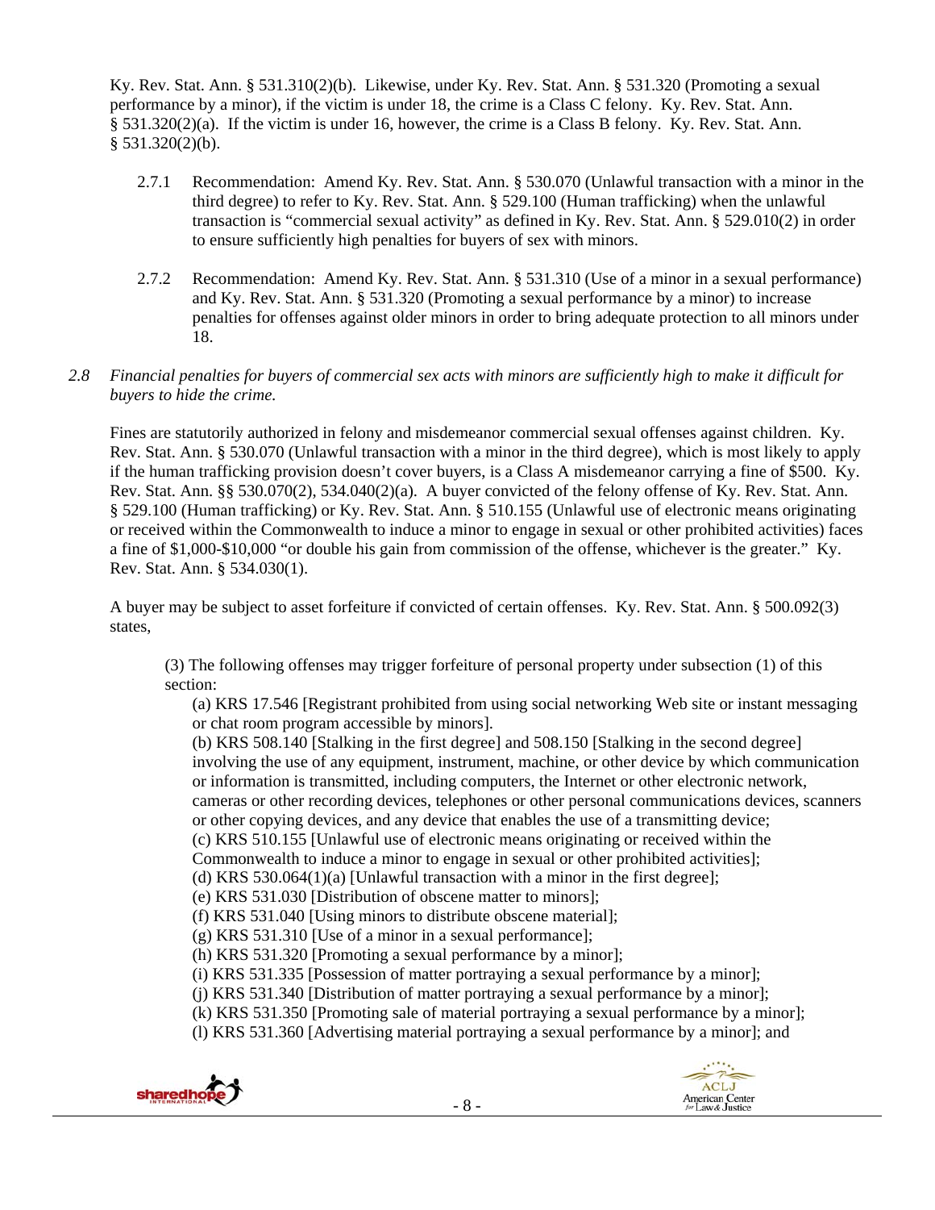Ky. Rev. Stat. Ann. § 531.310(2)(b). Likewise, under Ky. Rev. Stat. Ann. § 531.320 (Promoting a sexual performance by a minor), if the victim is under 18, the crime is a Class C felony. Ky. Rev. Stat. Ann. § 531.320(2)(a). If the victim is under 16, however, the crime is a Class B felony. Ky. Rev. Stat. Ann. § 531.320(2)(b).

2.7.1 Recommendation: Amend Ky. Rev. Stat. Ann. § 530.070 (Unlawful transaction with a minor in the third degree) to refer to Ky. Rev. Stat. Ann. § 529.100 (Human trafficking) when the unlawful transaction is "commercial sexual activity" as defined in Ky. Rev. Stat. Ann. § 529.010(2) in order to ensure sufficiently high penalties for buyers of sex with minors.

2.7.2 Recommendation: Amend Ky. Rev. Stat. Ann. § 531.310 (Use of a minor in a sexual performance) and Ky. Rev. Stat. Ann. § 531.320 (Promoting a sexual performance by a minor) to increase penalties for offenses against older minors in order to bring adequate protection to all minors under 18.

*2.8 Financial penalties for buyers of commercial sex acts with minors are sufficiently high to make it difficult for buyers to hide the crime.*

Fines are statutorily authorized in felony and misdemeanor commercial sexual offenses against children. Ky. Rev. Stat. Ann. § 530.070 (Unlawful transaction with a minor in the third degree), which is most likely to apply if the human trafficking provision doesn't cover buyers, is a Class A misdemeanor carrying a fine of $500. Ky. Rev. Stat. Ann. §§ 530.070(2), 534.040(2)(a). A buyer convicted of the felony offense of Ky. Rev. Stat. Ann. § 529.100 (Human trafficking) or Ky. Rev. Stat. Ann. § 510.155 (Unlawful use of electronic means originating or received within the Commonwealth to induce a minor to engage in sexual or other prohibited activities) faces a fine of $1,000-$10,000 "or double his gain from commission of the offense, whichever is the greater." Ky. Rev. Stat. Ann. § 534.030(1).

A buyer may be subject to asset forfeiture if convicted of certain offenses. Ky. Rev. Stat. Ann. § 500.092(3) states,

> (3) The following offenses may trigger forfeiture of personal property under subsection (1) of this section:
> (a) KRS 17.546 [Registrant prohibited from using social networking Web site or instant messaging or chat room program accessible by minors].
> (b) KRS 508.140 [Stalking in the first degree] and 508.150 [Stalking in the second degree] involving the use of any equipment, instrument, machine, or other device by which communication or information is transmitted, including computers, the Internet or other electronic network, cameras or other recording devices, telephones or other personal communications devices, scanners or other copying devices, and any device that enables the use of a transmitting device;
> (c) KRS 510.155 [Unlawful use of electronic means originating or received within the Commonwealth to induce a minor to engage in sexual or other prohibited activities];
> (d) KRS 530.064(1)(a) [Unlawful transaction with a minor in the first degree];
> (e) KRS 531.030 [Distribution of obscene matter to minors];
> (f) KRS 531.040 [Using minors to distribute obscene material];
> (g) KRS 531.310 [Use of a minor in a sexual performance];
> (h) KRS 531.320 [Promoting a sexual performance by a minor];
> (i) KRS 531.335 [Possession of matter portraying a sexual performance by a minor];
> (j) KRS 531.340 [Distribution of matter portraying a sexual performance by a minor];
> (k) KRS 531.350 [Promoting sale of material portraying a sexual performance by a minor];
> (l) KRS 531.360 [Advertising material portraying a sexual performance by a minor]; and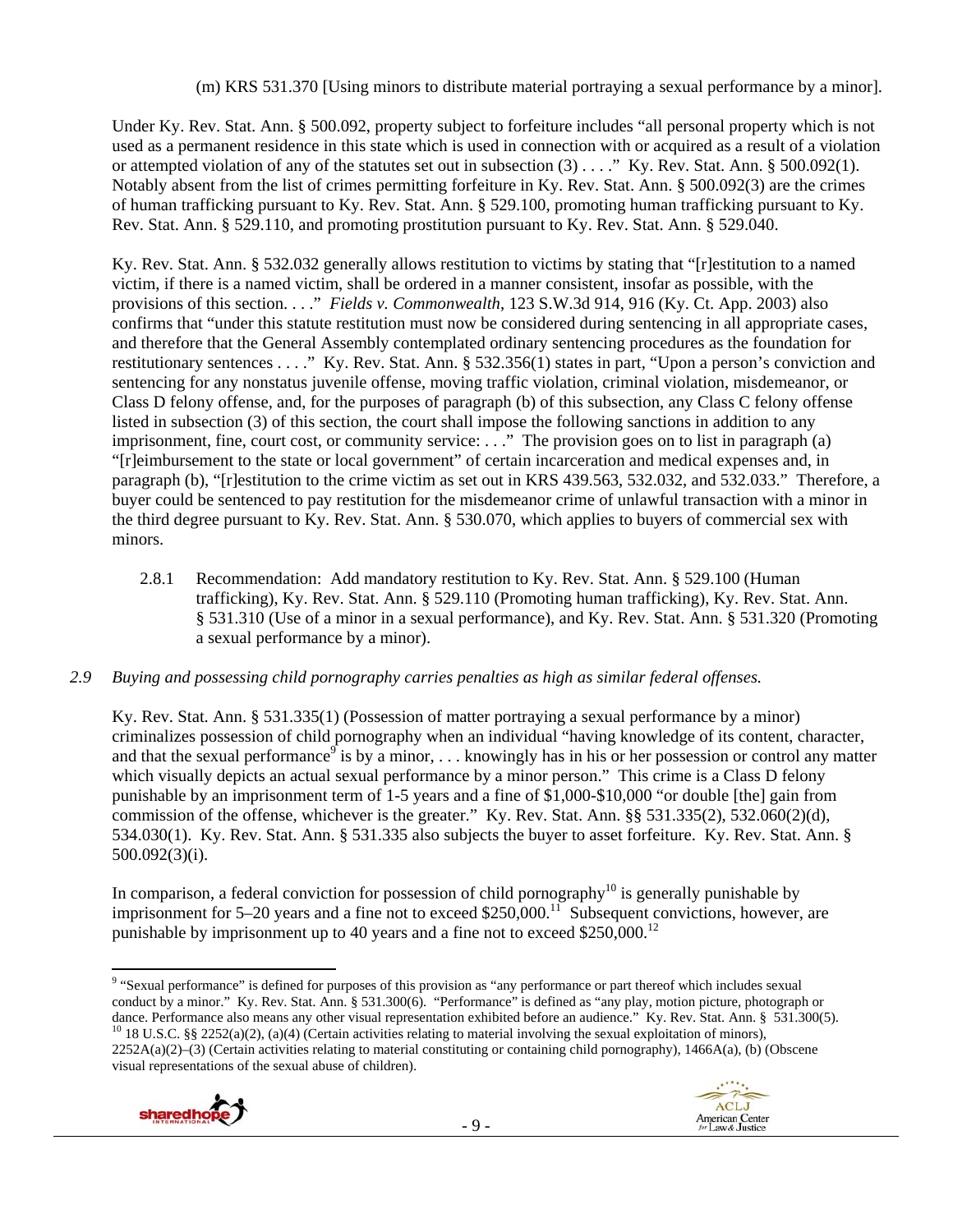(m) KRS 531.370 [Using minors to distribute material portraying a sexual performance by a minor].

Under Ky. Rev. Stat. Ann. § 500.092, property subject to forfeiture includes "all personal property which is not used as a permanent residence in this state which is used in connection with or acquired as a result of a violation or attempted violation of any of the statutes set out in subsection (3) . . . ." Ky. Rev. Stat. Ann. § 500.092(1). Notably absent from the list of crimes permitting forfeiture in Ky. Rev. Stat. Ann. § 500.092(3) are the crimes of human trafficking pursuant to Ky. Rev. Stat. Ann. § 529.100, promoting human trafficking pursuant to Ky. Rev. Stat. Ann. § 529.110, and promoting prostitution pursuant to Ky. Rev. Stat. Ann. § 529.040.

Ky. Rev. Stat. Ann. § 532.032 generally allows restitution to victims by stating that "[r]estitution to a named victim, if there is a named victim, shall be ordered in a manner consistent, insofar as possible, with the provisions of this section. . . ." *Fields v. Commonwealth*, 123 S.W.3d 914, 916 (Ky. Ct. App. 2003) also confirms that "under this statute restitution must now be considered during sentencing in all appropriate cases, and therefore that the General Assembly contemplated ordinary sentencing procedures as the foundation for restitutionary sentences . . . ." Ky. Rev. Stat. Ann. § 532.356(1) states in part, "Upon a person's conviction and sentencing for any nonstatus juvenile offense, moving traffic violation, criminal violation, misdemeanor, or Class D felony offense, and, for the purposes of paragraph (b) of this subsection, any Class C felony offense listed in subsection (3) of this section, the court shall impose the following sanctions in addition to any imprisonment, fine, court cost, or community service: . . ." The provision goes on to list in paragraph (a) "[r]eimbursement to the state or local government" of certain incarceration and medical expenses and, in paragraph (b), "[r]estitution to the crime victim as set out in KRS 439.563, 532.032, and 532.033." Therefore, a buyer could be sentenced to pay restitution for the misdemeanor crime of unlawful transaction with a minor in the third degree pursuant to Ky. Rev. Stat. Ann. § 530.070, which applies to buyers of commercial sex with minors.

2.8.1 Recommendation: Add mandatory restitution to Ky. Rev. Stat. Ann. § 529.100 (Human trafficking), Ky. Rev. Stat. Ann. § 529.110 (Promoting human trafficking), Ky. Rev. Stat. Ann. § 531.310 (Use of a minor in a sexual performance), and Ky. Rev. Stat. Ann. § 531.320 (Promoting a sexual performance by a minor).

*2.9 Buying and possessing child pornography carries penalties as high as similar federal offenses.*

Ky. Rev. Stat. Ann. § 531.335(1) (Possession of matter portraying a sexual performance by a minor) criminalizes possession of child pornography when an individual "having knowledge of its content, character, and that the sexual performance[9] is by a minor, . . . knowingly has in his or her possession or control any matter which visually depicts an actual sexual performance by a minor person." This crime is a Class D felony punishable by an imprisonment term of 1-5 years and a fine of \$1,000-\$10,000 "or double [the] gain from commission of the offense, whichever is the greater." Ky. Rev. Stat. Ann. §§ 531.335(2), 532.060(2)(d), 534.030(1). Ky. Rev. Stat. Ann. § 531.335 also subjects the buyer to asset forfeiture. Ky. Rev. Stat. Ann. § 500.092(3)(i).

In comparison, a federal conviction for possession of child pornography[10] is generally punishable by imprisonment for 5–20 years and a fine not to exceed \$250,000.[11] Subsequent convictions, however, are punishable by imprisonment up to 40 years and a fine not to exceed \$250,000.[12]

---

[9] "Sexual performance" is defined for purposes of this provision as "any performance or part thereof which includes sexual conduct by a minor." Ky. Rev. Stat. Ann. § 531.300(6). "Performance" is defined as "any play, motion picture, photograph or dance. Performance also means any other visual representation exhibited before an audience." Ky. Rev. Stat. Ann. § 531.300(5).

[10] 18 U.S.C. §§ 2252(a)(2), (a)(4) (Certain activities relating to material involving the sexual exploitation of minors), 2252A(a)(2)–(3) (Certain activities relating to material constituting or containing child pornography), 1466A(a), (b) (Obscene visual representations of the sexual abuse of children).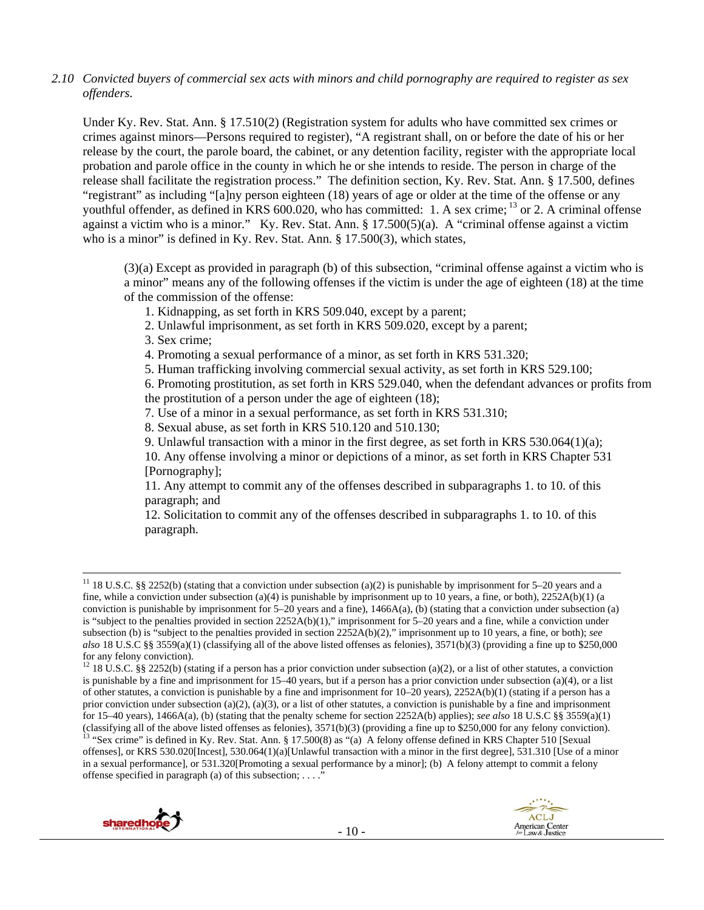*2.10 Convicted buyers of commercial sex acts with minors and child pornography are required to register as sex offenders.*

Under Ky. Rev. Stat. Ann. § 17.510(2) (Registration system for adults who have committed sex crimes or crimes against minors—Persons required to register), "A registrant shall, on or before the date of his or her release by the court, the parole board, the cabinet, or any detention facility, register with the appropriate local probation and parole office in the county in which he or she intends to reside. The person in charge of the release shall facilitate the registration process." The definition section, Ky. Rev. Stat. Ann. § 17.500, defines "registrant" as including "[a]ny person eighteen (18) years of age or older at the time of the offense or any youthful offender, as defined in KRS 600.020, who has committed: 1. A sex crime; [13] or 2. A criminal offense against a victim who is a minor." Ky. Rev. Stat. Ann. § 17.500(5)(a). A "criminal offense against a victim who is a minor" is defined in Ky. Rev. Stat. Ann. § 17.500(3), which states,

> (3)(a) Except as provided in paragraph (b) of this subsection, "criminal offense against a victim who is a minor" means any of the following offenses if the victim is under the age of eighteen (18) at the time of the commission of the offense:
>
> 1. Kidnapping, as set forth in KRS 509.040, except by a parent;
> 2. Unlawful imprisonment, as set forth in KRS 509.020, except by a parent;
> 3. Sex crime;
> 4. Promoting a sexual performance of a minor, as set forth in KRS 531.320;
> 5. Human trafficking involving commercial sexual activity, as set forth in KRS 529.100;
> 6. Promoting prostitution, as set forth in KRS 529.040, when the defendant advances or profits from the prostitution of a person under the age of eighteen (18);
> 7. Use of a minor in a sexual performance, as set forth in KRS 531.310;
> 8. Sexual abuse, as set forth in KRS 510.120 and 510.130;
> 9. Unlawful transaction with a minor in the first degree, as set forth in KRS 530.064(1)(a);
> 10. Any offense involving a minor or depictions of a minor, as set forth in KRS Chapter 531 [Pornography];
> 11. Any attempt to commit any of the offenses described in subparagraphs 1. to 10. of this paragraph; and
> 12. Solicitation to commit any of the offenses described in subparagraphs 1. to 10. of this paragraph.

---

[11] 18 U.S.C. §§ 2252(b) (stating that a conviction under subsection (a)(2) is punishable by imprisonment for 5–20 years and a fine, while a conviction under subsection (a)(4) is punishable by imprisonment up to 10 years, a fine, or both), 2252A(b)(1) (a conviction is punishable by imprisonment for 5–20 years and a fine), 1466A(a), (b) (stating that a conviction under subsection (a) is "subject to the penalties provided in section 2252A(b)(1)," imprisonment for 5–20 years and a fine, while a conviction under subsection (b) is "subject to the penalties provided in section 2252A(b)(2)," imprisonment up to 10 years, a fine, or both); *see also* 18 U.S.C §§ 3559(a)(1) (classifying all of the above listed offenses as felonies), 3571(b)(3) (providing a fine up to $250,000 for any felony conviction).

[12] 18 U.S.C. §§ 2252(b) (stating if a person has a prior conviction under subsection (a)(2), or a list of other statutes, a conviction is punishable by a fine and imprisonment for 15–40 years, but if a person has a prior conviction under subsection (a)(4), or a list of other statutes, a conviction is punishable by a fine and imprisonment for 10–20 years), 2252A(b)(1) (stating if a person has a prior conviction under subsection (a)(2), (a)(3), or a list of other statutes, a conviction is punishable by a fine and imprisonment for 15–40 years), 1466A(a), (b) (stating that the penalty scheme for section 2252A(b) applies); *see also* 18 U.S.C §§ 3559(a)(1) (classifying all of the above listed offenses as felonies), 3571(b)(3) (providing a fine up to $250,000 for any felony conviction).

[13] "Sex crime" is defined in Ky. Rev. Stat. Ann. § 17.500(8) as "(a) A felony offense defined in KRS Chapter 510 [Sexual offenses], or KRS 530.020[Incest], 530.064(1)(a)[Unlawful transaction with a minor in the first degree], 531.310 [Use of a minor in a sexual performance], or 531.320[Promoting a sexual performance by a minor]; (b) A felony attempt to commit a felony offense specified in paragraph (a) of this subsection; . . . ."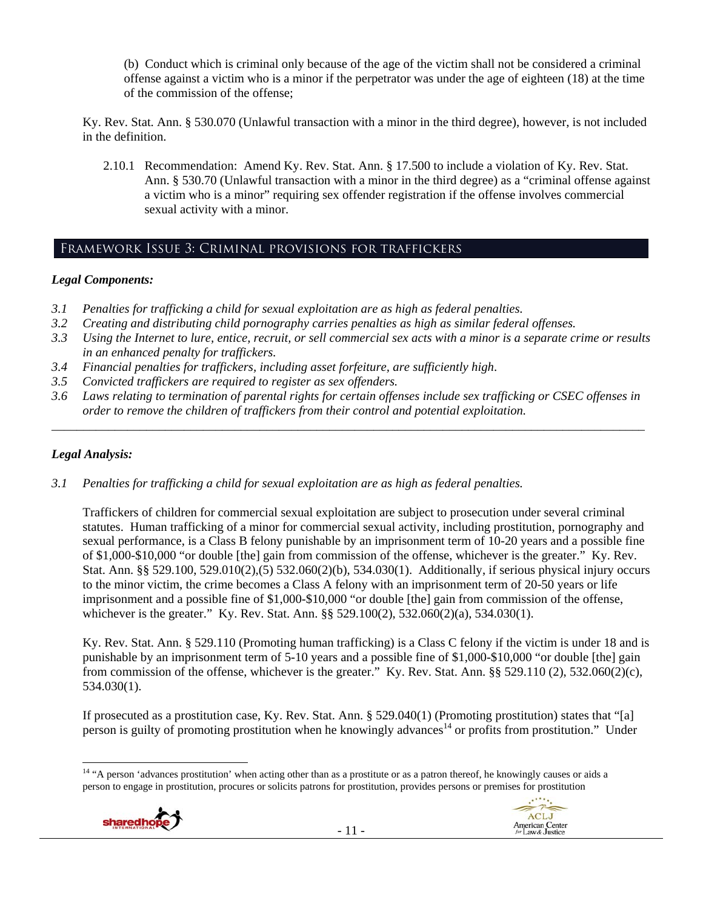(b) Conduct which is criminal only because of the age of the victim shall not be considered a criminal offense against a victim who is a minor if the perpetrator was under the age of eighteen (18) at the time of the commission of the offense;

Ky. Rev. Stat. Ann. § 530.070 (Unlawful transaction with a minor in the third degree), however, is not included in the definition.

2.10.1 Recommendation: Amend Ky. Rev. Stat. Ann. § 17.500 to include a violation of Ky. Rev. Stat. Ann. § 530.70 (Unlawful transaction with a minor in the third degree) as a "criminal offense against a victim who is a minor" requiring sex offender registration if the offense involves commercial sexual activity with a minor.

## Framework Issue 3: Criminal provisions for traffickers

***Legal Components:***

*3.1 Penalties for trafficking a child for sexual exploitation are as high as federal penalties.*
*3.2 Creating and distributing child pornography carries penalties as high as similar federal offenses.*
*3.3 Using the Internet to lure, entice, recruit, or sell commercial sex acts with a minor is a separate crime or results in an enhanced penalty for traffickers.*
*3.4 Financial penalties for traffickers, including asset forfeiture, are sufficiently high.*
*3.5 Convicted traffickers are required to register as sex offenders.*
*3.6 Laws relating to termination of parental rights for certain offenses include sex trafficking or CSEC offenses in order to remove the children of traffickers from their control and potential exploitation.*

---

***Legal Analysis:***

*3.1 Penalties for trafficking a child for sexual exploitation are as high as federal penalties.*

Traffickers of children for commercial sexual exploitation are subject to prosecution under several criminal statutes. Human trafficking of a minor for commercial sexual activity, including prostitution, pornography and sexual performance, is a Class B felony punishable by an imprisonment term of 10-20 years and a possible fine of $1,000-$10,000 "or double [the] gain from commission of the offense, whichever is the greater." Ky. Rev. Stat. Ann. §§ 529.100, 529.010(2),(5) 532.060(2)(b), 534.030(1). Additionally, if serious physical injury occurs to the minor victim, the crime becomes a Class A felony with an imprisonment term of 20-50 years or life imprisonment and a possible fine of $1,000-$10,000 "or double [the] gain from commission of the offense, whichever is the greater." Ky. Rev. Stat. Ann. §§ 529.100(2), 532.060(2)(a), 534.030(1).

Ky. Rev. Stat. Ann. § 529.110 (Promoting human trafficking) is a Class C felony if the victim is under 18 and is punishable by an imprisonment term of 5-10 years and a possible fine of $1,000-$10,000 "or double [the] gain from commission of the offense, whichever is the greater." Ky. Rev. Stat. Ann. §§ 529.110 (2), 532.060(2)(c), 534.030(1).

If prosecuted as a prostitution case, Ky. Rev. Stat. Ann. § 529.040(1) (Promoting prostitution) states that "[a] person is guilty of promoting prostitution when he knowingly advances[14] or profits from prostitution." Under

[14] "A person 'advances prostitution' when acting other than as a prostitute or as a patron thereof, he knowingly causes or aids a person to engage in prostitution, procures or solicits patrons for prostitution, provides persons or premises for prostitution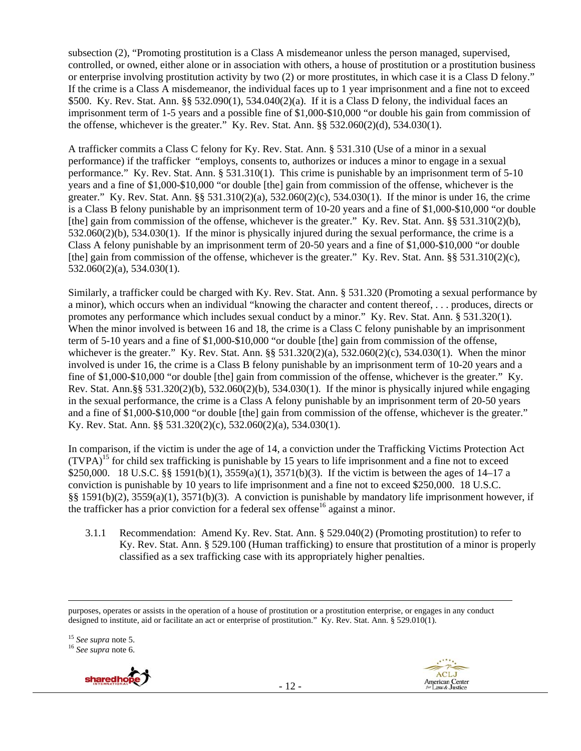subsection (2), "Promoting prostitution is a Class A misdemeanor unless the person managed, supervised, controlled, or owned, either alone or in association with others, a house of prostitution or a prostitution business or enterprise involving prostitution activity by two (2) or more prostitutes, in which case it is a Class D felony." If the crime is a Class A misdemeanor, the individual faces up to 1 year imprisonment and a fine not to exceed $500. Ky. Rev. Stat. Ann. §§ 532.090(1), 534.040(2)(a). If it is a Class D felony, the individual faces an imprisonment term of 1-5 years and a possible fine of $1,000-$10,000 "or double his gain from commission of the offense, whichever is the greater." Ky. Rev. Stat. Ann. §§ 532.060(2)(d), 534.030(1).

A trafficker commits a Class C felony for Ky. Rev. Stat. Ann. § 531.310 (Use of a minor in a sexual performance) if the trafficker "employs, consents to, authorizes or induces a minor to engage in a sexual performance." Ky. Rev. Stat. Ann. § 531.310(1). This crime is punishable by an imprisonment term of 5-10 years and a fine of $1,000-$10,000 "or double [the] gain from commission of the offense, whichever is the greater." Ky. Rev. Stat. Ann. §§ 531.310(2)(a), 532.060(2)(c), 534.030(1). If the minor is under 16, the crime is a Class B felony punishable by an imprisonment term of 10-20 years and a fine of $1,000-$10,000 "or double [the] gain from commission of the offense, whichever is the greater." Ky. Rev. Stat. Ann. §§ 531.310(2)(b), 532.060(2)(b), 534.030(1). If the minor is physically injured during the sexual performance, the crime is a Class A felony punishable by an imprisonment term of 20-50 years and a fine of $1,000-$10,000 "or double [the] gain from commission of the offense, whichever is the greater." Ky. Rev. Stat. Ann. §§ 531.310(2)(c), 532.060(2)(a), 534.030(1).

Similarly, a trafficker could be charged with Ky. Rev. Stat. Ann. § 531.320 (Promoting a sexual performance by a minor), which occurs when an individual "knowing the character and content thereof, . . . produces, directs or promotes any performance which includes sexual conduct by a minor." Ky. Rev. Stat. Ann. § 531.320(1). When the minor involved is between 16 and 18, the crime is a Class C felony punishable by an imprisonment term of 5-10 years and a fine of $1,000-$10,000 "or double [the] gain from commission of the offense, whichever is the greater." Ky. Rev. Stat. Ann. §§ 531.320(2)(a), 532.060(2)(c), 534.030(1). When the minor involved is under 16, the crime is a Class B felony punishable by an imprisonment term of 10-20 years and a fine of $1,000-$10,000 "or double [the] gain from commission of the offense, whichever is the greater." Ky. Rev. Stat. Ann.§§ 531.320(2)(b), 532.060(2)(b), 534.030(1). If the minor is physically injured while engaging in the sexual performance, the crime is a Class A felony punishable by an imprisonment term of 20-50 years and a fine of $1,000-$10,000 "or double [the] gain from commission of the offense, whichever is the greater." Ky. Rev. Stat. Ann. §§ 531.320(2)(c), 532.060(2)(a), 534.030(1).

In comparison, if the victim is under the age of 14, a conviction under the Trafficking Victims Protection Act (TVPA)[15] for child sex trafficking is punishable by 15 years to life imprisonment and a fine not to exceed $250,000. 18 U.S.C. §§ 1591(b)(1), 3559(a)(1), 3571(b)(3). If the victim is between the ages of 14–17 a conviction is punishable by 10 years to life imprisonment and a fine not to exceed $250,000. 18 U.S.C. §§ 1591(b)(2), 3559(a)(1), 3571(b)(3). A conviction is punishable by mandatory life imprisonment however, if the trafficker has a prior conviction for a federal sex offense[16] against a minor.

3.1.1 Recommendation: Amend Ky. Rev. Stat. Ann. § 529.040(2) (Promoting prostitution) to refer to Ky. Rev. Stat. Ann. § 529.100 (Human trafficking) to ensure that prostitution of a minor is properly classified as a sex trafficking case with its appropriately higher penalties.

---

purposes, operates or assists in the operation of a house of prostitution or a prostitution enterprise, or engages in any conduct designed to institute, aid or facilitate an act or enterprise of prostitution." Ky. Rev. Stat. Ann. § 529.010(1).

[15] *See supra* note 5.

[16] *See supra* note 6.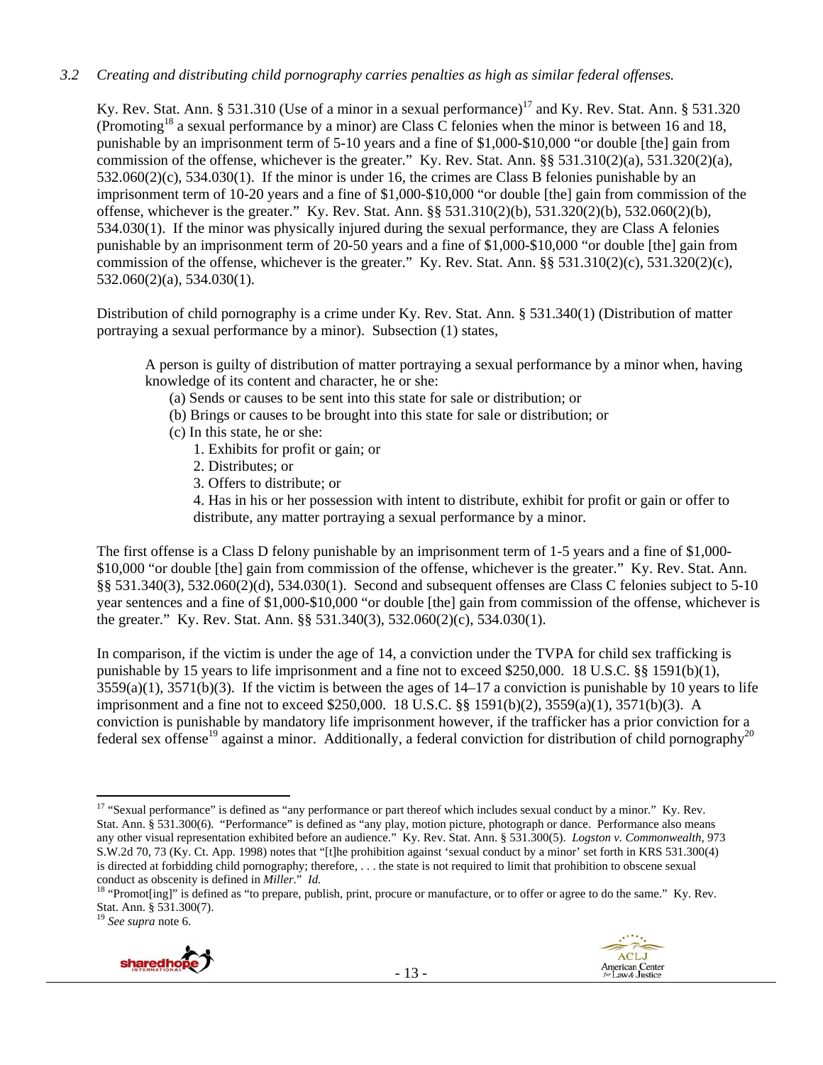*3.2 Creating and distributing child pornography carries penalties as high as similar federal offenses.*

Ky. Rev. Stat. Ann. § 531.310 (Use of a minor in a sexual performance)[17] and Ky. Rev. Stat. Ann. § 531.320 (Promoting[18] a sexual performance by a minor) are Class C felonies when the minor is between 16 and 18, punishable by an imprisonment term of 5-10 years and a fine of $1,000-$10,000 "or double [the] gain from commission of the offense, whichever is the greater." Ky. Rev. Stat. Ann. §§ 531.310(2)(a), 531.320(2)(a), 532.060(2)(c), 534.030(1). If the minor is under 16, the crimes are Class B felonies punishable by an imprisonment term of 10-20 years and a fine of $1,000-$10,000 "or double [the] gain from commission of the offense, whichever is the greater." Ky. Rev. Stat. Ann. §§ 531.310(2)(b), 531.320(2)(b), 532.060(2)(b), 534.030(1). If the minor was physically injured during the sexual performance, they are Class A felonies punishable by an imprisonment term of 20-50 years and a fine of $1,000-$10,000 "or double [the] gain from commission of the offense, whichever is the greater." Ky. Rev. Stat. Ann. §§ 531.310(2)(c), 531.320(2)(c), 532.060(2)(a), 534.030(1).

Distribution of child pornography is a crime under Ky. Rev. Stat. Ann. § 531.340(1) (Distribution of matter portraying a sexual performance by a minor). Subsection (1) states,

> A person is guilty of distribution of matter portraying a sexual performance by a minor when, having knowledge of its content and character, he or she:
> (a) Sends or causes to be sent into this state for sale or distribution; or
> (b) Brings or causes to be brought into this state for sale or distribution; or
> (c) In this state, he or she:
> 1. Exhibits for profit or gain; or
> 2. Distributes; or
> 3. Offers to distribute; or
> 4. Has in his or her possession with intent to distribute, exhibit for profit or gain or offer to distribute, any matter portraying a sexual performance by a minor.

The first offense is a Class D felony punishable by an imprisonment term of 1-5 years and a fine of $1,000-$10,000 "or double [the] gain from commission of the offense, whichever is the greater." Ky. Rev. Stat. Ann. §§ 531.340(3), 532.060(2)(d), 534.030(1). Second and subsequent offenses are Class C felonies subject to 5-10 year sentences and a fine of $1,000-$10,000 "or double [the] gain from commission of the offense, whichever is the greater." Ky. Rev. Stat. Ann. §§ 531.340(3), 532.060(2)(c), 534.030(1).

In comparison, if the victim is under the age of 14, a conviction under the TVPA for child sex trafficking is punishable by 15 years to life imprisonment and a fine not to exceed $250,000. 18 U.S.C. §§ 1591(b)(1), 3559(a)(1), 3571(b)(3). If the victim is between the ages of 14–17 a conviction is punishable by 10 years to life imprisonment and a fine not to exceed $250,000. 18 U.S.C. §§ 1591(b)(2), 3559(a)(1), 3571(b)(3). A conviction is punishable by mandatory life imprisonment however, if the trafficker has a prior conviction for a federal sex offense[19] against a minor. Additionally, a federal conviction for distribution of child pornography[20]

---

[17] "Sexual performance" is defined as "any performance or part thereof which includes sexual conduct by a minor." Ky. Rev. Stat. Ann. § 531.300(6). "Performance" is defined as "any play, motion picture, photograph or dance. Performance also means any other visual representation exhibited before an audience." Ky. Rev. Stat. Ann. § 531.300(5). *Logston v. Commonwealth*, 973 S.W.2d 70, 73 (Ky. Ct. App. 1998) notes that "[t]he prohibition against 'sexual conduct by a minor' set forth in KRS 531.300(4) is directed at forbidding child pornography; therefore, . . . the state is not required to limit that prohibition to obscene sexual conduct as obscenity is defined in *Miller*." *Id.*

[18] "Promot[ing]" is defined as "to prepare, publish, print, procure or manufacture, or to offer or agree to do the same." Ky. Rev. Stat. Ann. § 531.300(7).

[19] *See supra* note 6.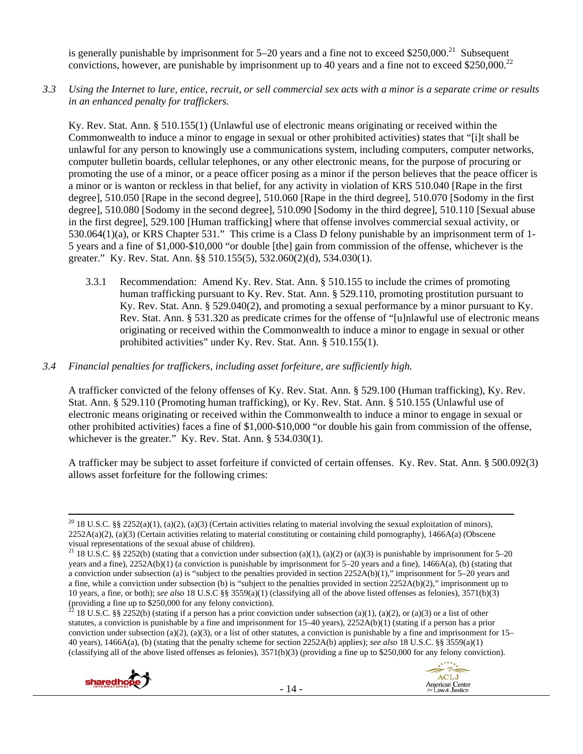is generally punishable by imprisonment for 5–20 years and a fine not to exceed $250,000.[21] Subsequent convictions, however, are punishable by imprisonment up to 40 years and a fine not to exceed $250,000.[22]

*3.3 Using the Internet to lure, entice, recruit, or sell commercial sex acts with a minor is a separate crime or results in an enhanced penalty for traffickers.*

Ky. Rev. Stat. Ann. § 510.155(1) (Unlawful use of electronic means originating or received within the Commonwealth to induce a minor to engage in sexual or other prohibited activities) states that "[i]t shall be unlawful for any person to knowingly use a communications system, including computers, computer networks, computer bulletin boards, cellular telephones, or any other electronic means, for the purpose of procuring or promoting the use of a minor, or a peace officer posing as a minor if the person believes that the peace officer is a minor or is wanton or reckless in that belief, for any activity in violation of KRS 510.040 [Rape in the first degree], 510.050 [Rape in the second degree], 510.060 [Rape in the third degree], 510.070 [Sodomy in the first degree], 510.080 [Sodomy in the second degree], 510.090 [Sodomy in the third degree], 510.110 [Sexual abuse in the first degree], 529.100 [Human trafficking] where that offense involves commercial sexual activity, or 530.064(1)(a), or KRS Chapter 531." This crime is a Class D felony punishable by an imprisonment term of 1-5 years and a fine of $1,000-$10,000 "or double [the] gain from commission of the offense, whichever is the greater." Ky. Rev. Stat. Ann. §§ 510.155(5), 532.060(2)(d), 534.030(1).

3.3.1 Recommendation: Amend Ky. Rev. Stat. Ann. § 510.155 to include the crimes of promoting human trafficking pursuant to Ky. Rev. Stat. Ann. § 529.110, promoting prostitution pursuant to Ky. Rev. Stat. Ann. § 529.040(2), and promoting a sexual performance by a minor pursuant to Ky. Rev. Stat. Ann. § 531.320 as predicate crimes for the offense of "[u]nlawful use of electronic means originating or received within the Commonwealth to induce a minor to engage in sexual or other prohibited activities" under Ky. Rev. Stat. Ann. § 510.155(1).

*3.4 Financial penalties for traffickers, including asset forfeiture, are sufficiently high.*

A trafficker convicted of the felony offenses of Ky. Rev. Stat. Ann. § 529.100 (Human trafficking), Ky. Rev. Stat. Ann. § 529.110 (Promoting human trafficking), or Ky. Rev. Stat. Ann. § 510.155 (Unlawful use of electronic means originating or received within the Commonwealth to induce a minor to engage in sexual or other prohibited activities) faces a fine of $1,000-$10,000 "or double his gain from commission of the offense, whichever is the greater." Ky. Rev. Stat. Ann. § 534.030(1).

A trafficker may be subject to asset forfeiture if convicted of certain offenses. Ky. Rev. Stat. Ann. § 500.092(3) allows asset forfeiture for the following crimes:

---

[20] 18 U.S.C. §§ 2252(a)(1), (a)(2), (a)(3) (Certain activities relating to material involving the sexual exploitation of minors), 2252A(a)(2), (a)(3) (Certain activities relating to material constituting or containing child pornography), 1466A(a) (Obscene visual representations of the sexual abuse of children).

[21] 18 U.S.C. §§ 2252(b) (stating that a conviction under subsection (a)(1), (a)(2) or (a)(3) is punishable by imprisonment for 5–20 years and a fine), 2252A(b)(1) (a conviction is punishable by imprisonment for 5–20 years and a fine), 1466A(a), (b) (stating that a conviction under subsection (a) is "subject to the penalties provided in section 2252A(b)(1)," imprisonment for 5–20 years and a fine, while a conviction under subsection (b) is "subject to the penalties provided in section 2252A(b)(2)," imprisonment up to 10 years, a fine, or both); *see also* 18 U.S.C §§ 3559(a)(1) (classifying all of the above listed offenses as felonies), 3571(b)(3) (providing a fine up to $250,000 for any felony conviction).

[22] 18 U.S.C. §§ 2252(b) (stating if a person has a prior conviction under subsection (a)(1), (a)(2), or (a)(3) or a list of other statutes, a conviction is punishable by a fine and imprisonment for 15–40 years), 2252A(b)(1) (stating if a person has a prior conviction under subsection (a)(2), (a)(3), or a list of other statutes, a conviction is punishable by a fine and imprisonment for 15–40 years), 1466A(a), (b) (stating that the penalty scheme for section 2252A(b) applies); *see also* 18 U.S.C. §§ 3559(a)(1) (classifying all of the above listed offenses as felonies), 3571(b)(3) (providing a fine up to $250,000 for any felony conviction).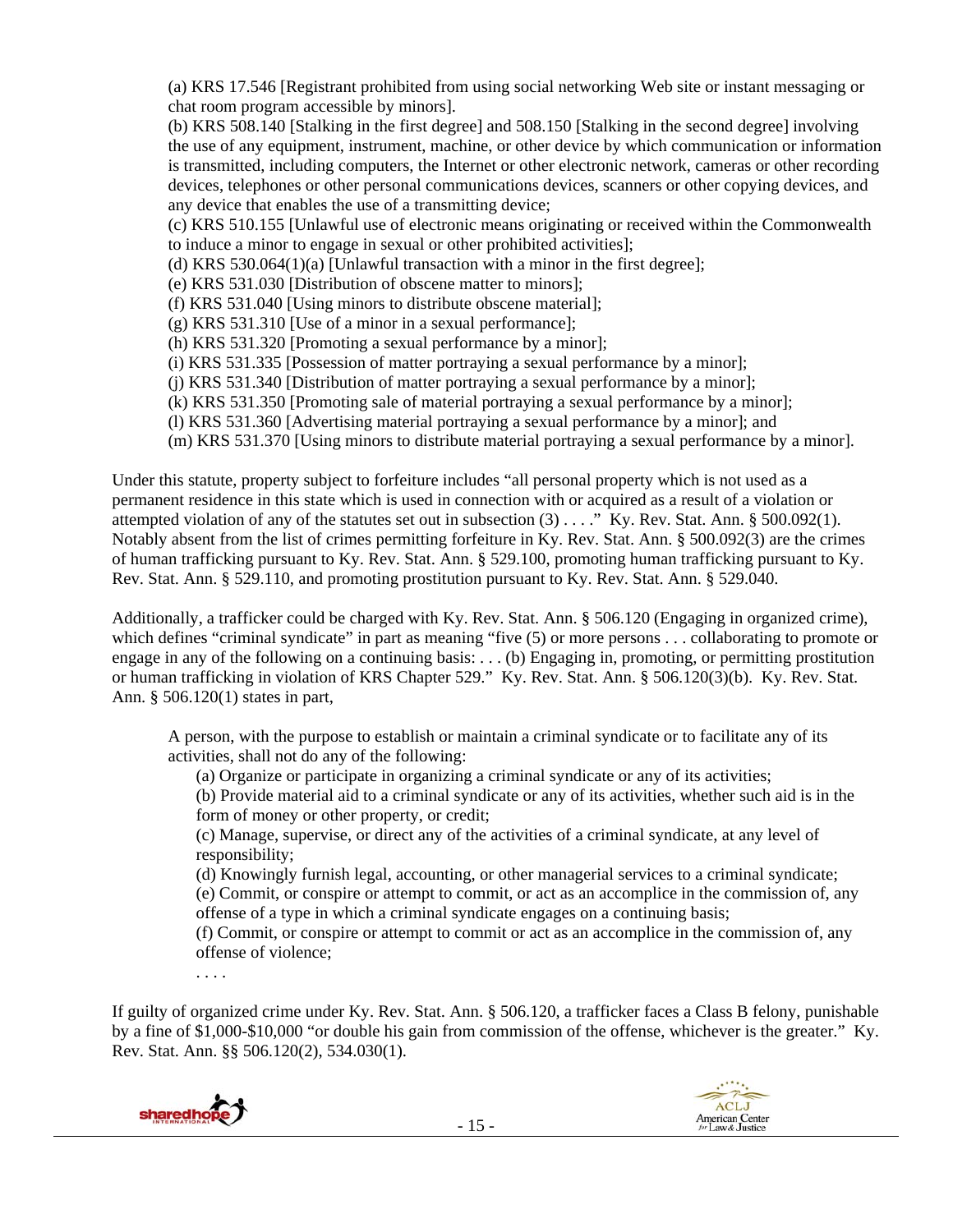(a) KRS 17.546 [Registrant prohibited from using social networking Web site or instant messaging or chat room program accessible by minors].

(b) KRS 508.140 [Stalking in the first degree] and 508.150 [Stalking in the second degree] involving the use of any equipment, instrument, machine, or other device by which communication or information is transmitted, including computers, the Internet or other electronic network, cameras or other recording devices, telephones or other personal communications devices, scanners or other copying devices, and any device that enables the use of a transmitting device;

(c) KRS 510.155 [Unlawful use of electronic means originating or received within the Commonwealth to induce a minor to engage in sexual or other prohibited activities];

(d) KRS 530.064(1)(a) [Unlawful transaction with a minor in the first degree];

(e) KRS 531.030 [Distribution of obscene matter to minors];

(f) KRS 531.040 [Using minors to distribute obscene material];

(g) KRS 531.310 [Use of a minor in a sexual performance];

(h) KRS 531.320 [Promoting a sexual performance by a minor];

(i) KRS 531.335 [Possession of matter portraying a sexual performance by a minor];

(j) KRS 531.340 [Distribution of matter portraying a sexual performance by a minor];

(k) KRS 531.350 [Promoting sale of material portraying a sexual performance by a minor];

(l) KRS 531.360 [Advertising material portraying a sexual performance by a minor]; and

(m) KRS 531.370 [Using minors to distribute material portraying a sexual performance by a minor].

Under this statute, property subject to forfeiture includes "all personal property which is not used as a permanent residence in this state which is used in connection with or acquired as a result of a violation or attempted violation of any of the statutes set out in subsection (3) . . . ." Ky. Rev. Stat. Ann. § 500.092(1). Notably absent from the list of crimes permitting forfeiture in Ky. Rev. Stat. Ann. § 500.092(3) are the crimes of human trafficking pursuant to Ky. Rev. Stat. Ann. § 529.100, promoting human trafficking pursuant to Ky. Rev. Stat. Ann. § 529.110, and promoting prostitution pursuant to Ky. Rev. Stat. Ann. § 529.040.

Additionally, a trafficker could be charged with Ky. Rev. Stat. Ann. § 506.120 (Engaging in organized crime), which defines "criminal syndicate" in part as meaning "five (5) or more persons . . . collaborating to promote or engage in any of the following on a continuing basis: . . . (b) Engaging in, promoting, or permitting prostitution or human trafficking in violation of KRS Chapter 529." Ky. Rev. Stat. Ann. § 506.120(3)(b). Ky. Rev. Stat. Ann. § 506.120(1) states in part,

> A person, with the purpose to establish or maintain a criminal syndicate or to facilitate any of its activities, shall not do any of the following:
>
> (a) Organize or participate in organizing a criminal syndicate or any of its activities;
>
> (b) Provide material aid to a criminal syndicate or any of its activities, whether such aid is in the form of money or other property, or credit;
>
> (c) Manage, supervise, or direct any of the activities of a criminal syndicate, at any level of responsibility;
>
> (d) Knowingly furnish legal, accounting, or other managerial services to a criminal syndicate;
>
> (e) Commit, or conspire or attempt to commit, or act as an accomplice in the commission of, any offense of a type in which a criminal syndicate engages on a continuing basis;
>
> (f) Commit, or conspire or attempt to commit or act as an accomplice in the commission of, any offense of violence;
>
> . . . .

If guilty of organized crime under Ky. Rev. Stat. Ann. § 506.120, a trafficker faces a Class B felony, punishable by a fine of $1,000-$10,000 "or double his gain from commission of the offense, whichever is the greater." Ky. Rev. Stat. Ann. §§ 506.120(2), 534.030(1).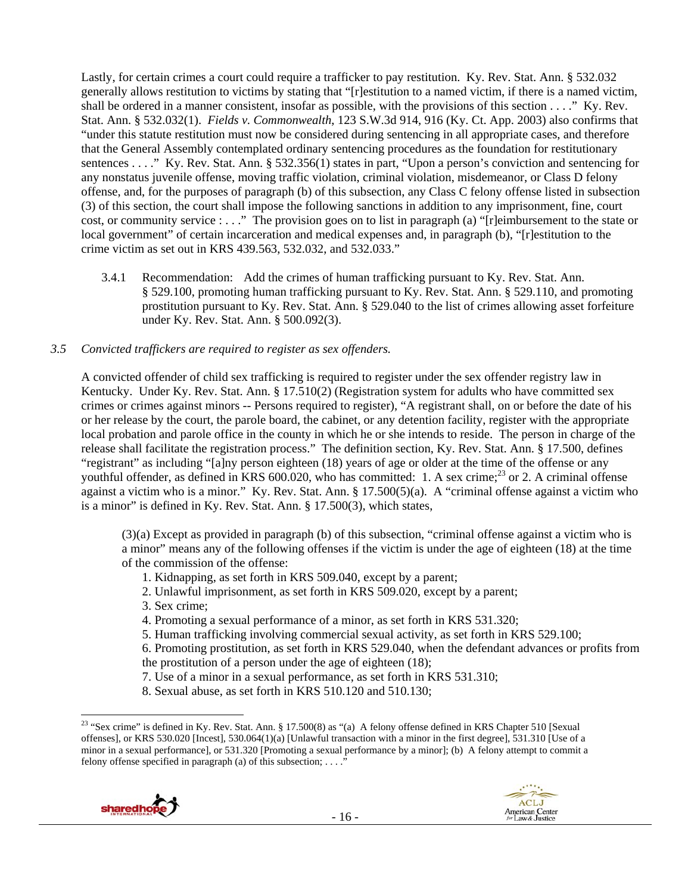Lastly, for certain crimes a court could require a trafficker to pay restitution. Ky. Rev. Stat. Ann. § 532.032 generally allows restitution to victims by stating that "[r]estitution to a named victim, if there is a named victim, shall be ordered in a manner consistent, insofar as possible, with the provisions of this section . . . ." Ky. Rev. Stat. Ann. § 532.032(1). *Fields v. Commonwealth*, 123 S.W.3d 914, 916 (Ky. Ct. App. 2003) also confirms that "under this statute restitution must now be considered during sentencing in all appropriate cases, and therefore that the General Assembly contemplated ordinary sentencing procedures as the foundation for restitutionary sentences . . . ." Ky. Rev. Stat. Ann. § 532.356(1) states in part, "Upon a person's conviction and sentencing for any nonstatus juvenile offense, moving traffic violation, criminal violation, misdemeanor, or Class D felony offense, and, for the purposes of paragraph (b) of this subsection, any Class C felony offense listed in subsection (3) of this section, the court shall impose the following sanctions in addition to any imprisonment, fine, court cost, or community service : . . ." The provision goes on to list in paragraph (a) "[r]eimbursement to the state or local government" of certain incarceration and medical expenses and, in paragraph (b), "[r]estitution to the crime victim as set out in KRS 439.563, 532.032, and 532.033."

3.4.1 Recommendation: Add the crimes of human trafficking pursuant to Ky. Rev. Stat. Ann. § 529.100, promoting human trafficking pursuant to Ky. Rev. Stat. Ann. § 529.110, and promoting prostitution pursuant to Ky. Rev. Stat. Ann. § 529.040 to the list of crimes allowing asset forfeiture under Ky. Rev. Stat. Ann. § 500.092(3).

*3.5 Convicted traffickers are required to register as sex offenders.*

A convicted offender of child sex trafficking is required to register under the sex offender registry law in Kentucky. Under Ky. Rev. Stat. Ann. § 17.510(2) (Registration system for adults who have committed sex crimes or crimes against minors -- Persons required to register), "A registrant shall, on or before the date of his or her release by the court, the parole board, the cabinet, or any detention facility, register with the appropriate local probation and parole office in the county in which he or she intends to reside. The person in charge of the release shall facilitate the registration process." The definition section, Ky. Rev. Stat. Ann. § 17.500, defines "registrant" as including "[a]ny person eighteen (18) years of age or older at the time of the offense or any youthful offender, as defined in KRS 600.020, who has committed: 1. A sex crime;[23] or 2. A criminal offense against a victim who is a minor." Ky. Rev. Stat. Ann. § 17.500(5)(a). A "criminal offense against a victim who is a minor" is defined in Ky. Rev. Stat. Ann. § 17.500(3), which states,

> (3)(a) Except as provided in paragraph (b) of this subsection, "criminal offense against a victim who is a minor" means any of the following offenses if the victim is under the age of eighteen (18) at the time of the commission of the offense:
>
> 1. Kidnapping, as set forth in KRS 509.040, except by a parent;
> 2. Unlawful imprisonment, as set forth in KRS 509.020, except by a parent;
> 3. Sex crime;
> 4. Promoting a sexual performance of a minor, as set forth in KRS 531.320;
> 5. Human trafficking involving commercial sexual activity, as set forth in KRS 529.100;
> 6. Promoting prostitution, as set forth in KRS 529.040, when the defendant advances or profits from the prostitution of a person under the age of eighteen (18);
> 7. Use of a minor in a sexual performance, as set forth in KRS 531.310;
> 8. Sexual abuse, as set forth in KRS 510.120 and 510.130;

---

[23] "Sex crime" is defined in Ky. Rev. Stat. Ann. § 17.500(8) as "(a) A felony offense defined in KRS Chapter 510 [Sexual offenses], or KRS 530.020 [Incest], 530.064(1)(a) [Unlawful transaction with a minor in the first degree], 531.310 [Use of a minor in a sexual performance], or 531.320 [Promoting a sexual performance by a minor]; (b) A felony attempt to commit a felony offense specified in paragraph (a) of this subsection; . . . ."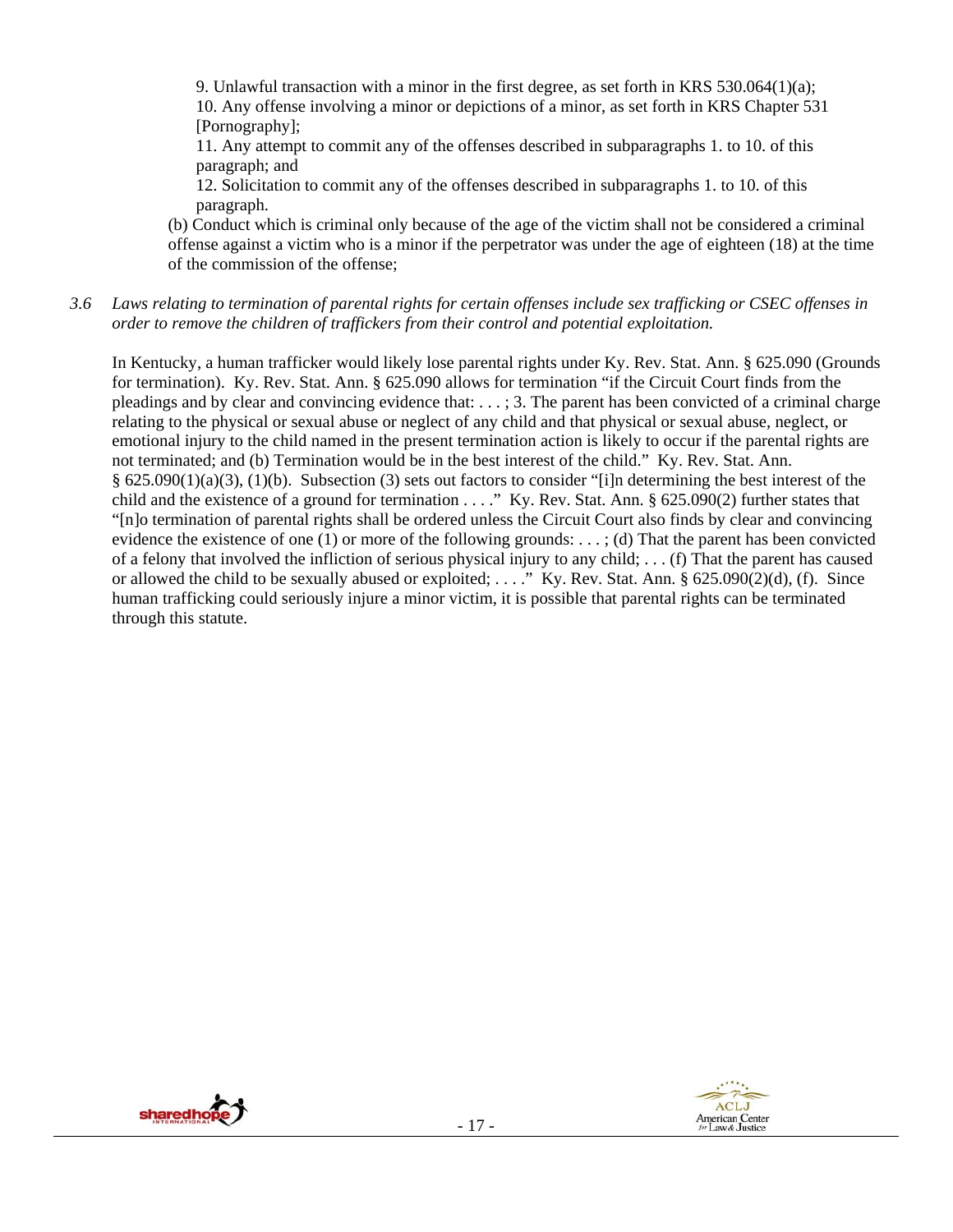9. Unlawful transaction with a minor in the first degree, as set forth in KRS 530.064(1)(a);
10. Any offense involving a minor or depictions of a minor, as set forth in KRS Chapter 531 [Pornography];
11. Any attempt to commit any of the offenses described in subparagraphs 1. to 10. of this paragraph; and
12. Solicitation to commit any of the offenses described in subparagraphs 1. to 10. of this paragraph.

(b) Conduct which is criminal only because of the age of the victim shall not be considered a criminal offense against a victim who is a minor if the perpetrator was under the age of eighteen (18) at the time of the commission of the offense;

*3.6 Laws relating to termination of parental rights for certain offenses include sex trafficking or CSEC offenses in order to remove the children of traffickers from their control and potential exploitation.*

In Kentucky, a human trafficker would likely lose parental rights under Ky. Rev. Stat. Ann. § 625.090 (Grounds for termination). Ky. Rev. Stat. Ann. § 625.090 allows for termination "if the Circuit Court finds from the pleadings and by clear and convincing evidence that: . . . ; 3. The parent has been convicted of a criminal charge relating to the physical or sexual abuse or neglect of any child and that physical or sexual abuse, neglect, or emotional injury to the child named in the present termination action is likely to occur if the parental rights are not terminated; and (b) Termination would be in the best interest of the child." Ky. Rev. Stat. Ann. § 625.090(1)(a)(3), (1)(b). Subsection (3) sets out factors to consider "[i]n determining the best interest of the child and the existence of a ground for termination . . . ." Ky. Rev. Stat. Ann. § 625.090(2) further states that "[n]o termination of parental rights shall be ordered unless the Circuit Court also finds by clear and convincing evidence the existence of one (1) or more of the following grounds: . . . ; (d) That the parent has been convicted of a felony that involved the infliction of serious physical injury to any child; . . . (f) That the parent has caused or allowed the child to be sexually abused or exploited; . . . ." Ky. Rev. Stat. Ann. § 625.090(2)(d), (f). Since human trafficking could seriously injure a minor victim, it is possible that parental rights can be terminated through this statute.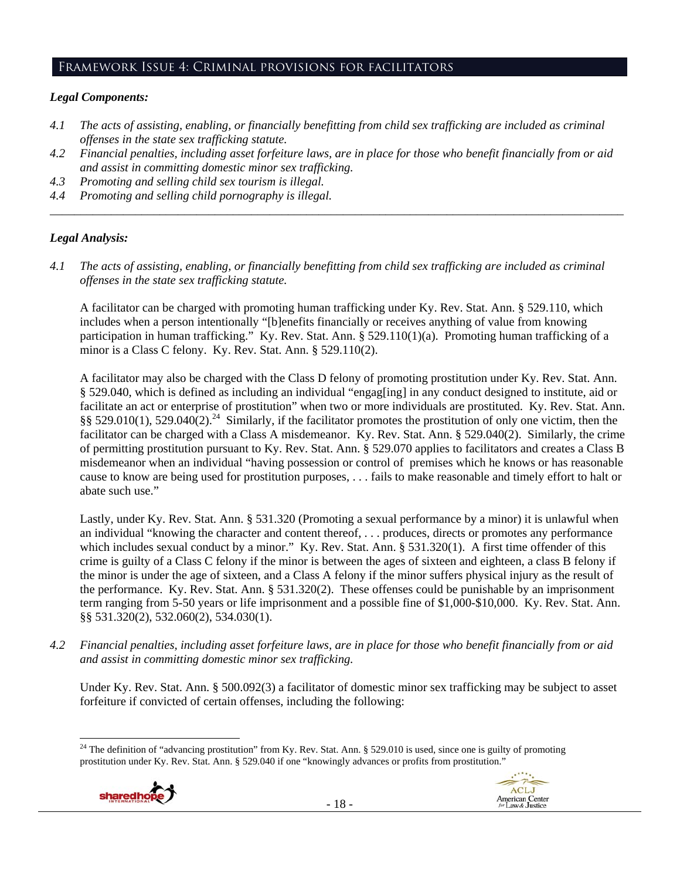## Framework Issue 4: Criminal provisions for facilitators

### *Legal Components:*

*4.1 The acts of assisting, enabling, or financially benefitting from child sex trafficking are included as criminal offenses in the state sex trafficking statute.*

*4.2 Financial penalties, including asset forfeiture laws, are in place for those who benefit financially from or aid and assist in committing domestic minor sex trafficking.*

*4.3 Promoting and selling child sex tourism is illegal.*

*4.4 Promoting and selling child pornography is illegal.*

---

### *Legal Analysis:*

*4.1 The acts of assisting, enabling, or financially benefitting from child sex trafficking are included as criminal offenses in the state sex trafficking statute.*

A facilitator can be charged with promoting human trafficking under Ky. Rev. Stat. Ann. § 529.110, which includes when a person intentionally "[b]enefits financially or receives anything of value from knowing participation in human trafficking." Ky. Rev. Stat. Ann. § 529.110(1)(a). Promoting human trafficking of a minor is a Class C felony. Ky. Rev. Stat. Ann. § 529.110(2).

A facilitator may also be charged with the Class D felony of promoting prostitution under Ky. Rev. Stat. Ann. § 529.040, which is defined as including an individual "engag[ing] in any conduct designed to institute, aid or facilitate an act or enterprise of prostitution" when two or more individuals are prostituted. Ky. Rev. Stat. Ann. §§ 529.010(1), 529.040(2).[24] Similarly, if the facilitator promotes the prostitution of only one victim, then the facilitator can be charged with a Class A misdemeanor. Ky. Rev. Stat. Ann. § 529.040(2). Similarly, the crime of permitting prostitution pursuant to Ky. Rev. Stat. Ann. § 529.070 applies to facilitators and creates a Class B misdemeanor when an individual "having possession or control of premises which he knows or has reasonable cause to know are being used for prostitution purposes, . . . fails to make reasonable and timely effort to halt or abate such use."

Lastly, under Ky. Rev. Stat. Ann. § 531.320 (Promoting a sexual performance by a minor) it is unlawful when an individual "knowing the character and content thereof, . . . produces, directs or promotes any performance which includes sexual conduct by a minor." Ky. Rev. Stat. Ann. § 531.320(1). A first time offender of this crime is guilty of a Class C felony if the minor is between the ages of sixteen and eighteen, a class B felony if the minor is under the age of sixteen, and a Class A felony if the minor suffers physical injury as the result of the performance. Ky. Rev. Stat. Ann. § 531.320(2). These offenses could be punishable by an imprisonment term ranging from 5-50 years or life imprisonment and a possible fine of $1,000-$10,000. Ky. Rev. Stat. Ann. §§ 531.320(2), 532.060(2), 534.030(1).

*4.2 Financial penalties, including asset forfeiture laws, are in place for those who benefit financially from or aid and assist in committing domestic minor sex trafficking.*

Under Ky. Rev. Stat. Ann. § 500.092(3) a facilitator of domestic minor sex trafficking may be subject to asset forfeiture if convicted of certain offenses, including the following:

---

[24] The definition of "advancing prostitution" from Ky. Rev. Stat. Ann. § 529.010 is used, since one is guilty of promoting prostitution under Ky. Rev. Stat. Ann. § 529.040 if one "knowingly advances or profits from prostitution."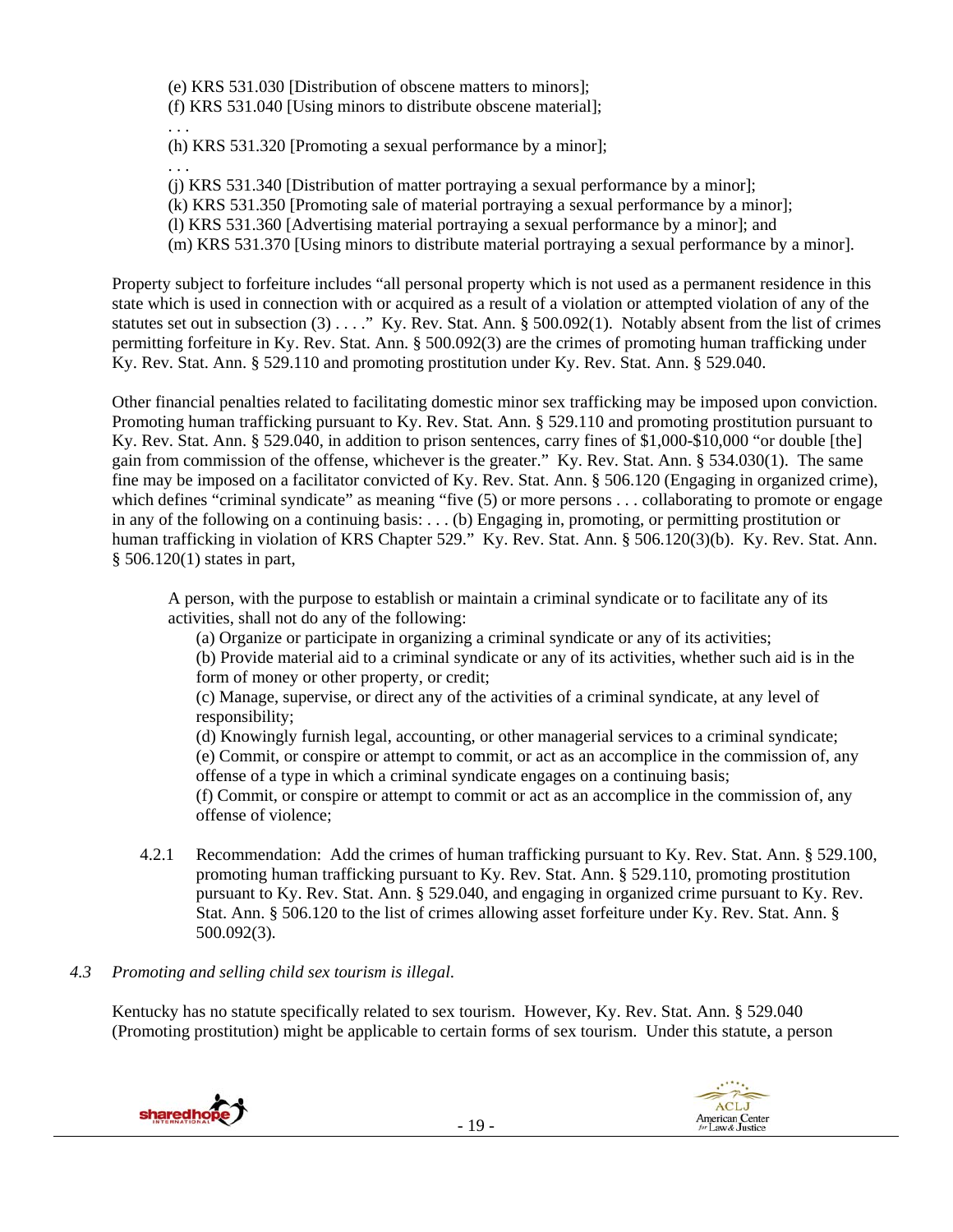(e) KRS 531.030 [Distribution of obscene matters to minors];
(f) KRS 531.040 [Using minors to distribute obscene material];
. . .
(h) KRS 531.320 [Promoting a sexual performance by a minor];
. . .
(j) KRS 531.340 [Distribution of matter portraying a sexual performance by a minor];
(k) KRS 531.350 [Promoting sale of material portraying a sexual performance by a minor];
(l) KRS 531.360 [Advertising material portraying a sexual performance by a minor]; and
(m) KRS 531.370 [Using minors to distribute material portraying a sexual performance by a minor].

Property subject to forfeiture includes "all personal property which is not used as a permanent residence in this state which is used in connection with or acquired as a result of a violation or attempted violation of any of the statutes set out in subsection (3) . . . ." Ky. Rev. Stat. Ann. § 500.092(1). Notably absent from the list of crimes permitting forfeiture in Ky. Rev. Stat. Ann. § 500.092(3) are the crimes of promoting human trafficking under Ky. Rev. Stat. Ann. § 529.110 and promoting prostitution under Ky. Rev. Stat. Ann. § 529.040.

Other financial penalties related to facilitating domestic minor sex trafficking may be imposed upon conviction. Promoting human trafficking pursuant to Ky. Rev. Stat. Ann. § 529.110 and promoting prostitution pursuant to Ky. Rev. Stat. Ann. § 529.040, in addition to prison sentences, carry fines of $1,000-$10,000 "or double [the] gain from commission of the offense, whichever is the greater." Ky. Rev. Stat. Ann. § 534.030(1). The same fine may be imposed on a facilitator convicted of Ky. Rev. Stat. Ann. § 506.120 (Engaging in organized crime), which defines "criminal syndicate" as meaning "five (5) or more persons . . . collaborating to promote or engage in any of the following on a continuing basis: . . . (b) Engaging in, promoting, or permitting prostitution or human trafficking in violation of KRS Chapter 529." Ky. Rev. Stat. Ann. § 506.120(3)(b). Ky. Rev. Stat. Ann. § 506.120(1) states in part,

> A person, with the purpose to establish or maintain a criminal syndicate or to facilitate any of its activities, shall not do any of the following:
>
> (a) Organize or participate in organizing a criminal syndicate or any of its activities;
>
> (b) Provide material aid to a criminal syndicate or any of its activities, whether such aid is in the form of money or other property, or credit;
>
> (c) Manage, supervise, or direct any of the activities of a criminal syndicate, at any level of responsibility;
>
> (d) Knowingly furnish legal, accounting, or other managerial services to a criminal syndicate;
>
> (e) Commit, or conspire or attempt to commit, or act as an accomplice in the commission of, any offense of a type in which a criminal syndicate engages on a continuing basis;
>
> (f) Commit, or conspire or attempt to commit or act as an accomplice in the commission of, any offense of violence;

4.2.1 Recommendation: Add the crimes of human trafficking pursuant to Ky. Rev. Stat. Ann. § 529.100, promoting human trafficking pursuant to Ky. Rev. Stat. Ann. § 529.110, promoting prostitution pursuant to Ky. Rev. Stat. Ann. § 529.040, and engaging in organized crime pursuant to Ky. Rev. Stat. Ann. § 506.120 to the list of crimes allowing asset forfeiture under Ky. Rev. Stat. Ann. § 500.092(3).

*4.3 Promoting and selling child sex tourism is illegal.*

Kentucky has no statute specifically related to sex tourism. However, Ky. Rev. Stat. Ann. § 529.040 (Promoting prostitution) might be applicable to certain forms of sex tourism. Under this statute, a person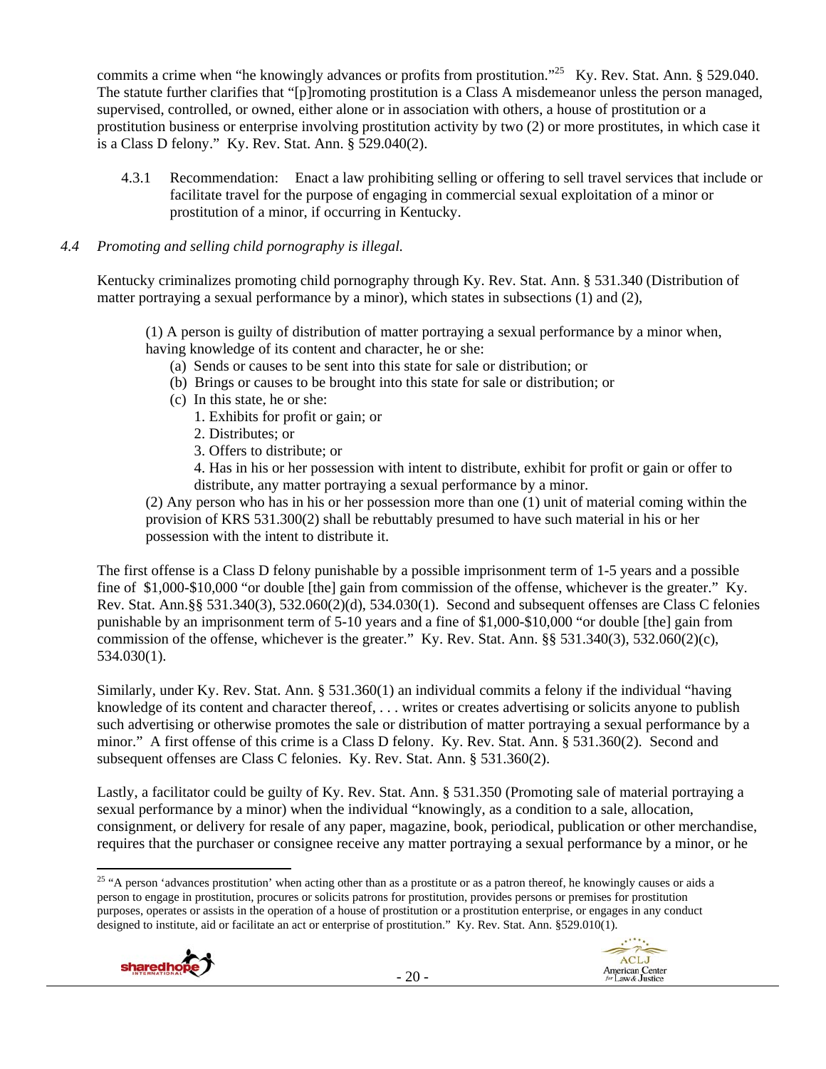commits a crime when "he knowingly advances or profits from prostitution."[25] Ky. Rev. Stat. Ann. § 529.040. The statute further clarifies that "[p]romoting prostitution is a Class A misdemeanor unless the person managed, supervised, controlled, or owned, either alone or in association with others, a house of prostitution or a prostitution business or enterprise involving prostitution activity by two (2) or more prostitutes, in which case it is a Class D felony." Ky. Rev. Stat. Ann. § 529.040(2).

4.3.1 Recommendation: Enact a law prohibiting selling or offering to sell travel services that include or facilitate travel for the purpose of engaging in commercial sexual exploitation of a minor or prostitution of a minor, if occurring in Kentucky.

### *4.4 Promoting and selling child pornography is illegal.*

Kentucky criminalizes promoting child pornography through Ky. Rev. Stat. Ann. § 531.340 (Distribution of matter portraying a sexual performance by a minor), which states in subsections (1) and (2),

> (1) A person is guilty of distribution of matter portraying a sexual performance by a minor when, having knowledge of its content and character, he or she:
> - (a) Sends or causes to be sent into this state for sale or distribution; or
> - (b) Brings or causes to be brought into this state for sale or distribution; or
> - (c) In this state, he or she:
>   1. Exhibits for profit or gain; or
>   2. Distributes; or
>   3. Offers to distribute; or
>   4. Has in his or her possession with intent to distribute, exhibit for profit or gain or offer to distribute, any matter portraying a sexual performance by a minor.
>
> (2) Any person who has in his or her possession more than one (1) unit of material coming within the provision of KRS 531.300(2) shall be rebuttably presumed to have such material in his or her possession with the intent to distribute it.

The first offense is a Class D felony punishable by a possible imprisonment term of 1-5 years and a possible fine of $1,000-$10,000 "or double [the] gain from commission of the offense, whichever is the greater." Ky. Rev. Stat. Ann.§§ 531.340(3), 532.060(2)(d), 534.030(1). Second and subsequent offenses are Class C felonies punishable by an imprisonment term of 5-10 years and a fine of $1,000-$10,000 "or double [the] gain from commission of the offense, whichever is the greater." Ky. Rev. Stat. Ann. §§ 531.340(3), 532.060(2)(c), 534.030(1).

Similarly, under Ky. Rev. Stat. Ann. § 531.360(1) an individual commits a felony if the individual "having knowledge of its content and character thereof, . . . writes or creates advertising or solicits anyone to publish such advertising or otherwise promotes the sale or distribution of matter portraying a sexual performance by a minor." A first offense of this crime is a Class D felony. Ky. Rev. Stat. Ann. § 531.360(2). Second and subsequent offenses are Class C felonies. Ky. Rev. Stat. Ann. § 531.360(2).

Lastly, a facilitator could be guilty of Ky. Rev. Stat. Ann. § 531.350 (Promoting sale of material portraying a sexual performance by a minor) when the individual "knowingly, as a condition to a sale, allocation, consignment, or delivery for resale of any paper, magazine, book, periodical, publication or other merchandise, requires that the purchaser or consignee receive any matter portraying a sexual performance by a minor, or he

---

[25] "A person 'advances prostitution' when acting other than as a prostitute or as a patron thereof, he knowingly causes or aids a person to engage in prostitution, procures or solicits patrons for prostitution, provides persons or premises for prostitution purposes, operates or assists in the operation of a house of prostitution or a prostitution enterprise, or engages in any conduct designed to institute, aid or facilitate an act or enterprise of prostitution." Ky. Rev. Stat. Ann. §529.010(1).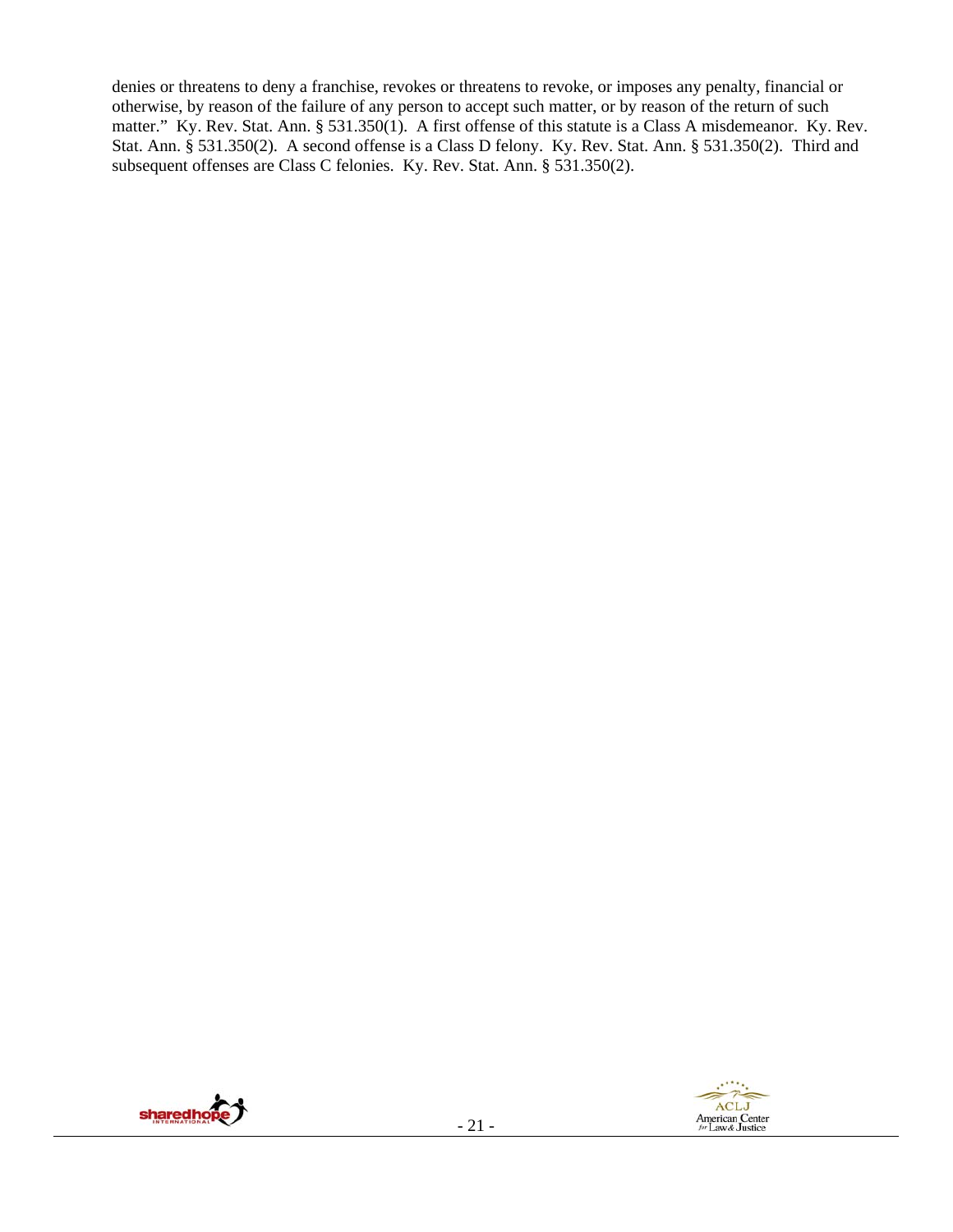denies or threatens to deny a franchise, revokes or threatens to revoke, or imposes any penalty, financial or otherwise, by reason of the failure of any person to accept such matter, or by reason of the return of such matter." Ky. Rev. Stat. Ann. § 531.350(1). A first offense of this statute is a Class A misdemeanor. Ky. Rev. Stat. Ann. § 531.350(2). A second offense is a Class D felony. Ky. Rev. Stat. Ann. § 531.350(2). Third and subsequent offenses are Class C felonies. Ky. Rev. Stat. Ann. § 531.350(2).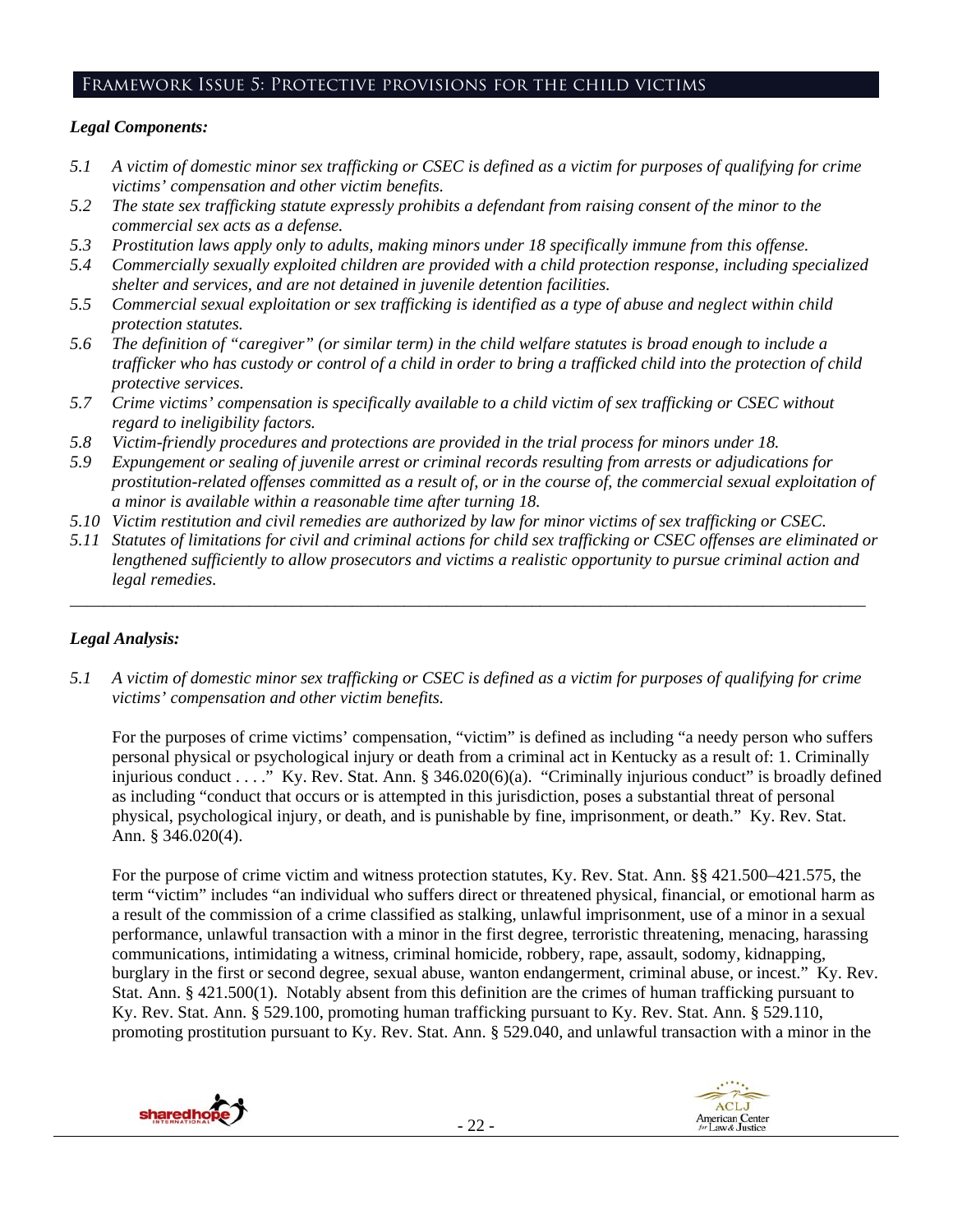## Framework Issue 5: Protective provisions for the child victims

### *Legal Components:*

*5.1 A victim of domestic minor sex trafficking or CSEC is defined as a victim for purposes of qualifying for crime victims' compensation and other victim benefits.*

*5.2 The state sex trafficking statute expressly prohibits a defendant from raising consent of the minor to the commercial sex acts as a defense.*

*5.3 Prostitution laws apply only to adults, making minors under 18 specifically immune from this offense.*

*5.4 Commercially sexually exploited children are provided with a child protection response, including specialized shelter and services, and are not detained in juvenile detention facilities.*

*5.5 Commercial sexual exploitation or sex trafficking is identified as a type of abuse and neglect within child protection statutes.*

*5.6 The definition of "caregiver" (or similar term) in the child welfare statutes is broad enough to include a trafficker who has custody or control of a child in order to bring a trafficked child into the protection of child protective services.*

*5.7 Crime victims' compensation is specifically available to a child victim of sex trafficking or CSEC without regard to ineligibility factors.*

*5.8 Victim-friendly procedures and protections are provided in the trial process for minors under 18.*

*5.9 Expungement or sealing of juvenile arrest or criminal records resulting from arrests or adjudications for prostitution-related offenses committed as a result of, or in the course of, the commercial sexual exploitation of a minor is available within a reasonable time after turning 18.*

*5.10 Victim restitution and civil remedies are authorized by law for minor victims of sex trafficking or CSEC.*

*5.11 Statutes of limitations for civil and criminal actions for child sex trafficking or CSEC offenses are eliminated or lengthened sufficiently to allow prosecutors and victims a realistic opportunity to pursue criminal action and legal remedies.*

---

### *Legal Analysis:*

*5.1 A victim of domestic minor sex trafficking or CSEC is defined as a victim for purposes of qualifying for crime victims' compensation and other victim benefits.*

For the purposes of crime victims' compensation, "victim" is defined as including "a needy person who suffers personal physical or psychological injury or death from a criminal act in Kentucky as a result of: 1. Criminally injurious conduct . . . ." Ky. Rev. Stat. Ann. § 346.020(6)(a). "Criminally injurious conduct" is broadly defined as including "conduct that occurs or is attempted in this jurisdiction, poses a substantial threat of personal physical, psychological injury, or death, and is punishable by fine, imprisonment, or death." Ky. Rev. Stat. Ann. § 346.020(4).

For the purpose of crime victim and witness protection statutes, Ky. Rev. Stat. Ann. §§ 421.500–421.575, the term "victim" includes "an individual who suffers direct or threatened physical, financial, or emotional harm as a result of the commission of a crime classified as stalking, unlawful imprisonment, use of a minor in a sexual performance, unlawful transaction with a minor in the first degree, terroristic threatening, menacing, harassing communications, intimidating a witness, criminal homicide, robbery, rape, assault, sodomy, kidnapping, burglary in the first or second degree, sexual abuse, wanton endangerment, criminal abuse, or incest." Ky. Rev. Stat. Ann. § 421.500(1). Notably absent from this definition are the crimes of human trafficking pursuant to Ky. Rev. Stat. Ann. § 529.100, promoting human trafficking pursuant to Ky. Rev. Stat. Ann. § 529.110, promoting prostitution pursuant to Ky. Rev. Stat. Ann. § 529.040, and unlawful transaction with a minor in the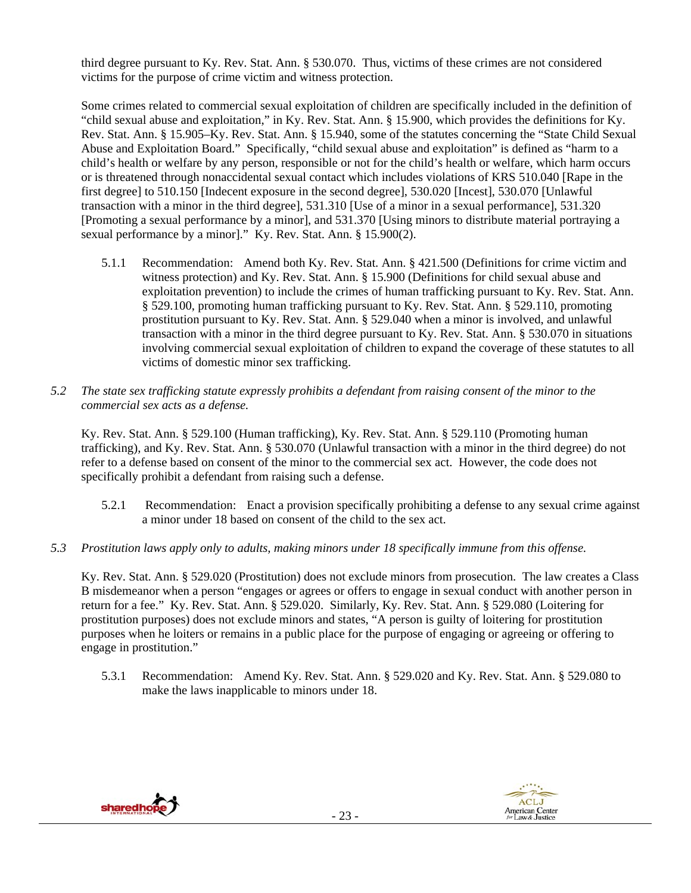third degree pursuant to Ky. Rev. Stat. Ann. § 530.070. Thus, victims of these crimes are not considered victims for the purpose of crime victim and witness protection.

Some crimes related to commercial sexual exploitation of children are specifically included in the definition of "child sexual abuse and exploitation," in Ky. Rev. Stat. Ann. § 15.900, which provides the definitions for Ky. Rev. Stat. Ann. § 15.905–Ky. Rev. Stat. Ann. § 15.940, some of the statutes concerning the "State Child Sexual Abuse and Exploitation Board." Specifically, "child sexual abuse and exploitation" is defined as "harm to a child's health or welfare by any person, responsible or not for the child's health or welfare, which harm occurs or is threatened through nonaccidental sexual contact which includes violations of KRS 510.040 [Rape in the first degree] to 510.150 [Indecent exposure in the second degree], 530.020 [Incest], 530.070 [Unlawful transaction with a minor in the third degree], 531.310 [Use of a minor in a sexual performance], 531.320 [Promoting a sexual performance by a minor], and 531.370 [Using minors to distribute material portraying a sexual performance by a minor]." Ky. Rev. Stat. Ann. § 15.900(2).

5.1.1 Recommendation: Amend both Ky. Rev. Stat. Ann. § 421.500 (Definitions for crime victim and witness protection) and Ky. Rev. Stat. Ann. § 15.900 (Definitions for child sexual abuse and exploitation prevention) to include the crimes of human trafficking pursuant to Ky. Rev. Stat. Ann. § 529.100, promoting human trafficking pursuant to Ky. Rev. Stat. Ann. § 529.110, promoting prostitution pursuant to Ky. Rev. Stat. Ann. § 529.040 when a minor is involved, and unlawful transaction with a minor in the third degree pursuant to Ky. Rev. Stat. Ann. § 530.070 in situations involving commercial sexual exploitation of children to expand the coverage of these statutes to all victims of domestic minor sex trafficking.

*5.2 The state sex trafficking statute expressly prohibits a defendant from raising consent of the minor to the commercial sex acts as a defense.*

Ky. Rev. Stat. Ann. § 529.100 (Human trafficking), Ky. Rev. Stat. Ann. § 529.110 (Promoting human trafficking), and Ky. Rev. Stat. Ann. § 530.070 (Unlawful transaction with a minor in the third degree) do not refer to a defense based on consent of the minor to the commercial sex act. However, the code does not specifically prohibit a defendant from raising such a defense.

5.2.1 Recommendation: Enact a provision specifically prohibiting a defense to any sexual crime against a minor under 18 based on consent of the child to the sex act.

*5.3 Prostitution laws apply only to adults, making minors under 18 specifically immune from this offense.*

Ky. Rev. Stat. Ann. § 529.020 (Prostitution) does not exclude minors from prosecution. The law creates a Class B misdemeanor when a person "engages or agrees or offers to engage in sexual conduct with another person in return for a fee." Ky. Rev. Stat. Ann. § 529.020. Similarly, Ky. Rev. Stat. Ann. § 529.080 (Loitering for prostitution purposes) does not exclude minors and states, "A person is guilty of loitering for prostitution purposes when he loiters or remains in a public place for the purpose of engaging or agreeing or offering to engage in prostitution."

5.3.1 Recommendation: Amend Ky. Rev. Stat. Ann. § 529.020 and Ky. Rev. Stat. Ann. § 529.080 to make the laws inapplicable to minors under 18.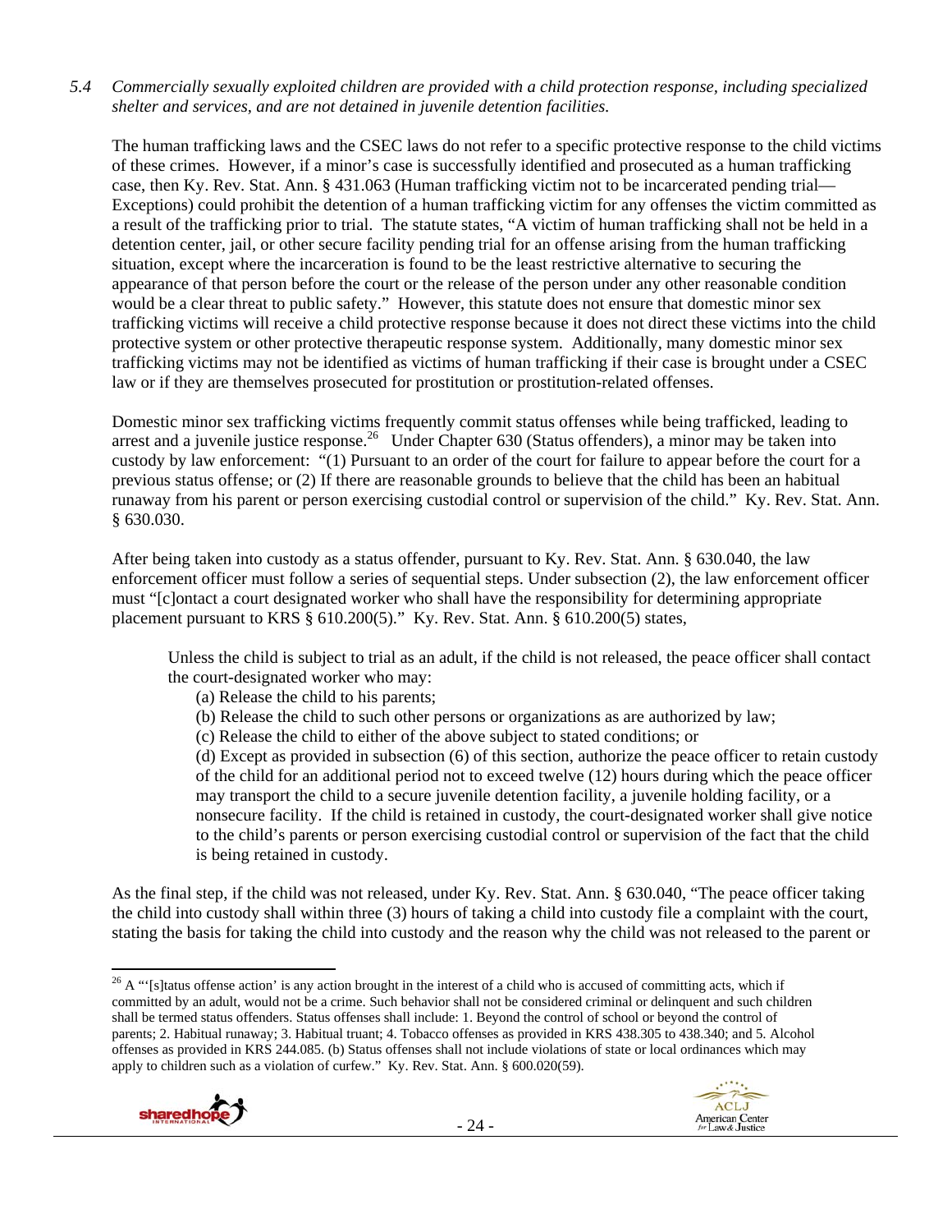*5.4 Commercially sexually exploited children are provided with a child protection response, including specialized shelter and services, and are not detained in juvenile detention facilities.*

The human trafficking laws and the CSEC laws do not refer to a specific protective response to the child victims of these crimes. However, if a minor's case is successfully identified and prosecuted as a human trafficking case, then Ky. Rev. Stat. Ann. § 431.063 (Human trafficking victim not to be incarcerated pending trial—Exceptions) could prohibit the detention of a human trafficking victim for any offenses the victim committed as a result of the trafficking prior to trial. The statute states, "A victim of human trafficking shall not be held in a detention center, jail, or other secure facility pending trial for an offense arising from the human trafficking situation, except where the incarceration is found to be the least restrictive alternative to securing the appearance of that person before the court or the release of the person under any other reasonable condition would be a clear threat to public safety." However, this statute does not ensure that domestic minor sex trafficking victims will receive a child protective response because it does not direct these victims into the child protective system or other protective therapeutic response system. Additionally, many domestic minor sex trafficking victims may not be identified as victims of human trafficking if their case is brought under a CSEC law or if they are themselves prosecuted for prostitution or prostitution-related offenses.

Domestic minor sex trafficking victims frequently commit status offenses while being trafficked, leading to arrest and a juvenile justice response.[26] Under Chapter 630 (Status offenders), a minor may be taken into custody by law enforcement: "(1) Pursuant to an order of the court for failure to appear before the court for a previous status offense; or (2) If there are reasonable grounds to believe that the child has been an habitual runaway from his parent or person exercising custodial control or supervision of the child." Ky. Rev. Stat. Ann. § 630.030.

After being taken into custody as a status offender, pursuant to Ky. Rev. Stat. Ann. § 630.040, the law enforcement officer must follow a series of sequential steps. Under subsection (2), the law enforcement officer must "[c]ontact a court designated worker who shall have the responsibility for determining appropriate placement pursuant to KRS § 610.200(5)." Ky. Rev. Stat. Ann. § 610.200(5) states,

> Unless the child is subject to trial as an adult, if the child is not released, the peace officer shall contact the court-designated worker who may:
>
> (a) Release the child to his parents;
>
> (b) Release the child to such other persons or organizations as are authorized by law;
>
> (c) Release the child to either of the above subject to stated conditions; or
>
> (d) Except as provided in subsection (6) of this section, authorize the peace officer to retain custody of the child for an additional period not to exceed twelve (12) hours during which the peace officer may transport the child to a secure juvenile detention facility, a juvenile holding facility, or a nonsecure facility. If the child is retained in custody, the court-designated worker shall give notice to the child's parents or person exercising custodial control or supervision of the fact that the child is being retained in custody.

As the final step, if the child was not released, under Ky. Rev. Stat. Ann. § 630.040, "The peace officer taking the child into custody shall within three (3) hours of taking a child into custody file a complaint with the court, stating the basis for taking the child into custody and the reason why the child was not released to the parent or

---

[26] A "'[s]tatus offense action' is any action brought in the interest of a child who is accused of committing acts, which if committed by an adult, would not be a crime. Such behavior shall not be considered criminal or delinquent and such children shall be termed status offenders. Status offenses shall include: 1. Beyond the control of school or beyond the control of parents; 2. Habitual runaway; 3. Habitual truant; 4. Tobacco offenses as provided in KRS 438.305 to 438.340; and 5. Alcohol offenses as provided in KRS 244.085. (b) Status offenses shall not include violations of state or local ordinances which may apply to children such as a violation of curfew." Ky. Rev. Stat. Ann. § 600.020(59).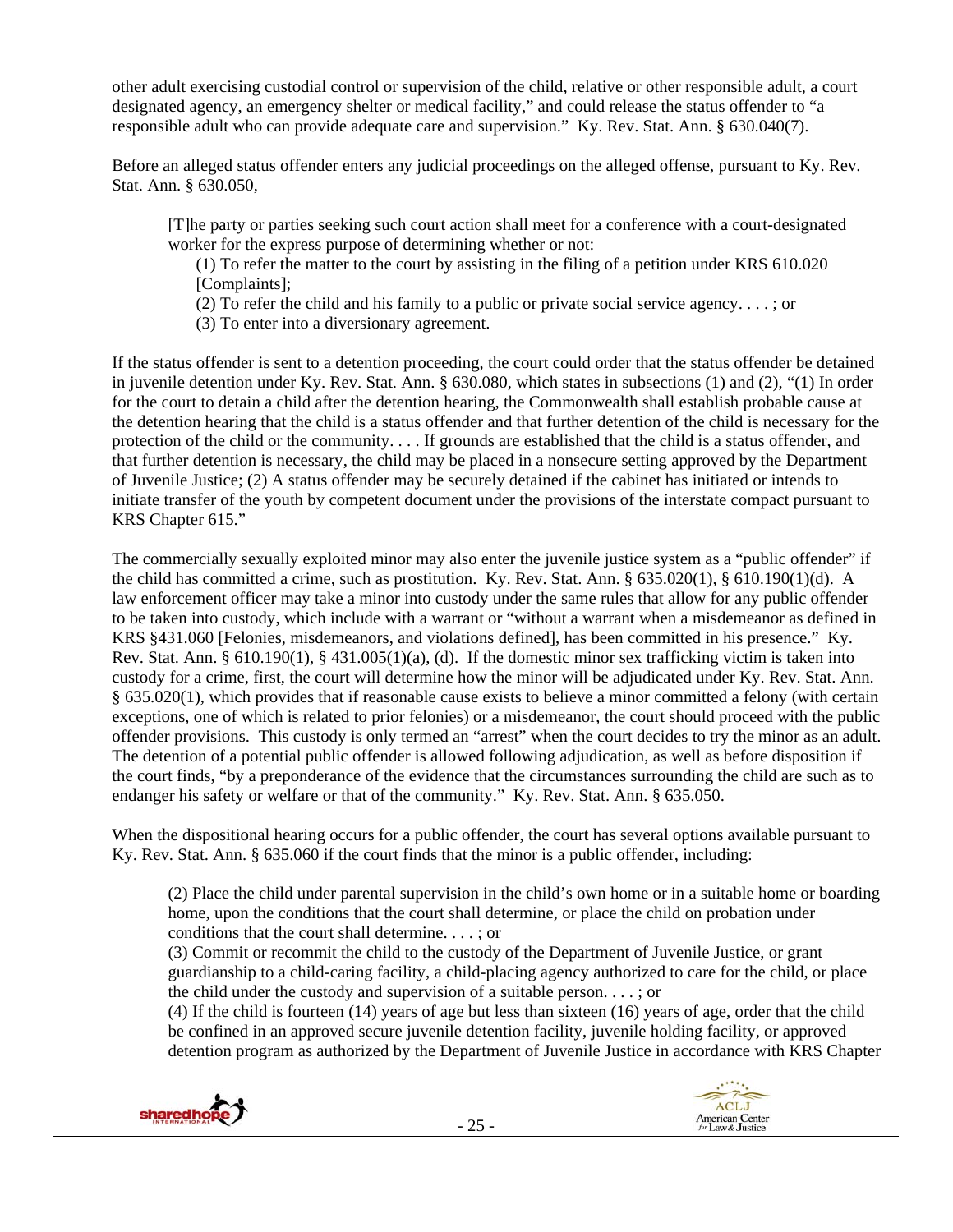other adult exercising custodial control or supervision of the child, relative or other responsible adult, a court designated agency, an emergency shelter or medical facility," and could release the status offender to "a responsible adult who can provide adequate care and supervision." Ky. Rev. Stat. Ann. § 630.040(7).

Before an alleged status offender enters any judicial proceedings on the alleged offense, pursuant to Ky. Rev. Stat. Ann. § 630.050,

> [T]he party or parties seeking such court action shall meet for a conference with a court-designated worker for the express purpose of determining whether or not:
>
> (1) To refer the matter to the court by assisting in the filing of a petition under KRS 610.020 [Complaints];
>
> (2) To refer the child and his family to a public or private social service agency. . . . ; or
>
> (3) To enter into a diversionary agreement.

If the status offender is sent to a detention proceeding, the court could order that the status offender be detained in juvenile detention under Ky. Rev. Stat. Ann. § 630.080, which states in subsections (1) and (2), "(1) In order for the court to detain a child after the detention hearing, the Commonwealth shall establish probable cause at the detention hearing that the child is a status offender and that further detention of the child is necessary for the protection of the child or the community. . . . If grounds are established that the child is a status offender, and that further detention is necessary, the child may be placed in a nonsecure setting approved by the Department of Juvenile Justice; (2) A status offender may be securely detained if the cabinet has initiated or intends to initiate transfer of the youth by competent document under the provisions of the interstate compact pursuant to KRS Chapter 615."

The commercially sexually exploited minor may also enter the juvenile justice system as a "public offender" if the child has committed a crime, such as prostitution. Ky. Rev. Stat. Ann. § 635.020(1), § 610.190(1)(d). A law enforcement officer may take a minor into custody under the same rules that allow for any public offender to be taken into custody, which include with a warrant or "without a warrant when a misdemeanor as defined in KRS §431.060 [Felonies, misdemeanors, and violations defined], has been committed in his presence." Ky. Rev. Stat. Ann. § 610.190(1), § 431.005(1)(a), (d). If the domestic minor sex trafficking victim is taken into custody for a crime, first, the court will determine how the minor will be adjudicated under Ky. Rev. Stat. Ann. § 635.020(1), which provides that if reasonable cause exists to believe a minor committed a felony (with certain exceptions, one of which is related to prior felonies) or a misdemeanor, the court should proceed with the public offender provisions. This custody is only termed an "arrest" when the court decides to try the minor as an adult. The detention of a potential public offender is allowed following adjudication, as well as before disposition if the court finds, "by a preponderance of the evidence that the circumstances surrounding the child are such as to endanger his safety or welfare or that of the community." Ky. Rev. Stat. Ann. § 635.050.

When the dispositional hearing occurs for a public offender, the court has several options available pursuant to Ky. Rev. Stat. Ann. § 635.060 if the court finds that the minor is a public offender, including:

> (2) Place the child under parental supervision in the child's own home or in a suitable home or boarding home, upon the conditions that the court shall determine, or place the child on probation under conditions that the court shall determine. . . . ; or
>
> (3) Commit or recommit the child to the custody of the Department of Juvenile Justice, or grant guardianship to a child-caring facility, a child-placing agency authorized to care for the child, or place the child under the custody and supervision of a suitable person. . . . ; or
>
> (4) If the child is fourteen (14) years of age but less than sixteen (16) years of age, order that the child be confined in an approved secure juvenile detention facility, juvenile holding facility, or approved detention program as authorized by the Department of Juvenile Justice in accordance with KRS Chapter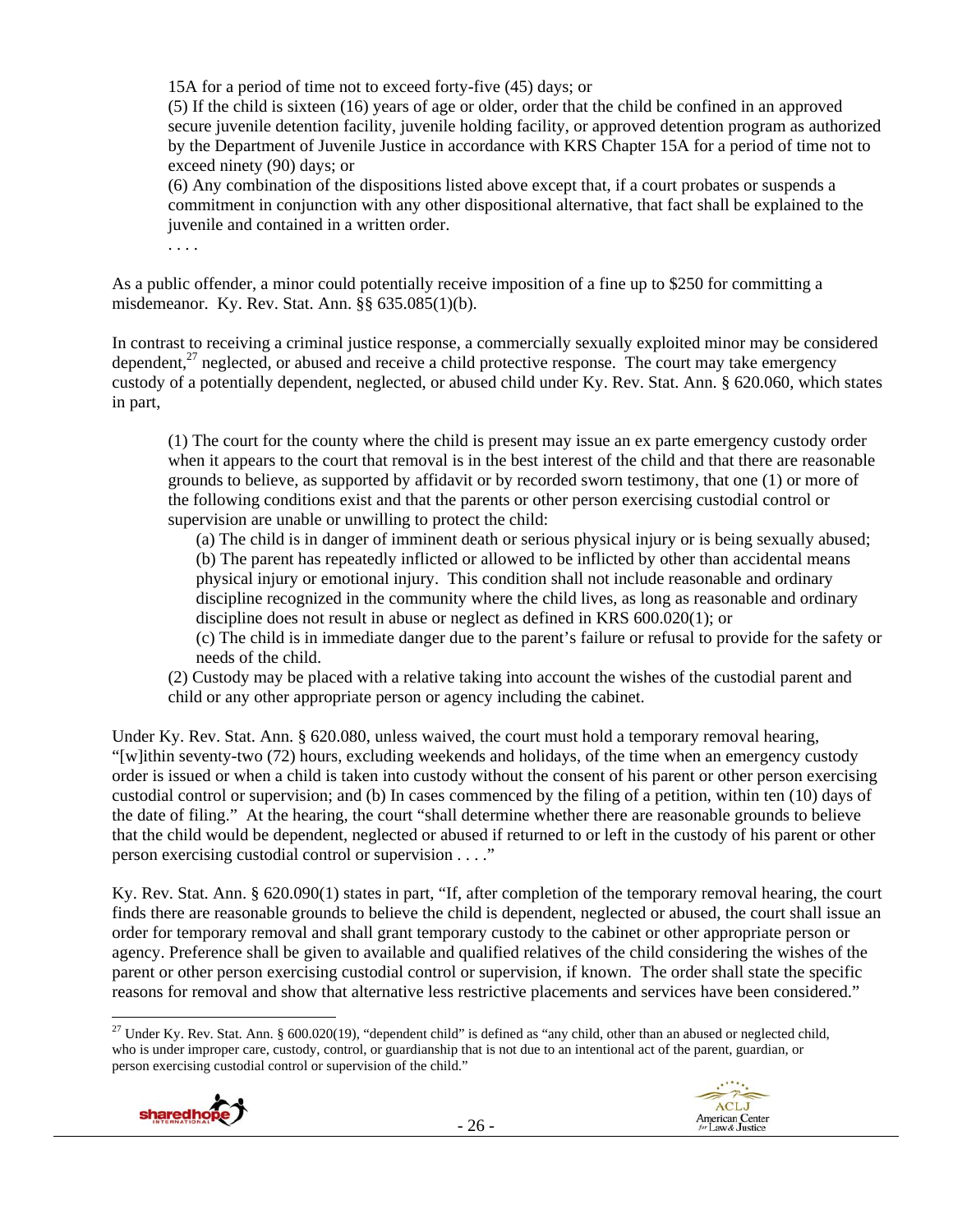> 15A for a period of time not to exceed forty-five (45) days; or
> (5) If the child is sixteen (16) years of age or older, order that the child be confined in an approved secure juvenile detention facility, juvenile holding facility, or approved detention program as authorized by the Department of Juvenile Justice in accordance with KRS Chapter 15A for a period of time not to exceed ninety (90) days; or
> (6) Any combination of the dispositions listed above except that, if a court probates or suspends a commitment in conjunction with any other dispositional alternative, that fact shall be explained to the juvenile and contained in a written order.
> . . . .

As a public offender, a minor could potentially receive imposition of a fine up to $250 for committing a misdemeanor. Ky. Rev. Stat. Ann. §§ 635.085(1)(b).

In contrast to receiving a criminal justice response, a commercially sexually exploited minor may be considered dependent,[27] neglected, or abused and receive a child protective response. The court may take emergency custody of a potentially dependent, neglected, or abused child under Ky. Rev. Stat. Ann. § 620.060, which states in part,

> (1) The court for the county where the child is present may issue an ex parte emergency custody order when it appears to the court that removal is in the best interest of the child and that there are reasonable grounds to believe, as supported by affidavit or by recorded sworn testimony, that one (1) or more of the following conditions exist and that the parents or other person exercising custodial control or supervision are unable or unwilling to protect the child:
>
> (a) The child is in danger of imminent death or serious physical injury or is being sexually abused;
> (b) The parent has repeatedly inflicted or allowed to be inflicted by other than accidental means physical injury or emotional injury. This condition shall not include reasonable and ordinary discipline recognized in the community where the child lives, as long as reasonable and ordinary discipline does not result in abuse or neglect as defined in KRS 600.020(1); or
> (c) The child is in immediate danger due to the parent's failure or refusal to provide for the safety or needs of the child.
>
> (2) Custody may be placed with a relative taking into account the wishes of the custodial parent and child or any other appropriate person or agency including the cabinet.

Under Ky. Rev. Stat. Ann. § 620.080, unless waived, the court must hold a temporary removal hearing, "[w]ithin seventy-two (72) hours, excluding weekends and holidays, of the time when an emergency custody order is issued or when a child is taken into custody without the consent of his parent or other person exercising custodial control or supervision; and (b) In cases commenced by the filing of a petition, within ten (10) days of the date of filing." At the hearing, the court "shall determine whether there are reasonable grounds to believe that the child would be dependent, neglected or abused if returned to or left in the custody of his parent or other person exercising custodial control or supervision . . . ."

Ky. Rev. Stat. Ann. § 620.090(1) states in part, "If, after completion of the temporary removal hearing, the court finds there are reasonable grounds to believe the child is dependent, neglected or abused, the court shall issue an order for temporary removal and shall grant temporary custody to the cabinet or other appropriate person or agency. Preference shall be given to available and qualified relatives of the child considering the wishes of the parent or other person exercising custodial control or supervision, if known. The order shall state the specific reasons for removal and show that alternative less restrictive placements and services have been considered."

---

[27] Under Ky. Rev. Stat. Ann. § 600.020(19), "dependent child" is defined as "any child, other than an abused or neglected child, who is under improper care, custody, control, or guardianship that is not due to an intentional act of the parent, guardian, or person exercising custodial control or supervision of the child."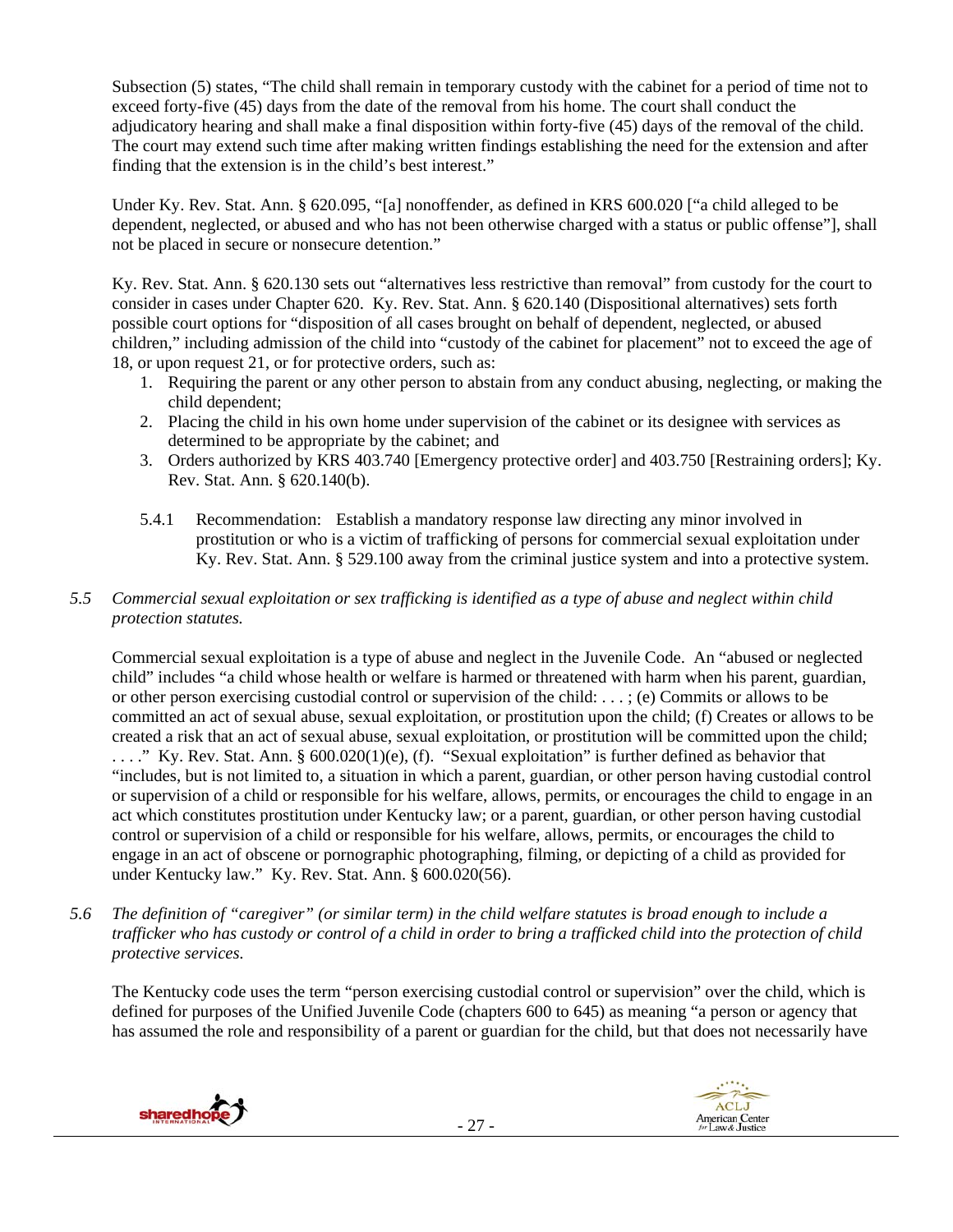Subsection (5) states, "The child shall remain in temporary custody with the cabinet for a period of time not to exceed forty-five (45) days from the date of the removal from his home. The court shall conduct the adjudicatory hearing and shall make a final disposition within forty-five (45) days of the removal of the child. The court may extend such time after making written findings establishing the need for the extension and after finding that the extension is in the child's best interest."

Under Ky. Rev. Stat. Ann. § 620.095, "[a] nonoffender, as defined in KRS 600.020 ["a child alleged to be dependent, neglected, or abused and who has not been otherwise charged with a status or public offense"], shall not be placed in secure or nonsecure detention."

Ky. Rev. Stat. Ann. § 620.130 sets out "alternatives less restrictive than removal" from custody for the court to consider in cases under Chapter 620. Ky. Rev. Stat. Ann. § 620.140 (Dispositional alternatives) sets forth possible court options for "disposition of all cases brought on behalf of dependent, neglected, or abused children," including admission of the child into "custody of the cabinet for placement" not to exceed the age of 18, or upon request 21, or for protective orders, such as:

1. Requiring the parent or any other person to abstain from any conduct abusing, neglecting, or making the child dependent;
2. Placing the child in his own home under supervision of the cabinet or its designee with services as determined to be appropriate by the cabinet; and
3. Orders authorized by KRS 403.740 [Emergency protective order] and 403.750 [Restraining orders]; Ky. Rev. Stat. Ann. § 620.140(b).

5.4.1 Recommendation: Establish a mandatory response law directing any minor involved in prostitution or who is a victim of trafficking of persons for commercial sexual exploitation under Ky. Rev. Stat. Ann. § 529.100 away from the criminal justice system and into a protective system.

*5.5 Commercial sexual exploitation or sex trafficking is identified as a type of abuse and neglect within child protection statutes.*

Commercial sexual exploitation is a type of abuse and neglect in the Juvenile Code. An "abused or neglected child" includes "a child whose health or welfare is harmed or threatened with harm when his parent, guardian, or other person exercising custodial control or supervision of the child: . . . ; (e) Commits or allows to be committed an act of sexual abuse, sexual exploitation, or prostitution upon the child; (f) Creates or allows to be created a risk that an act of sexual abuse, sexual exploitation, or prostitution will be committed upon the child; . . . ." Ky. Rev. Stat. Ann. § 600.020(1)(e), (f). "Sexual exploitation" is further defined as behavior that "includes, but is not limited to, a situation in which a parent, guardian, or other person having custodial control or supervision of a child or responsible for his welfare, allows, permits, or encourages the child to engage in an act which constitutes prostitution under Kentucky law; or a parent, guardian, or other person having custodial control or supervision of a child or responsible for his welfare, allows, permits, or encourages the child to engage in an act of obscene or pornographic photographing, filming, or depicting of a child as provided for under Kentucky law." Ky. Rev. Stat. Ann. § 600.020(56).

*5.6 The definition of "caregiver" (or similar term) in the child welfare statutes is broad enough to include a trafficker who has custody or control of a child in order to bring a trafficked child into the protection of child protective services.*

The Kentucky code uses the term "person exercising custodial control or supervision" over the child, which is defined for purposes of the Unified Juvenile Code (chapters 600 to 645) as meaning "a person or agency that has assumed the role and responsibility of a parent or guardian for the child, but that does not necessarily have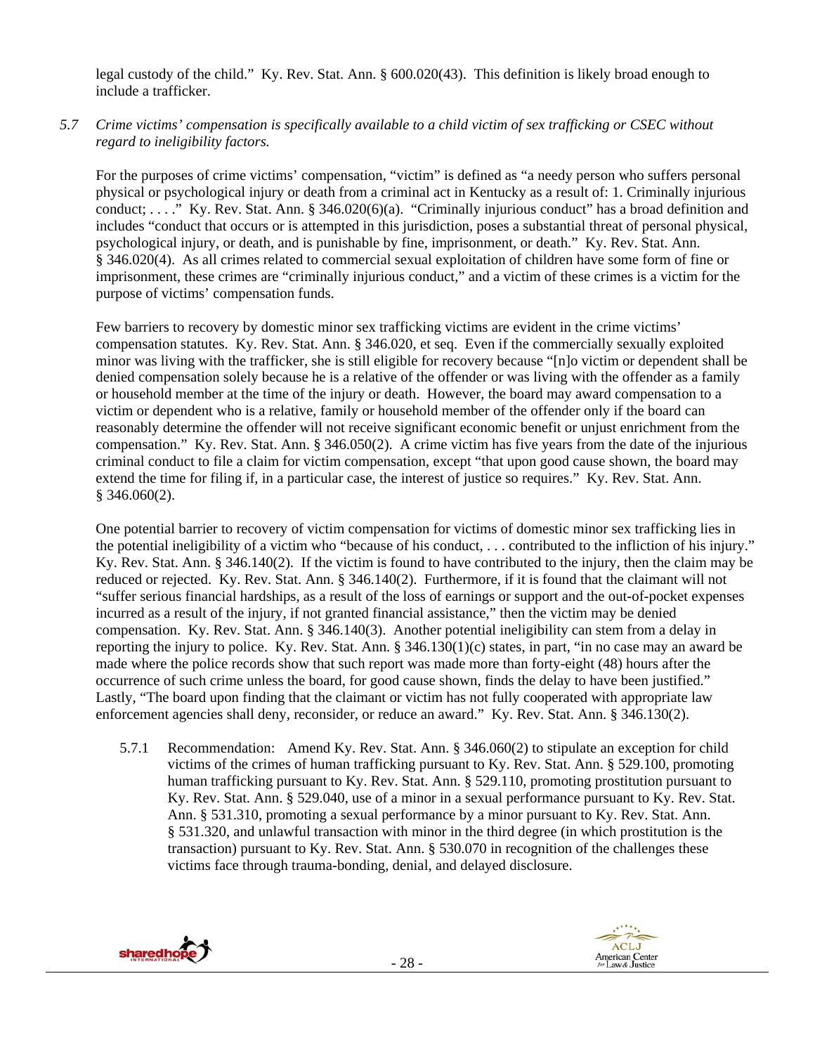legal custody of the child." Ky. Rev. Stat. Ann. § 600.020(43). This definition is likely broad enough to include a trafficker.

*5.7 Crime victims' compensation is specifically available to a child victim of sex trafficking or CSEC without regard to ineligibility factors.*

For the purposes of crime victims' compensation, "victim" is defined as "a needy person who suffers personal physical or psychological injury or death from a criminal act in Kentucky as a result of: 1. Criminally injurious conduct; . . . ." Ky. Rev. Stat. Ann. § 346.020(6)(a). "Criminally injurious conduct" has a broad definition and includes "conduct that occurs or is attempted in this jurisdiction, poses a substantial threat of personal physical, psychological injury, or death, and is punishable by fine, imprisonment, or death." Ky. Rev. Stat. Ann. § 346.020(4). As all crimes related to commercial sexual exploitation of children have some form of fine or imprisonment, these crimes are "criminally injurious conduct," and a victim of these crimes is a victim for the purpose of victims' compensation funds.

Few barriers to recovery by domestic minor sex trafficking victims are evident in the crime victims' compensation statutes. Ky. Rev. Stat. Ann. § 346.020, et seq. Even if the commercially sexually exploited minor was living with the trafficker, she is still eligible for recovery because "[n]o victim or dependent shall be denied compensation solely because he is a relative of the offender or was living with the offender as a family or household member at the time of the injury or death. However, the board may award compensation to a victim or dependent who is a relative, family or household member of the offender only if the board can reasonably determine the offender will not receive significant economic benefit or unjust enrichment from the compensation." Ky. Rev. Stat. Ann. § 346.050(2). A crime victim has five years from the date of the injurious criminal conduct to file a claim for victim compensation, except "that upon good cause shown, the board may extend the time for filing if, in a particular case, the interest of justice so requires." Ky. Rev. Stat. Ann. § 346.060(2).

One potential barrier to recovery of victim compensation for victims of domestic minor sex trafficking lies in the potential ineligibility of a victim who "because of his conduct, . . . contributed to the infliction of his injury." Ky. Rev. Stat. Ann. § 346.140(2). If the victim is found to have contributed to the injury, then the claim may be reduced or rejected. Ky. Rev. Stat. Ann. § 346.140(2). Furthermore, if it is found that the claimant will not "suffer serious financial hardships, as a result of the loss of earnings or support and the out-of-pocket expenses incurred as a result of the injury, if not granted financial assistance," then the victim may be denied compensation. Ky. Rev. Stat. Ann. § 346.140(3). Another potential ineligibility can stem from a delay in reporting the injury to police. Ky. Rev. Stat. Ann. § 346.130(1)(c) states, in part, "in no case may an award be made where the police records show that such report was made more than forty-eight (48) hours after the occurrence of such crime unless the board, for good cause shown, finds the delay to have been justified." Lastly, "The board upon finding that the claimant or victim has not fully cooperated with appropriate law enforcement agencies shall deny, reconsider, or reduce an award." Ky. Rev. Stat. Ann. § 346.130(2).

5.7.1 Recommendation: Amend Ky. Rev. Stat. Ann. § 346.060(2) to stipulate an exception for child victims of the crimes of human trafficking pursuant to Ky. Rev. Stat. Ann. § 529.100, promoting human trafficking pursuant to Ky. Rev. Stat. Ann. § 529.110, promoting prostitution pursuant to Ky. Rev. Stat. Ann. § 529.040, use of a minor in a sexual performance pursuant to Ky. Rev. Stat. Ann. § 531.310, promoting a sexual performance by a minor pursuant to Ky. Rev. Stat. Ann. § 531.320, and unlawful transaction with minor in the third degree (in which prostitution is the transaction) pursuant to Ky. Rev. Stat. Ann. § 530.070 in recognition of the challenges these victims face through trauma-bonding, denial, and delayed disclosure.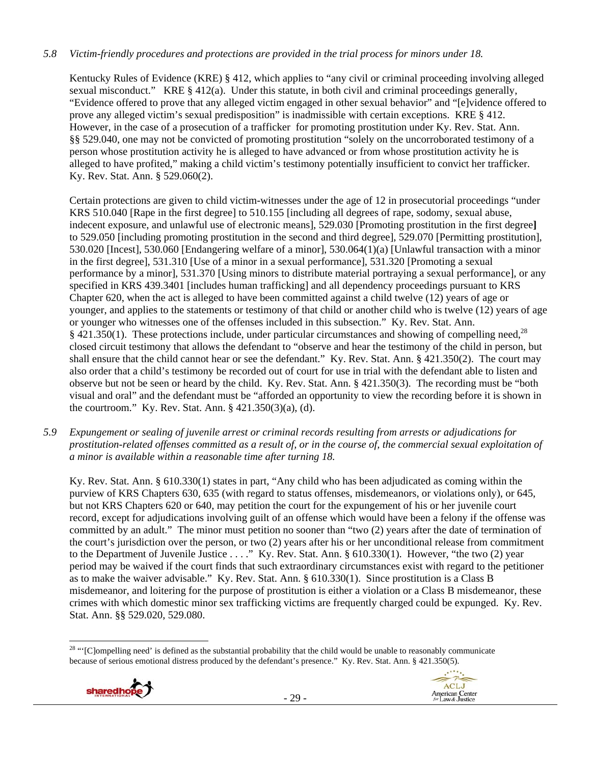*5.8 Victim-friendly procedures and protections are provided in the trial process for minors under 18.*

Kentucky Rules of Evidence (KRE) § 412, which applies to "any civil or criminal proceeding involving alleged sexual misconduct." KRE § 412(a). Under this statute, in both civil and criminal proceedings generally, "Evidence offered to prove that any alleged victim engaged in other sexual behavior" and "[e]vidence offered to prove any alleged victim's sexual predisposition" is inadmissible with certain exceptions. KRE § 412. However, in the case of a prosecution of a trafficker for promoting prostitution under Ky. Rev. Stat. Ann. §§ 529.040, one may not be convicted of promoting prostitution "solely on the uncorroborated testimony of a person whose prostitution activity he is alleged to have advanced or from whose prostitution activity he is alleged to have profited," making a child victim's testimony potentially insufficient to convict her trafficker. Ky. Rev. Stat. Ann. § 529.060(2).

Certain protections are given to child victim-witnesses under the age of 12 in prosecutorial proceedings "under KRS 510.040 [Rape in the first degree] to 510.155 [including all degrees of rape, sodomy, sexual abuse, indecent exposure, and unlawful use of electronic means], 529.030 [Promoting prostitution in the first degree**]** to 529.050 [including promoting prostitution in the second and third degree], 529.070 [Permitting prostitution], 530.020 [Incest], 530.060 [Endangering welfare of a minor], 530.064(1)(a) [Unlawful transaction with a minor in the first degree], 531.310 [Use of a minor in a sexual performance], 531.320 [Promoting a sexual performance by a minor], 531.370 [Using minors to distribute material portraying a sexual performance], or any specified in KRS 439.3401 [includes human trafficking] and all dependency proceedings pursuant to KRS Chapter 620, when the act is alleged to have been committed against a child twelve (12) years of age or younger, and applies to the statements or testimony of that child or another child who is twelve (12) years of age or younger who witnesses one of the offenses included in this subsection." Ky. Rev. Stat. Ann. § 421.350(1). These protections include, under particular circumstances and showing of compelling need,[28] closed circuit testimony that allows the defendant to "observe and hear the testimony of the child in person, but shall ensure that the child cannot hear or see the defendant." Ky. Rev. Stat. Ann. § 421.350(2). The court may also order that a child's testimony be recorded out of court for use in trial with the defendant able to listen and observe but not be seen or heard by the child. Ky. Rev. Stat. Ann. § 421.350(3). The recording must be "both visual and oral" and the defendant must be "afforded an opportunity to view the recording before it is shown in the courtroom." Ky. Rev. Stat. Ann. § 421.350(3)(a), (d).

*5.9 Expungement or sealing of juvenile arrest or criminal records resulting from arrests or adjudications for prostitution-related offenses committed as a result of, or in the course of, the commercial sexual exploitation of a minor is available within a reasonable time after turning 18.*

Ky. Rev. Stat. Ann. § 610.330(1) states in part, "Any child who has been adjudicated as coming within the purview of KRS Chapters 630, 635 (with regard to status offenses, misdemeanors, or violations only), or 645, but not KRS Chapters 620 or 640, may petition the court for the expungement of his or her juvenile court record, except for adjudications involving guilt of an offense which would have been a felony if the offense was committed by an adult." The minor must petition no sooner than "two (2) years after the date of termination of the court's jurisdiction over the person, or two (2) years after his or her unconditional release from commitment to the Department of Juvenile Justice . . . ." Ky. Rev. Stat. Ann. § 610.330(1). However, "the two (2) year period may be waived if the court finds that such extraordinary circumstances exist with regard to the petitioner as to make the waiver advisable." Ky. Rev. Stat. Ann. § 610.330(1). Since prostitution is a Class B misdemeanor, and loitering for the purpose of prostitution is either a violation or a Class B misdemeanor, these crimes with which domestic minor sex trafficking victims are frequently charged could be expunged. Ky. Rev. Stat. Ann. §§ 529.020, 529.080.

---

[28] "'[C]ompelling need' is defined as the substantial probability that the child would be unable to reasonably communicate because of serious emotional distress produced by the defendant's presence." Ky. Rev. Stat. Ann. § 421.350(5).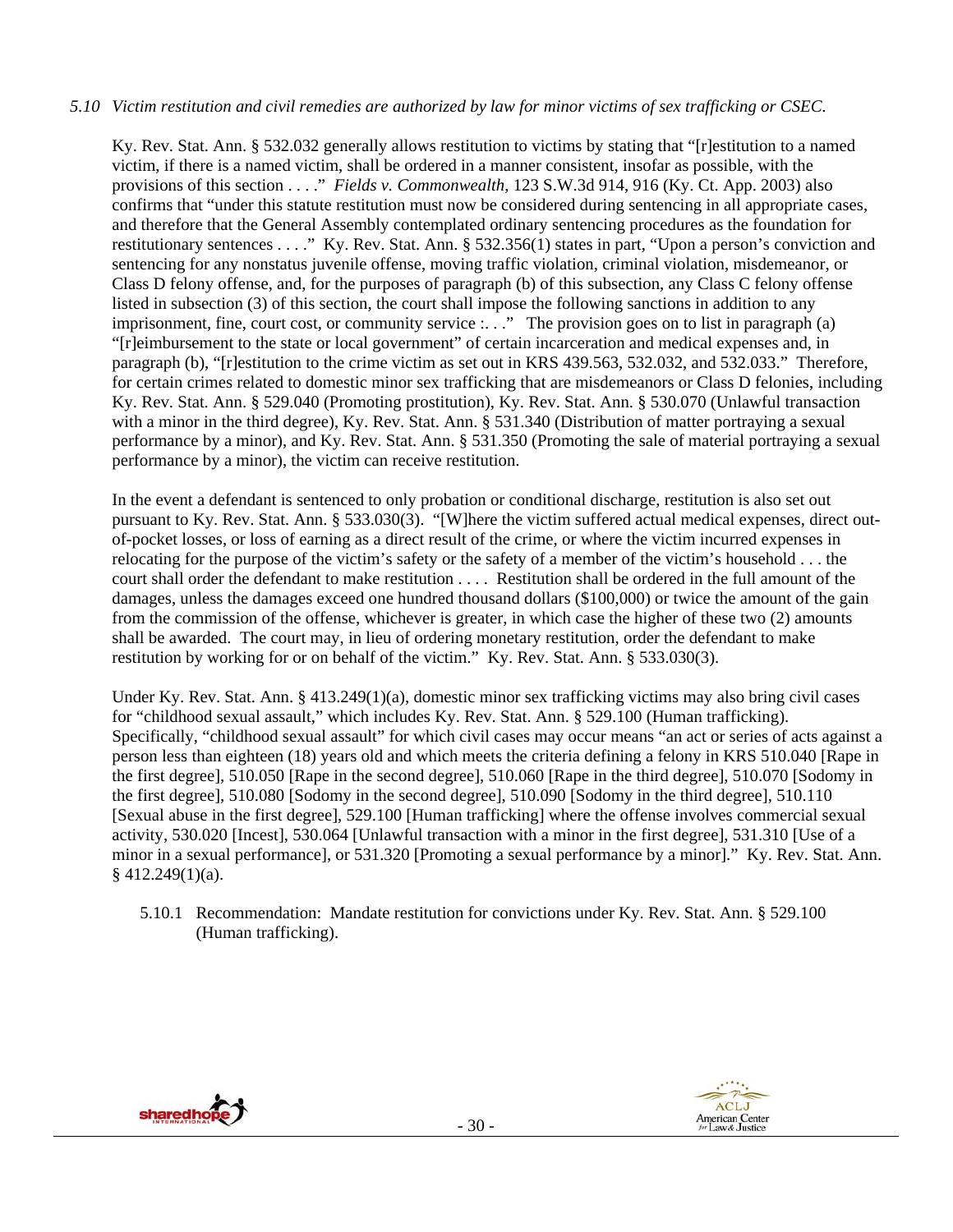*5.10 Victim restitution and civil remedies are authorized by law for minor victims of sex trafficking or CSEC.*

Ky. Rev. Stat. Ann. § 532.032 generally allows restitution to victims by stating that "[r]estitution to a named victim, if there is a named victim, shall be ordered in a manner consistent, insofar as possible, with the provisions of this section . . . ." *Fields v. Commonwealth*, 123 S.W.3d 914, 916 (Ky. Ct. App. 2003) also confirms that "under this statute restitution must now be considered during sentencing in all appropriate cases, and therefore that the General Assembly contemplated ordinary sentencing procedures as the foundation for restitutionary sentences . . . ." Ky. Rev. Stat. Ann. § 532.356(1) states in part, "Upon a person's conviction and sentencing for any nonstatus juvenile offense, moving traffic violation, criminal violation, misdemeanor, or Class D felony offense, and, for the purposes of paragraph (b) of this subsection, any Class C felony offense listed in subsection (3) of this section, the court shall impose the following sanctions in addition to any imprisonment, fine, court cost, or community service :. . ." The provision goes on to list in paragraph (a) "[r]eimbursement to the state or local government" of certain incarceration and medical expenses and, in paragraph (b), "[r]estitution to the crime victim as set out in KRS 439.563, 532.032, and 532.033." Therefore, for certain crimes related to domestic minor sex trafficking that are misdemeanors or Class D felonies, including Ky. Rev. Stat. Ann. § 529.040 (Promoting prostitution), Ky. Rev. Stat. Ann. § 530.070 (Unlawful transaction with a minor in the third degree), Ky. Rev. Stat. Ann. § 531.340 (Distribution of matter portraying a sexual performance by a minor), and Ky. Rev. Stat. Ann. § 531.350 (Promoting the sale of material portraying a sexual performance by a minor), the victim can receive restitution.

In the event a defendant is sentenced to only probation or conditional discharge, restitution is also set out pursuant to Ky. Rev. Stat. Ann. § 533.030(3). "[W]here the victim suffered actual medical expenses, direct out-of-pocket losses, or loss of earning as a direct result of the crime, or where the victim incurred expenses in relocating for the purpose of the victim's safety or the safety of a member of the victim's household . . . the court shall order the defendant to make restitution . . . . Restitution shall be ordered in the full amount of the damages, unless the damages exceed one hundred thousand dollars ($100,000) or twice the amount of the gain from the commission of the offense, whichever is greater, in which case the higher of these two (2) amounts shall be awarded. The court may, in lieu of ordering monetary restitution, order the defendant to make restitution by working for or on behalf of the victim." Ky. Rev. Stat. Ann. § 533.030(3).

Under Ky. Rev. Stat. Ann. § 413.249(1)(a), domestic minor sex trafficking victims may also bring civil cases for "childhood sexual assault," which includes Ky. Rev. Stat. Ann. § 529.100 (Human trafficking). Specifically, "childhood sexual assault" for which civil cases may occur means "an act or series of acts against a person less than eighteen (18) years old and which meets the criteria defining a felony in KRS 510.040 [Rape in the first degree], 510.050 [Rape in the second degree], 510.060 [Rape in the third degree], 510.070 [Sodomy in the first degree], 510.080 [Sodomy in the second degree], 510.090 [Sodomy in the third degree], 510.110 [Sexual abuse in the first degree], 529.100 [Human trafficking] where the offense involves commercial sexual activity, 530.020 [Incest], 530.064 [Unlawful transaction with a minor in the first degree], 531.310 [Use of a minor in a sexual performance], or 531.320 [Promoting a sexual performance by a minor]." Ky. Rev. Stat. Ann. § 412.249(1)(a).

5.10.1 Recommendation: Mandate restitution for convictions under Ky. Rev. Stat. Ann. § 529.100 (Human trafficking).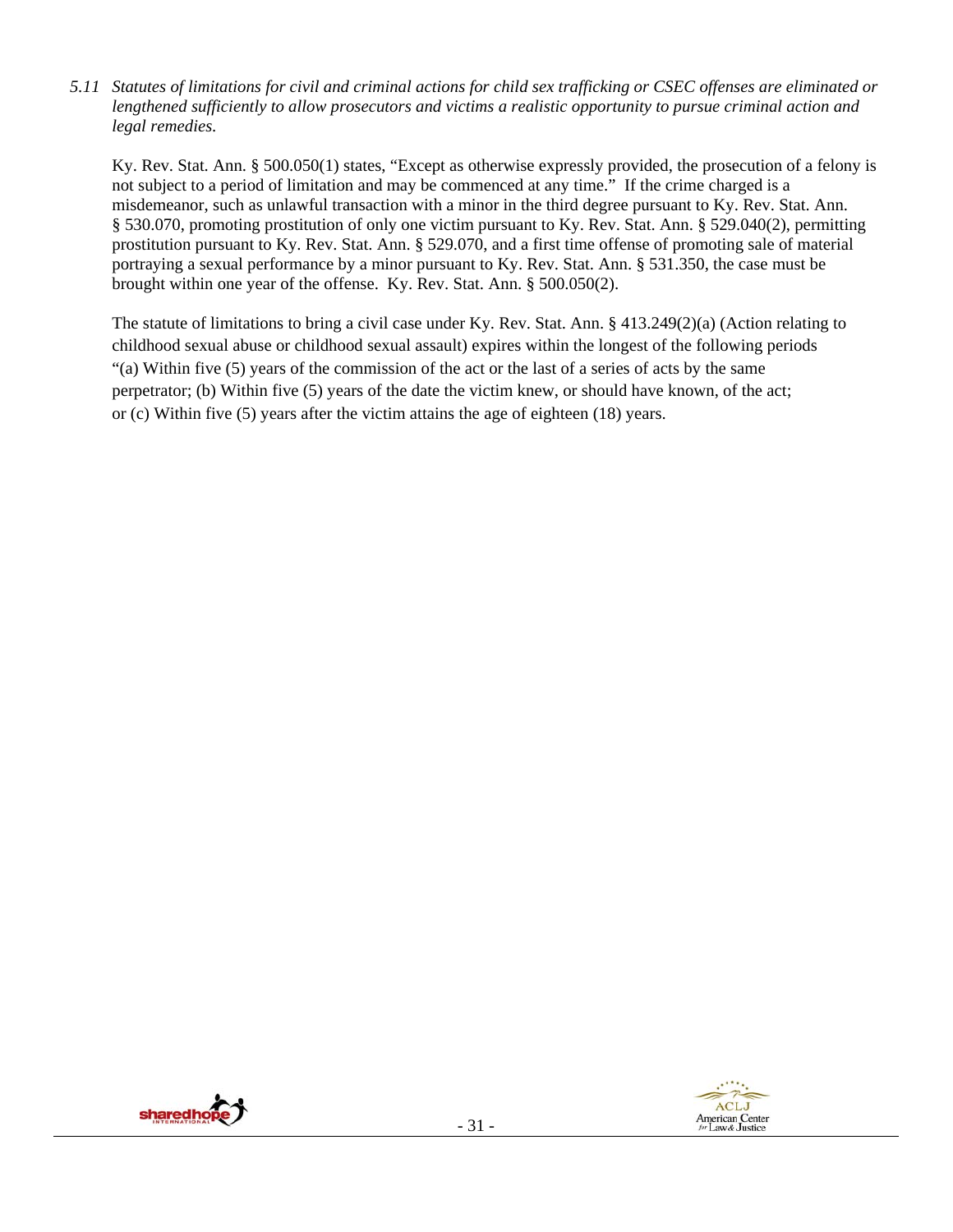*5.11 Statutes of limitations for civil and criminal actions for child sex trafficking or CSEC offenses are eliminated or lengthened sufficiently to allow prosecutors and victims a realistic opportunity to pursue criminal action and legal remedies.*

Ky. Rev. Stat. Ann. § 500.050(1) states, "Except as otherwise expressly provided, the prosecution of a felony is not subject to a period of limitation and may be commenced at any time." If the crime charged is a misdemeanor, such as unlawful transaction with a minor in the third degree pursuant to Ky. Rev. Stat. Ann. § 530.070, promoting prostitution of only one victim pursuant to Ky. Rev. Stat. Ann. § 529.040(2), permitting prostitution pursuant to Ky. Rev. Stat. Ann. § 529.070, and a first time offense of promoting sale of material portraying a sexual performance by a minor pursuant to Ky. Rev. Stat. Ann. § 531.350, the case must be brought within one year of the offense. Ky. Rev. Stat. Ann. § 500.050(2).

The statute of limitations to bring a civil case under Ky. Rev. Stat. Ann. § 413.249(2)(a) (Action relating to childhood sexual abuse or childhood sexual assault) expires within the longest of the following periods "(a) Within five (5) years of the commission of the act or the last of a series of acts by the same perpetrator; (b) Within five (5) years of the date the victim knew, or should have known, of the act; or (c) Within five (5) years after the victim attains the age of eighteen (18) years.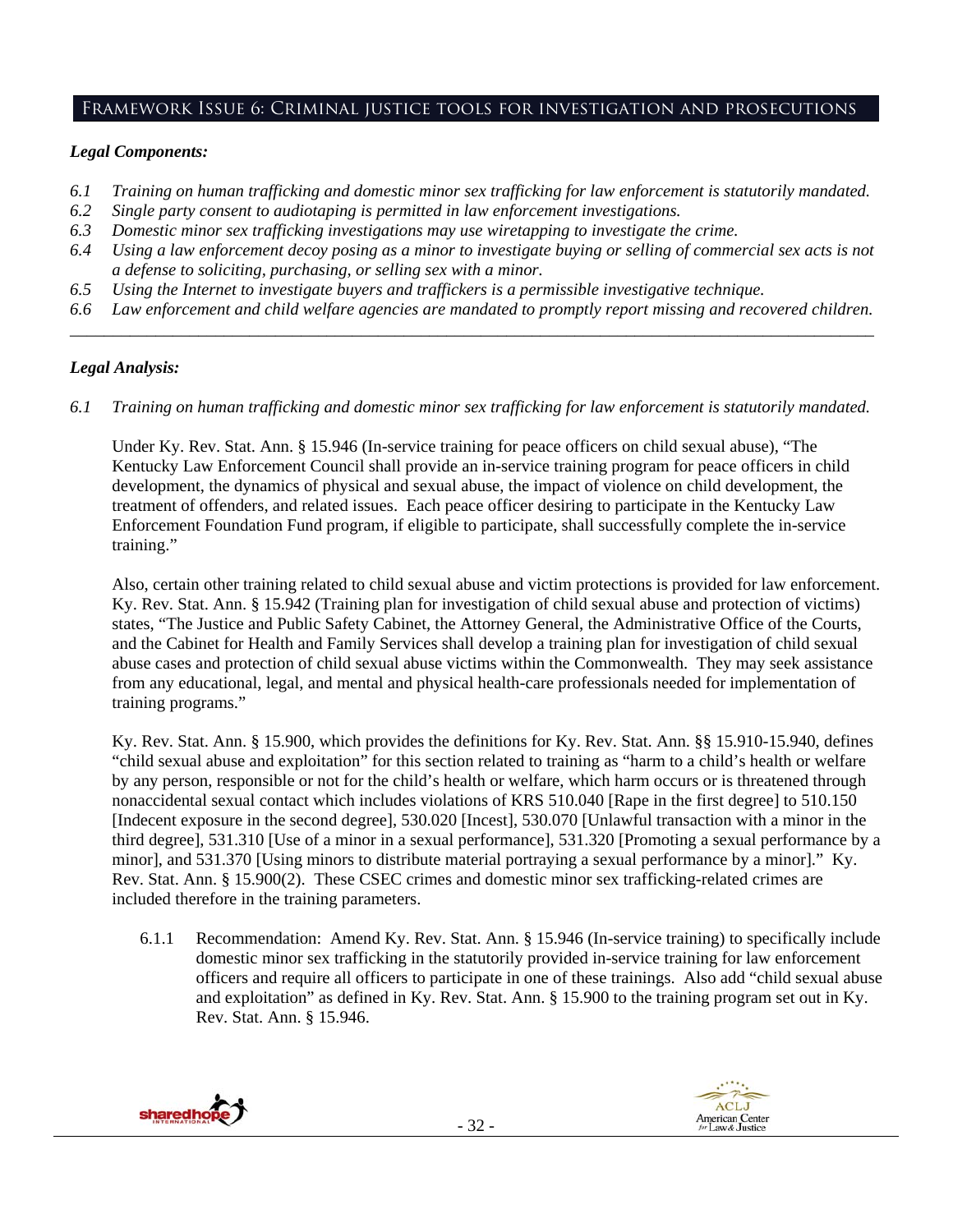## Framework Issue 6: Criminal justice tools for investigation and prosecutions

***Legal Components:***

*6.1 Training on human trafficking and domestic minor sex trafficking for law enforcement is statutorily mandated.*
*6.2 Single party consent to audiotaping is permitted in law enforcement investigations.*
*6.3 Domestic minor sex trafficking investigations may use wiretapping to investigate the crime.*
*6.4 Using a law enforcement decoy posing as a minor to investigate buying or selling of commercial sex acts is not a defense to soliciting, purchasing, or selling sex with a minor.*
*6.5 Using the Internet to investigate buyers and traffickers is a permissible investigative technique.*
*6.6 Law enforcement and child welfare agencies are mandated to promptly report missing and recovered children.*

---

***Legal Analysis:***

*6.1 Training on human trafficking and domestic minor sex trafficking for law enforcement is statutorily mandated.*

Under Ky. Rev. Stat. Ann. § 15.946 (In-service training for peace officers on child sexual abuse), "The Kentucky Law Enforcement Council shall provide an in-service training program for peace officers in child development, the dynamics of physical and sexual abuse, the impact of violence on child development, the treatment of offenders, and related issues. Each peace officer desiring to participate in the Kentucky Law Enforcement Foundation Fund program, if eligible to participate, shall successfully complete the in-service training."

Also, certain other training related to child sexual abuse and victim protections is provided for law enforcement. Ky. Rev. Stat. Ann. § 15.942 (Training plan for investigation of child sexual abuse and protection of victims) states, "The Justice and Public Safety Cabinet, the Attorney General, the Administrative Office of the Courts, and the Cabinet for Health and Family Services shall develop a training plan for investigation of child sexual abuse cases and protection of child sexual abuse victims within the Commonwealth. They may seek assistance from any educational, legal, and mental and physical health-care professionals needed for implementation of training programs."

Ky. Rev. Stat. Ann. § 15.900, which provides the definitions for Ky. Rev. Stat. Ann. §§ 15.910-15.940, defines "child sexual abuse and exploitation" for this section related to training as "harm to a child's health or welfare by any person, responsible or not for the child's health or welfare, which harm occurs or is threatened through nonaccidental sexual contact which includes violations of KRS 510.040 [Rape in the first degree] to 510.150 [Indecent exposure in the second degree], 530.020 [Incest], 530.070 [Unlawful transaction with a minor in the third degree], 531.310 [Use of a minor in a sexual performance], 531.320 [Promoting a sexual performance by a minor], and 531.370 [Using minors to distribute material portraying a sexual performance by a minor]." Ky. Rev. Stat. Ann. § 15.900(2). These CSEC crimes and domestic minor sex trafficking-related crimes are included therefore in the training parameters.

6.1.1 Recommendation: Amend Ky. Rev. Stat. Ann. § 15.946 (In-service training) to specifically include domestic minor sex trafficking in the statutorily provided in-service training for law enforcement officers and require all officers to participate in one of these trainings. Also add "child sexual abuse and exploitation" as defined in Ky. Rev. Stat. Ann. § 15.900 to the training program set out in Ky. Rev. Stat. Ann. § 15.946.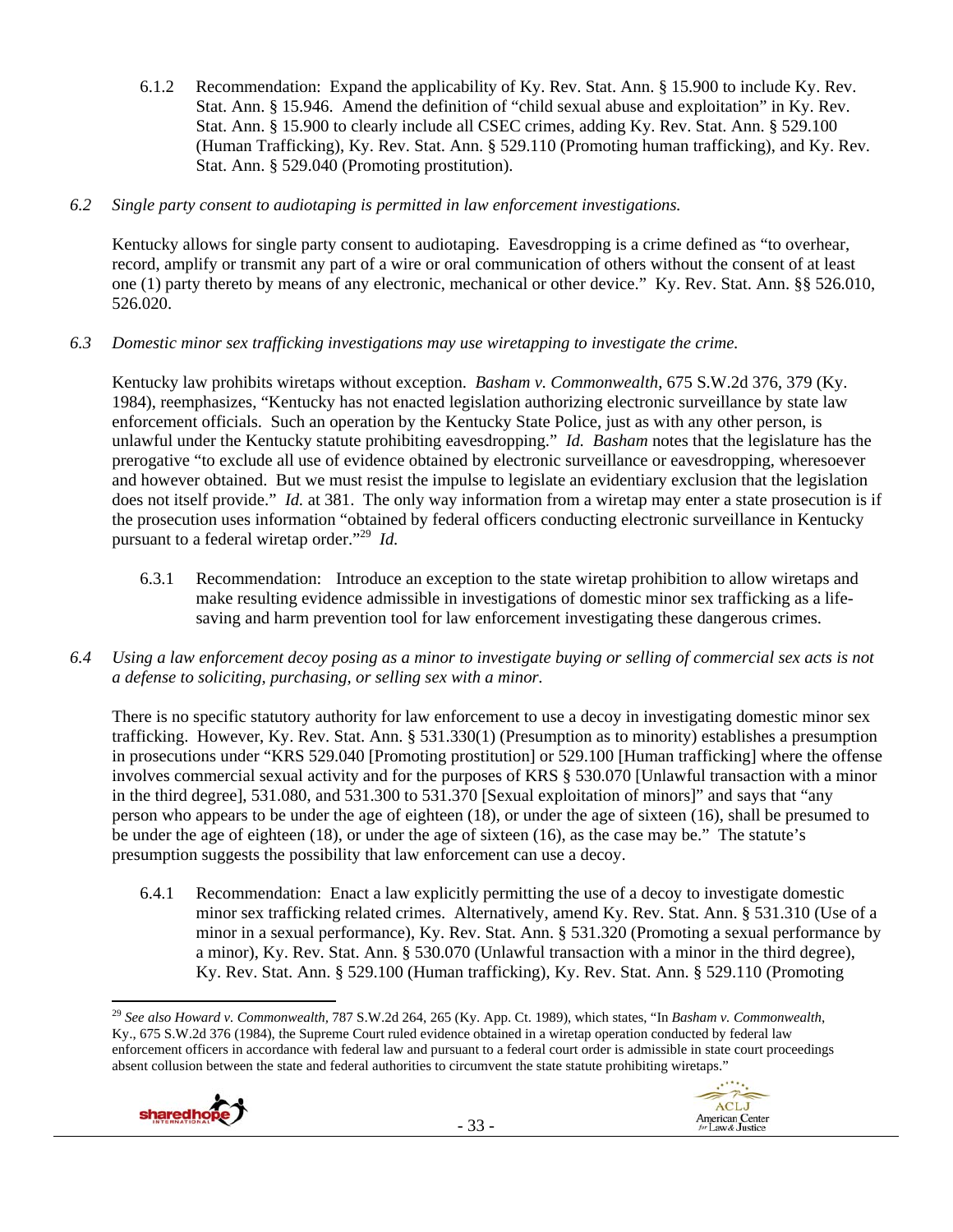6.1.2 Recommendation: Expand the applicability of Ky. Rev. Stat. Ann. § 15.900 to include Ky. Rev. Stat. Ann. § 15.946. Amend the definition of "child sexual abuse and exploitation" in Ky. Rev. Stat. Ann. § 15.900 to clearly include all CSEC crimes, adding Ky. Rev. Stat. Ann. § 529.100 (Human Trafficking), Ky. Rev. Stat. Ann. § 529.110 (Promoting human trafficking), and Ky. Rev. Stat. Ann. § 529.040 (Promoting prostitution).

*6.2 Single party consent to audiotaping is permitted in law enforcement investigations.*

Kentucky allows for single party consent to audiotaping. Eavesdropping is a crime defined as "to overhear, record, amplify or transmit any part of a wire or oral communication of others without the consent of at least one (1) party thereto by means of any electronic, mechanical or other device." Ky. Rev. Stat. Ann. §§ 526.010, 526.020.

*6.3 Domestic minor sex trafficking investigations may use wiretapping to investigate the crime.*

Kentucky law prohibits wiretaps without exception. *Basham v. Commonwealth*, 675 S.W.2d 376, 379 (Ky. 1984), reemphasizes, "Kentucky has not enacted legislation authorizing electronic surveillance by state law enforcement officials. Such an operation by the Kentucky State Police, just as with any other person, is unlawful under the Kentucky statute prohibiting eavesdropping." *Id. Basham* notes that the legislature has the prerogative "to exclude all use of evidence obtained by electronic surveillance or eavesdropping, wheresoever and however obtained. But we must resist the impulse to legislate an evidentiary exclusion that the legislation does not itself provide." *Id.* at 381. The only way information from a wiretap may enter a state prosecution is if the prosecution uses information "obtained by federal officers conducting electronic surveillance in Kentucky pursuant to a federal wiretap order."[29] *Id.*

6.3.1 Recommendation: Introduce an exception to the state wiretap prohibition to allow wiretaps and make resulting evidence admissible in investigations of domestic minor sex trafficking as a life-saving and harm prevention tool for law enforcement investigating these dangerous crimes.

*6.4 Using a law enforcement decoy posing as a minor to investigate buying or selling of commercial sex acts is not a defense to soliciting, purchasing, or selling sex with a minor.*

There is no specific statutory authority for law enforcement to use a decoy in investigating domestic minor sex trafficking. However, Ky. Rev. Stat. Ann. § 531.330(1) (Presumption as to minority) establishes a presumption in prosecutions under "KRS 529.040 [Promoting prostitution] or 529.100 [Human trafficking] where the offense involves commercial sexual activity and for the purposes of KRS § 530.070 [Unlawful transaction with a minor in the third degree], 531.080, and 531.300 to 531.370 [Sexual exploitation of minors]" and says that "any person who appears to be under the age of eighteen (18), or under the age of sixteen (16), shall be presumed to be under the age of eighteen (18), or under the age of sixteen (16), as the case may be." The statute's presumption suggests the possibility that law enforcement can use a decoy.

6.4.1 Recommendation: Enact a law explicitly permitting the use of a decoy to investigate domestic minor sex trafficking related crimes. Alternatively, amend Ky. Rev. Stat. Ann. § 531.310 (Use of a minor in a sexual performance), Ky. Rev. Stat. Ann. § 531.320 (Promoting a sexual performance by a minor), Ky. Rev. Stat. Ann. § 530.070 (Unlawful transaction with a minor in the third degree), Ky. Rev. Stat. Ann. § 529.100 (Human trafficking), Ky. Rev. Stat. Ann. § 529.110 (Promoting

[29] *See also Howard v. Commonwealth*, 787 S.W.2d 264, 265 (Ky. App. Ct. 1989), which states, "In *Basham v. Commonwealth*, Ky., 675 S.W.2d 376 (1984), the Supreme Court ruled evidence obtained in a wiretap operation conducted by federal law enforcement officers in accordance with federal law and pursuant to a federal court order is admissible in state court proceedings absent collusion between the state and federal authorities to circumvent the state statute prohibiting wiretaps."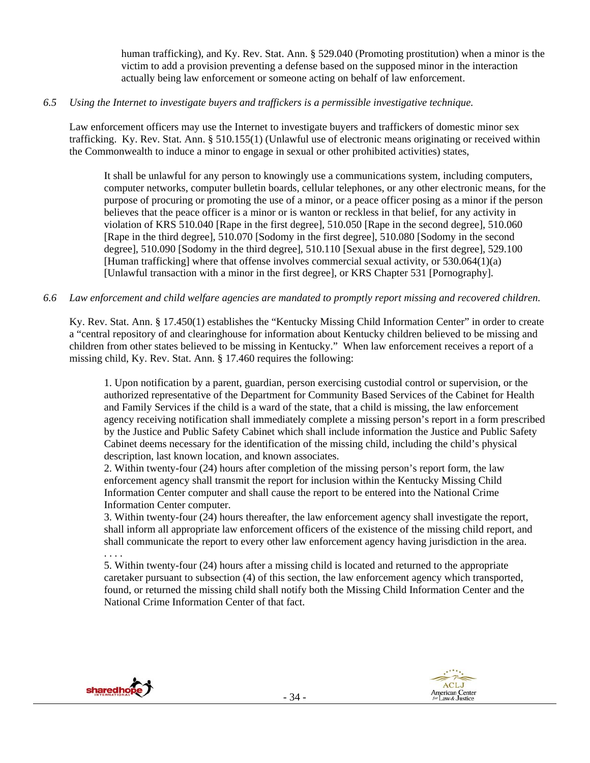human trafficking), and Ky. Rev. Stat. Ann. § 529.040 (Promoting prostitution) when a minor is the victim to add a provision preventing a defense based on the supposed minor in the interaction actually being law enforcement or someone acting on behalf of law enforcement.

*6.5 Using the Internet to investigate buyers and traffickers is a permissible investigative technique.*

Law enforcement officers may use the Internet to investigate buyers and traffickers of domestic minor sex trafficking. Ky. Rev. Stat. Ann. § 510.155(1) (Unlawful use of electronic means originating or received within the Commonwealth to induce a minor to engage in sexual or other prohibited activities) states,

> It shall be unlawful for any person to knowingly use a communications system, including computers, computer networks, computer bulletin boards, cellular telephones, or any other electronic means, for the purpose of procuring or promoting the use of a minor, or a peace officer posing as a minor if the person believes that the peace officer is a minor or is wanton or reckless in that belief, for any activity in violation of KRS 510.040 [Rape in the first degree], 510.050 [Rape in the second degree], 510.060 [Rape in the third degree], 510.070 [Sodomy in the first degree], 510.080 [Sodomy in the second degree], 510.090 [Sodomy in the third degree], 510.110 [Sexual abuse in the first degree], 529.100 [Human trafficking] where that offense involves commercial sexual activity, or 530.064(1)(a) [Unlawful transaction with a minor in the first degree], or KRS Chapter 531 [Pornography].

*6.6 Law enforcement and child welfare agencies are mandated to promptly report missing and recovered children.*

Ky. Rev. Stat. Ann. § 17.450(1) establishes the "Kentucky Missing Child Information Center" in order to create a "central repository of and clearinghouse for information about Kentucky children believed to be missing and children from other states believed to be missing in Kentucky." When law enforcement receives a report of a missing child, Ky. Rev. Stat. Ann. § 17.460 requires the following:

> 1. Upon notification by a parent, guardian, person exercising custodial control or supervision, or the authorized representative of the Department for Community Based Services of the Cabinet for Health and Family Services if the child is a ward of the state, that a child is missing, the law enforcement agency receiving notification shall immediately complete a missing person's report in a form prescribed by the Justice and Public Safety Cabinet which shall include information the Justice and Public Safety Cabinet deems necessary for the identification of the missing child, including the child's physical description, last known location, and known associates.
> 2. Within twenty-four (24) hours after completion of the missing person's report form, the law enforcement agency shall transmit the report for inclusion within the Kentucky Missing Child Information Center computer and shall cause the report to be entered into the National Crime Information Center computer.
> 3. Within twenty-four (24) hours thereafter, the law enforcement agency shall investigate the report, shall inform all appropriate law enforcement officers of the existence of the missing child report, and shall communicate the report to every other law enforcement agency having jurisdiction in the area.
> . . . .
> 5. Within twenty-four (24) hours after a missing child is located and returned to the appropriate caretaker pursuant to subsection (4) of this section, the law enforcement agency which transported, found, or returned the missing child shall notify both the Missing Child Information Center and the National Crime Information Center of that fact.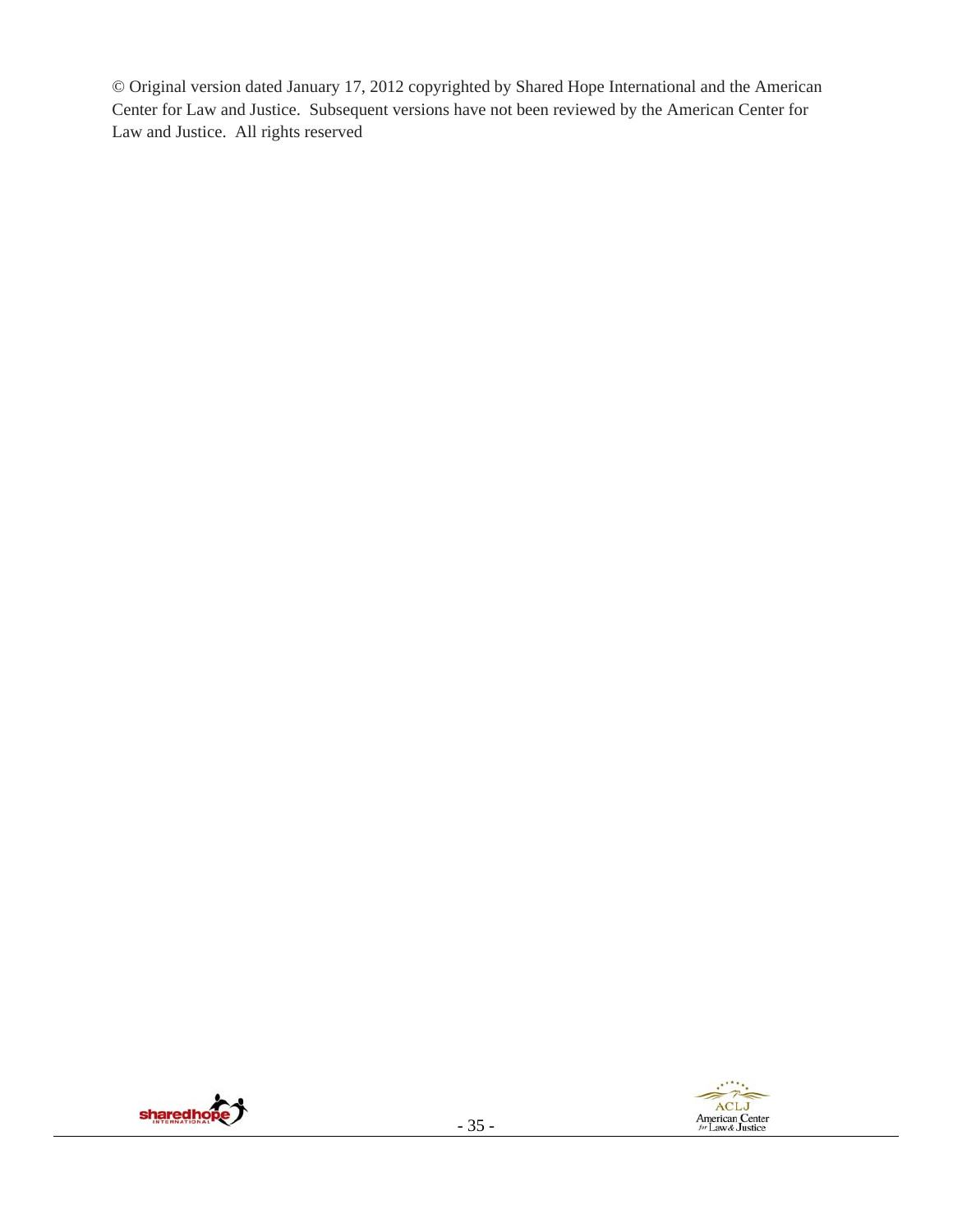© Original version dated January 17, 2012 copyrighted by Shared Hope International and the American Center for Law and Justice. Subsequent versions have not been reviewed by the American Center for Law and Justice. All rights reserved